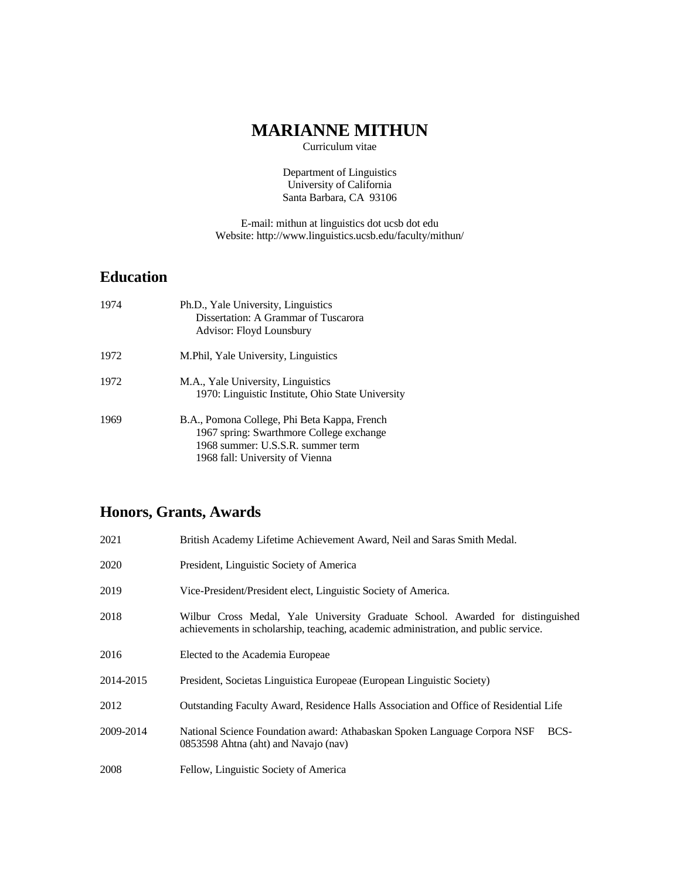# MARIANNE MITHUN

Curriculum vitae

Department of Linguistics
University of California
Santa Barbara, CA 93106

E-mail: mithun at linguistics dot ucsb dot edu
Website: http://www.linguistics.ucsb.edu/faculty/mithun/

## Education

| | |
|---|---|
| 1974 | Ph.D., Yale University, Linguistics<br>Dissertation: A Grammar of Tuscarora<br>Advisor: Floyd Lounsbury |
| 1972 | M.Phil, Yale University, Linguistics |
| 1972 | M.A., Yale University, Linguistics<br>1970: Linguistic Institute, Ohio State University |
| 1969 | B.A., Pomona College, Phi Beta Kappa, French<br>1967 spring: Swarthmore College exchange<br>1968 summer: U.S.S.R. summer term<br>1968 fall: University of Vienna |

## Honors, Grants, Awards

| | |
|---|---|
| 2021 | British Academy Lifetime Achievement Award, Neil and Saras Smith Medal. |
| 2020 | President, Linguistic Society of America |
| 2019 | Vice-President/President elect, Linguistic Society of America. |
| 2018 | Wilbur Cross Medal, Yale University Graduate School. Awarded for distinguished achievements in scholarship, teaching, academic administration, and public service. |
| 2016 | Elected to the Academia Europeae |
| 2014-2015 | President, Societas Linguistica Europeae (European Linguistic Society) |
| 2012 | Outstanding Faculty Award, Residence Halls Association and Office of Residential Life |
| 2009-2014 | National Science Foundation award: Athabaskan Spoken Language Corpora NSF BCS-0853598 Ahtna (aht) and Navajo (nav) |
| 2008 | Fellow, Linguistic Society of America |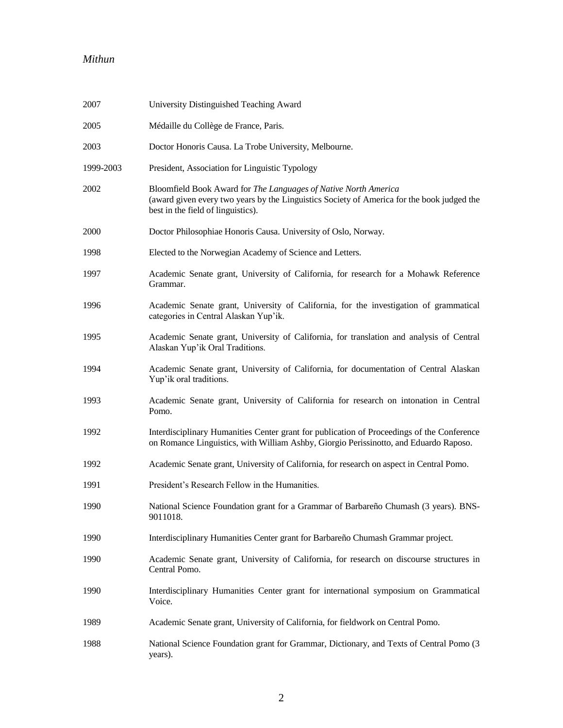| | |
|---|---|
| 2007 | University Distinguished Teaching Award |
| 2005 | Médaille du Collège de France, Paris. |
| 2003 | Doctor Honoris Causa. La Trobe University, Melbourne. |
| 1999-2003 | President, Association for Linguistic Typology |
| 2002 | Bloomfield Book Award for *The Languages of Native North America* (award given every two years by the Linguistics Society of America for the book judged the best in the field of linguistics). |
| 2000 | Doctor Philosophiae Honoris Causa. University of Oslo, Norway. |
| 1998 | Elected to the Norwegian Academy of Science and Letters. |
| 1997 | Academic Senate grant, University of California, for research for a Mohawk Reference Grammar. |
| 1996 | Academic Senate grant, University of California, for the investigation of grammatical categories in Central Alaskan Yup'ik. |
| 1995 | Academic Senate grant, University of California, for translation and analysis of Central Alaskan Yup'ik Oral Traditions. |
| 1994 | Academic Senate grant, University of California, for documentation of Central Alaskan Yup'ik oral traditions. |
| 1993 | Academic Senate grant, University of California for research on intonation in Central Pomo. |
| 1992 | Interdisciplinary Humanities Center grant for publication of Proceedings of the Conference on Romance Linguistics, with William Ashby, Giorgio Perissinotto, and Eduardo Raposo. |
| 1992 | Academic Senate grant, University of California, for research on aspect in Central Pomo. |
| 1991 | President's Research Fellow in the Humanities. |
| 1990 | National Science Foundation grant for a Grammar of Barbareño Chumash (3 years). BNS-9011018. |
| 1990 | Interdisciplinary Humanities Center grant for Barbareño Chumash Grammar project. |
| 1990 | Academic Senate grant, University of California, for research on discourse structures in Central Pomo. |
| 1990 | Interdisciplinary Humanities Center grant for international symposium on Grammatical Voice. |
| 1989 | Academic Senate grant, University of California, for fieldwork on Central Pomo. |
| 1988 | National Science Foundation grant for Grammar, Dictionary, and Texts of Central Pomo (3 years). |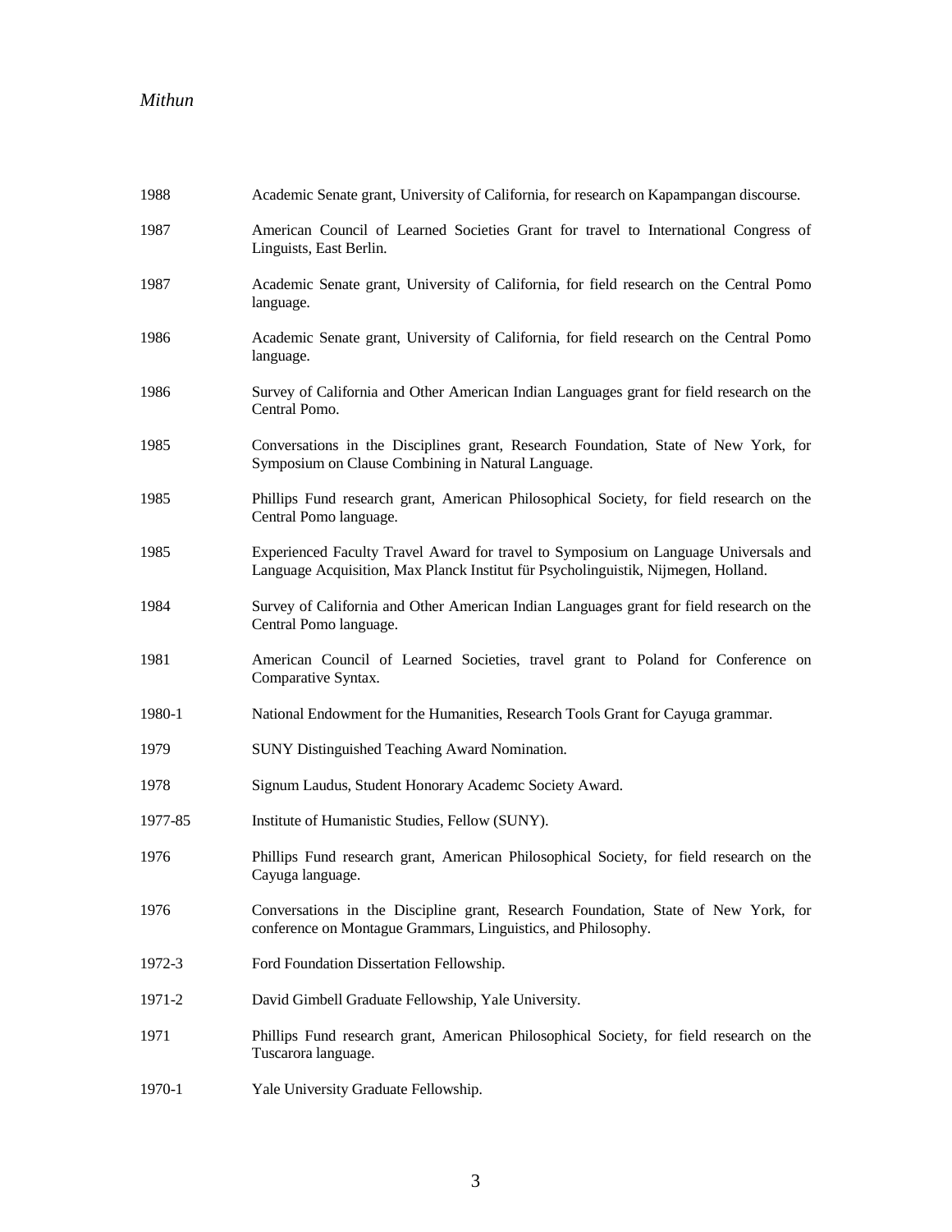1988 Academic Senate grant, University of California, for research on Kapampangan discourse.

1987 American Council of Learned Societies Grant for travel to International Congress of Linguists, East Berlin.

1987 Academic Senate grant, University of California, for field research on the Central Pomo language.

1986 Academic Senate grant, University of California, for field research on the Central Pomo language.

1986 Survey of California and Other American Indian Languages grant for field research on the Central Pomo.

1985 Conversations in the Disciplines grant, Research Foundation, State of New York, for Symposium on Clause Combining in Natural Language.

1985 Phillips Fund research grant, American Philosophical Society, for field research on the Central Pomo language.

1985 Experienced Faculty Travel Award for travel to Symposium on Language Universals and Language Acquisition, Max Planck Institut für Psycholinguistik, Nijmegen, Holland.

1984 Survey of California and Other American Indian Languages grant for field research on the Central Pomo language.

1981 American Council of Learned Societies, travel grant to Poland for Conference on Comparative Syntax.

1980-1 National Endowment for the Humanities, Research Tools Grant for Cayuga grammar.

1979 SUNY Distinguished Teaching Award Nomination.

1978 Signum Laudus, Student Honorary Academc Society Award.

1977-85 Institute of Humanistic Studies, Fellow (SUNY).

1976 Phillips Fund research grant, American Philosophical Society, for field research on the Cayuga language.

1976 Conversations in the Discipline grant, Research Foundation, State of New York, for conference on Montague Grammars, Linguistics, and Philosophy.

1972-3 Ford Foundation Dissertation Fellowship.

1971-2 David Gimbell Graduate Fellowship, Yale University.

1971 Phillips Fund research grant, American Philosophical Society, for field research on the Tuscarora language.

1970-1 Yale University Graduate Fellowship.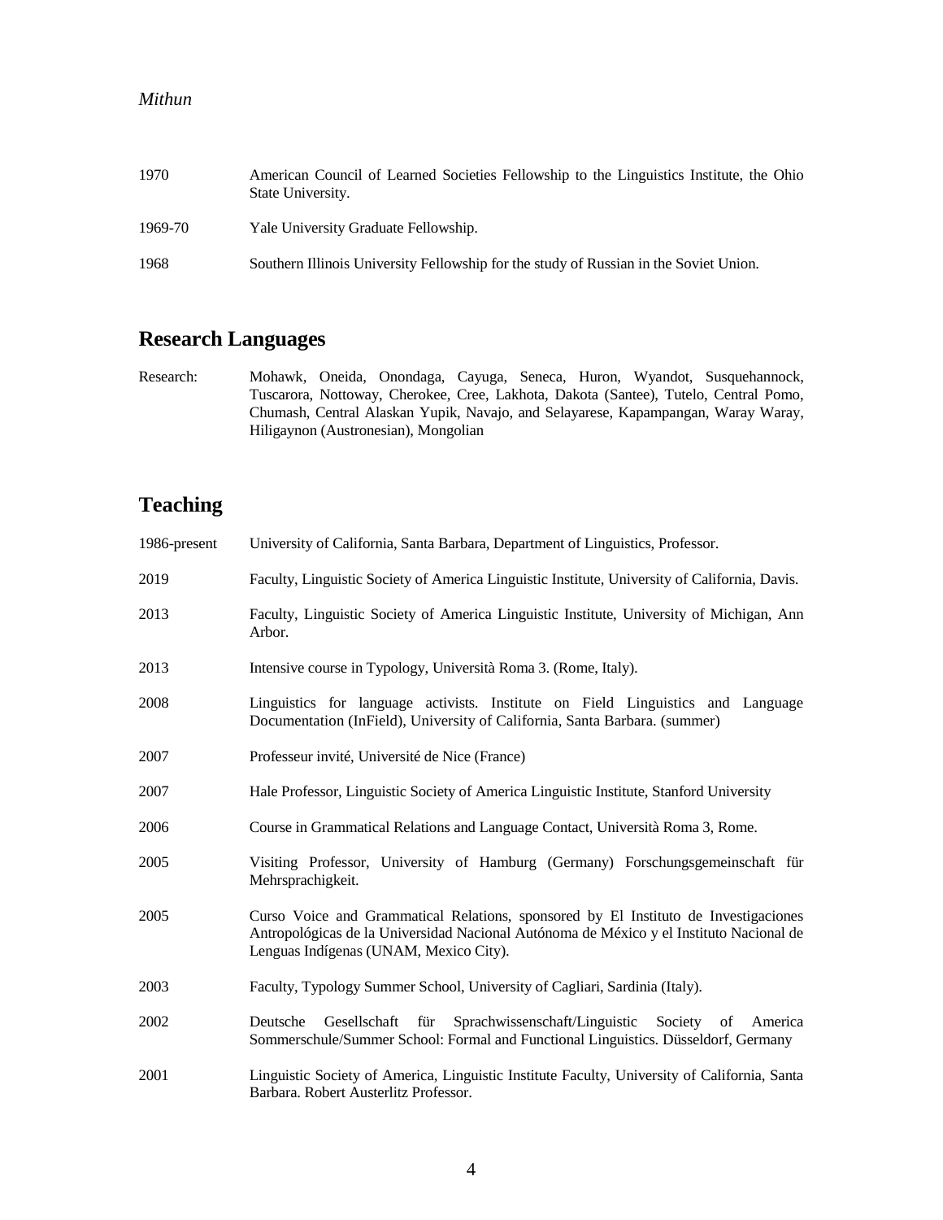1970 American Council of Learned Societies Fellowship to the Linguistics Institute, the Ohio State University.

1969-70 Yale University Graduate Fellowship.

1968 Southern Illinois University Fellowship for the study of Russian in the Soviet Union.

## Research Languages

Research: Mohawk, Oneida, Onondaga, Cayuga, Seneca, Huron, Wyandot, Susquehannock, Tuscarora, Nottoway, Cherokee, Cree, Lakhota, Dakota (Santee), Tutelo, Central Pomo, Chumash, Central Alaskan Yupik, Navajo, and Selayarese, Kapampangan, Waray Waray, Hiligaynon (Austronesian), Mongolian

## Teaching

1986-present University of California, Santa Barbara, Department of Linguistics, Professor.

2019 Faculty, Linguistic Society of America Linguistic Institute, University of California, Davis.

2013 Faculty, Linguistic Society of America Linguistic Institute, University of Michigan, Ann Arbor.

2013 Intensive course in Typology, Università Roma 3. (Rome, Italy).

2008 Linguistics for language activists. Institute on Field Linguistics and Language Documentation (InField), University of California, Santa Barbara. (summer)

2007 Professeur invité, Université de Nice (France)

2007 Hale Professor, Linguistic Society of America Linguistic Institute, Stanford University

2006 Course in Grammatical Relations and Language Contact, Università Roma 3, Rome.

2005 Visiting Professor, University of Hamburg (Germany) Forschungsgemeinschaft für Mehrsprachigkeit.

2005 Curso Voice and Grammatical Relations, sponsored by El Instituto de Investigaciones Antropológicas de la Universidad Nacional Autónoma de México y el Instituto Nacional de Lenguas Indígenas (UNAM, Mexico City).

2003 Faculty, Typology Summer School, University of Cagliari, Sardinia (Italy).

2002 Deutsche Gesellschaft für Sprachwissenschaft/Linguistic Society of America Sommerschule/Summer School: Formal and Functional Linguistics. Düsseldorf, Germany

2001 Linguistic Society of America, Linguistic Institute Faculty, University of California, Santa Barbara. Robert Austerlitz Professor.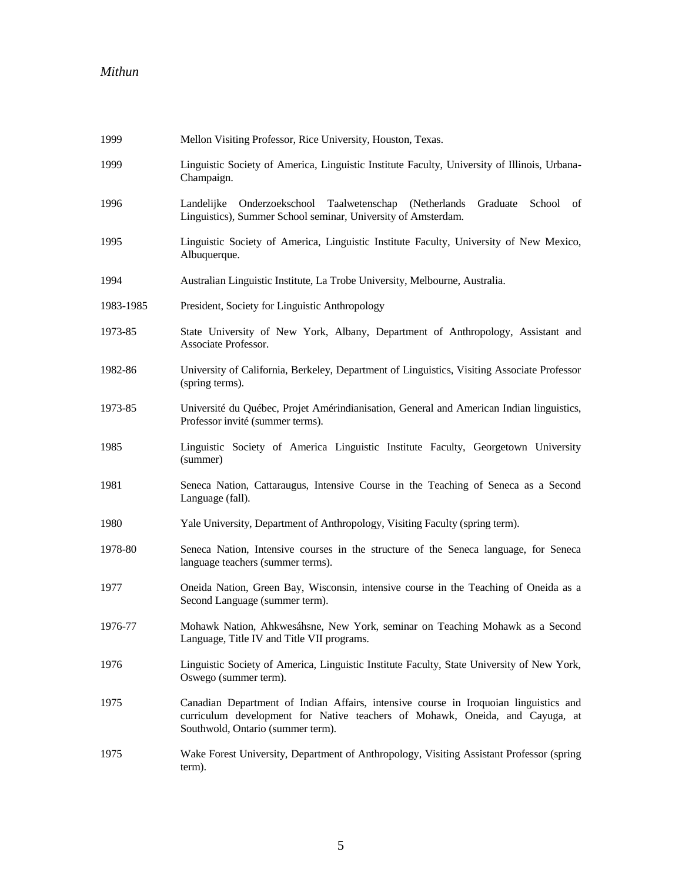1999 Mellon Visiting Professor, Rice University, Houston, Texas.

1999 Linguistic Society of America, Linguistic Institute Faculty, University of Illinois, Urbana-Champaign.

1996 Landelijke Onderzoekschool Taalwetenschap (Netherlands Graduate School of Linguistics), Summer School seminar, University of Amsterdam.

1995 Linguistic Society of America, Linguistic Institute Faculty, University of New Mexico, Albuquerque.

1994 Australian Linguistic Institute, La Trobe University, Melbourne, Australia.

1983-1985 President, Society for Linguistic Anthropology

1973-85 State University of New York, Albany, Department of Anthropology, Assistant and Associate Professor.

1982-86 University of California, Berkeley, Department of Linguistics, Visiting Associate Professor (spring terms).

1973-85 Université du Québec, Projet Amérindianisation, General and American Indian linguistics, Professor invité (summer terms).

1985 Linguistic Society of America Linguistic Institute Faculty, Georgetown University (summer)

1981 Seneca Nation, Cattaraugus, Intensive Course in the Teaching of Seneca as a Second Language (fall).

1980 Yale University, Department of Anthropology, Visiting Faculty (spring term).

1978-80 Seneca Nation, Intensive courses in the structure of the Seneca language, for Seneca language teachers (summer terms).

1977 Oneida Nation, Green Bay, Wisconsin, intensive course in the Teaching of Oneida as a Second Language (summer term).

1976-77 Mohawk Nation, Ahkwesáhsne, New York, seminar on Teaching Mohawk as a Second Language, Title IV and Title VII programs.

1976 Linguistic Society of America, Linguistic Institute Faculty, State University of New York, Oswego (summer term).

1975 Canadian Department of Indian Affairs, intensive course in Iroquoian linguistics and curriculum development for Native teachers of Mohawk, Oneida, and Cayuga, at Southwold, Ontario (summer term).

1975 Wake Forest University, Department of Anthropology, Visiting Assistant Professor (spring term).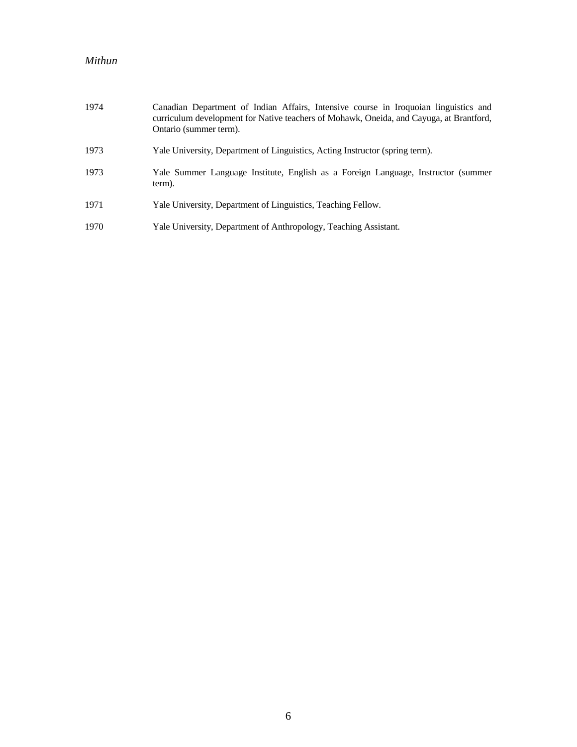1974 Canadian Department of Indian Affairs, Intensive course in Iroquoian linguistics and curriculum development for Native teachers of Mohawk, Oneida, and Cayuga, at Brantford, Ontario (summer term).

1973 Yale University, Department of Linguistics, Acting Instructor (spring term).

1973 Yale Summer Language Institute, English as a Foreign Language, Instructor (summer term).

1971 Yale University, Department of Linguistics, Teaching Fellow.

1970 Yale University, Department of Anthropology, Teaching Assistant.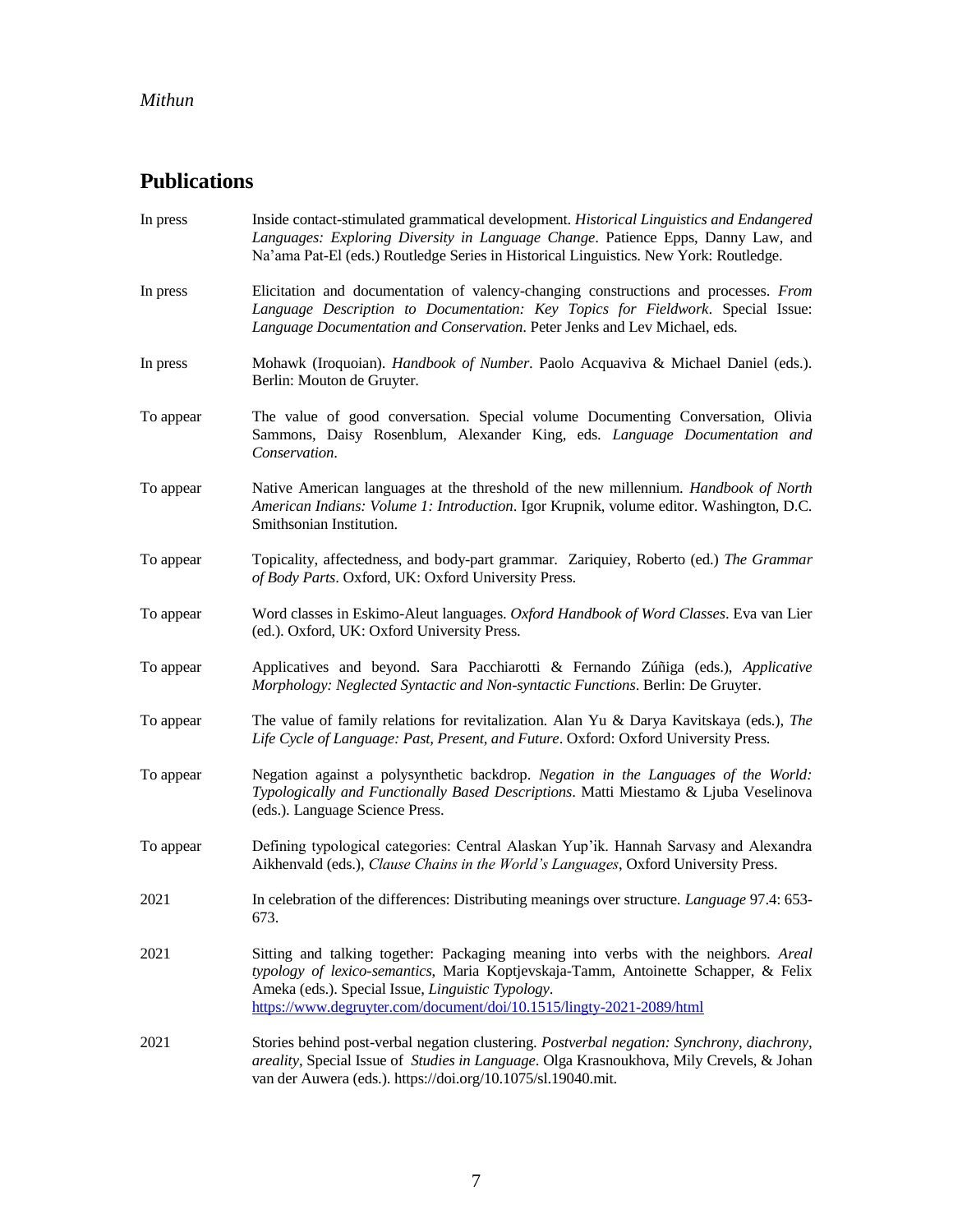## Publications

In press — Inside contact-stimulated grammatical development. *Historical Linguistics and Endangered Languages: Exploring Diversity in Language Change*. Patience Epps, Danny Law, and Na'ama Pat-El (eds.) Routledge Series in Historical Linguistics. New York: Routledge.

In press — Elicitation and documentation of valency-changing constructions and processes. *From Language Description to Documentation: Key Topics for Fieldwork*. Special Issue: *Language Documentation and Conservation*. Peter Jenks and Lev Michael, eds.

In press — Mohawk (Iroquoian). *Handbook of Number*. Paolo Acquaviva & Michael Daniel (eds.). Berlin: Mouton de Gruyter.

To appear — The value of good conversation. Special volume Documenting Conversation, Olivia Sammons, Daisy Rosenblum, Alexander King, eds. *Language Documentation and Conservation*.

To appear — Native American languages at the threshold of the new millennium. *Handbook of North American Indians: Volume 1: Introduction*. Igor Krupnik, volume editor. Washington, D.C. Smithsonian Institution.

To appear — Topicality, affectedness, and body-part grammar. Zariquiey, Roberto (ed.) *The Grammar of Body Parts*. Oxford, UK: Oxford University Press.

To appear — Word classes in Eskimo-Aleut languages. *Oxford Handbook of Word Classes*. Eva van Lier (ed.). Oxford, UK: Oxford University Press.

To appear — Applicatives and beyond. Sara Pacchiarotti & Fernando Zúñiga (eds.), *Applicative Morphology: Neglected Syntactic and Non-syntactic Functions*. Berlin: De Gruyter.

To appear — The value of family relations for revitalization. Alan Yu & Darya Kavitskaya (eds.), *The Life Cycle of Language: Past, Present, and Future*. Oxford: Oxford University Press.

To appear — Negation against a polysynthetic backdrop. *Negation in the Languages of the World: Typologically and Functionally Based Descriptions*. Matti Miestamo & Ljuba Veselinova (eds.). Language Science Press.

To appear — Defining typological categories: Central Alaskan Yup'ik. Hannah Sarvasy and Alexandra Aikhenvald (eds.), *Clause Chains in the World's Languages*, Oxford University Press.

2021 — In celebration of the differences: Distributing meanings over structure. *Language* 97.4: 653-673.

2021 — Sitting and talking together: Packaging meaning into verbs with the neighbors. *Areal typology of lexico-semantics*, Maria Koptjevskaja-Tamm, Antoinette Schapper, & Felix Ameka (eds.). Special Issue, *Linguistic Typology*. https://www.degruyter.com/document/doi/10.1515/lingty-2021-2089/html

2021 — Stories behind post-verbal negation clustering. *Postverbal negation: Synchrony, diachrony, areality*, Special Issue of *Studies in Language*. Olga Krasnoukhova, Mily Crevels, & Johan van der Auwera (eds.). https://doi.org/10.1075/sl.19040.mit.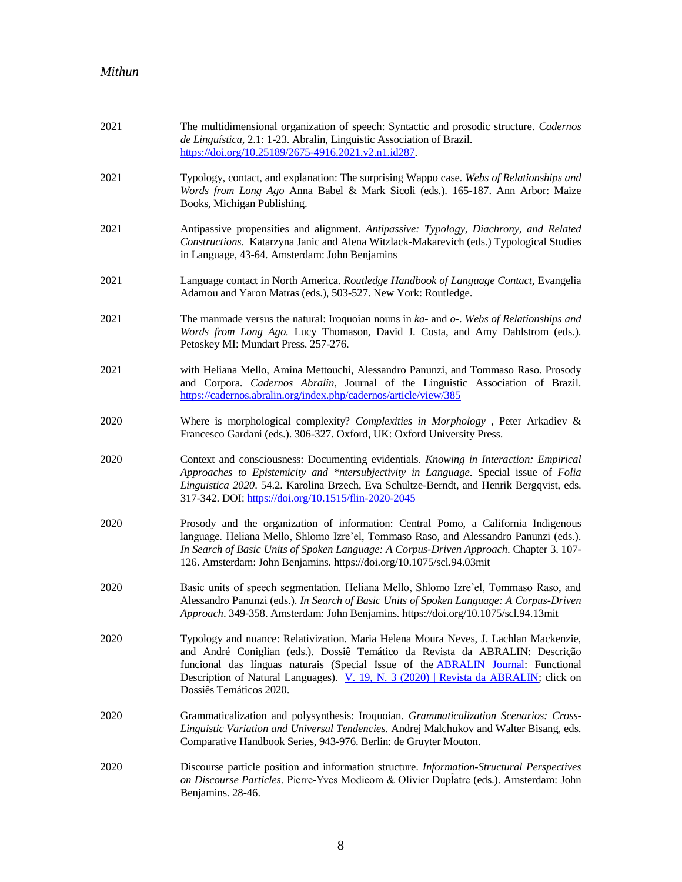2021 The multidimensional organization of speech: Syntactic and prosodic structure. *Cadernos de Linguística*, 2.1: 1-23. Abralin, Linguistic Association of Brazil. https://doi.org/10.25189/2675-4916.2021.v2.n1.id287.

2021 Typology, contact, and explanation: The surprising Wappo case. *Webs of Relationships and Words from Long Ago* Anna Babel & Mark Sicoli (eds.). 165-187. Ann Arbor: Maize Books, Michigan Publishing.

2021 Antipassive propensities and alignment. *Antipassive: Typology, Diachrony, and Related Constructions.* Katarzyna Janic and Alena Witzlack-Makarevich (eds.) Typological Studies in Language, 43-64. Amsterdam: John Benjamins

2021 Language contact in North America. *Routledge Handbook of Language Contact*, Evangelia Adamou and Yaron Matras (eds.), 503-527. New York: Routledge.

2021 The manmade versus the natural: Iroquoian nouns in *ka-* and *o-*. *Webs of Relationships and Words from Long Ago.* Lucy Thomason, David J. Costa, and Amy Dahlstrom (eds.). Petoskey MI: Mundart Press. 257-276.

2021 with Heliana Mello, Amina Mettouchi, Alessandro Panunzi, and Tommaso Raso. Prosody and Corpora. *Cadernos Abralin,* Journal of the Linguistic Association of Brazil. https://cadernos.abralin.org/index.php/cadernos/article/view/385

2020 Where is morphological complexity? *Complexities in Morphology* , Peter Arkadiev & Francesco Gardani (eds.). 306-327. Oxford, UK: Oxford University Press.

2020 Context and consciousness: Documenting evidentials. *Knowing in Interaction: Empirical Approaches to Epistemicity and *ntersubjectivity in Language*. Special issue of *Folia Linguistica 2020*. 54.2. Karolina Brzech, Eva Schultze-Berndt, and Henrik Bergqvist, eds. 317-342. DOI: https://doi.org/10.1515/flin-2020-2045

2020 Prosody and the organization of information: Central Pomo, a California Indigenous language. Heliana Mello, Shlomo Izre'el, Tommaso Raso, and Alessandro Panunzi (eds.). *In Search of Basic Units of Spoken Language: A Corpus-Driven Approach*. Chapter 3. 107-126. Amsterdam: John Benjamins. https://doi.org/10.1075/scl.94.03mit

2020 Basic units of speech segmentation. Heliana Mello, Shlomo Izre'el, Tommaso Raso, and Alessandro Panunzi (eds.). *In Search of Basic Units of Spoken Language: A Corpus-Driven Approach*. 349-358. Amsterdam: John Benjamins. https://doi.org/10.1075/scl.94.13mit

2020 Typology and nuance: Relativization. Maria Helena Moura Neves, J. Lachlan Mackenzie, and André Coniglian (eds.). Dossiê Temático da Revista da ABRALIN: Descrição funcional das línguas naturais (Special Issue of the ABRALIN Journal: Functional Description of Natural Languages). V. 19, N. 3 (2020) | Revista da ABRALIN; click on Dossiês Temáticos 2020.

2020 Grammaticalization and polysynthesis: Iroquoian. *Grammaticalization Scenarios: Cross-Linguistic Variation and Universal Tendencies*. Andrej Malchukov and Walter Bisang, eds. Comparative Handbook Series, 943-976. Berlin: de Gruyter Mouton.

2020 Discourse particle position and information structure. *Information-Structural Perspectives on Discourse Particles*. Pierre-Yves Modicom & Olivier Duplâtre (eds.). Amsterdam: John Benjamins. 28-46.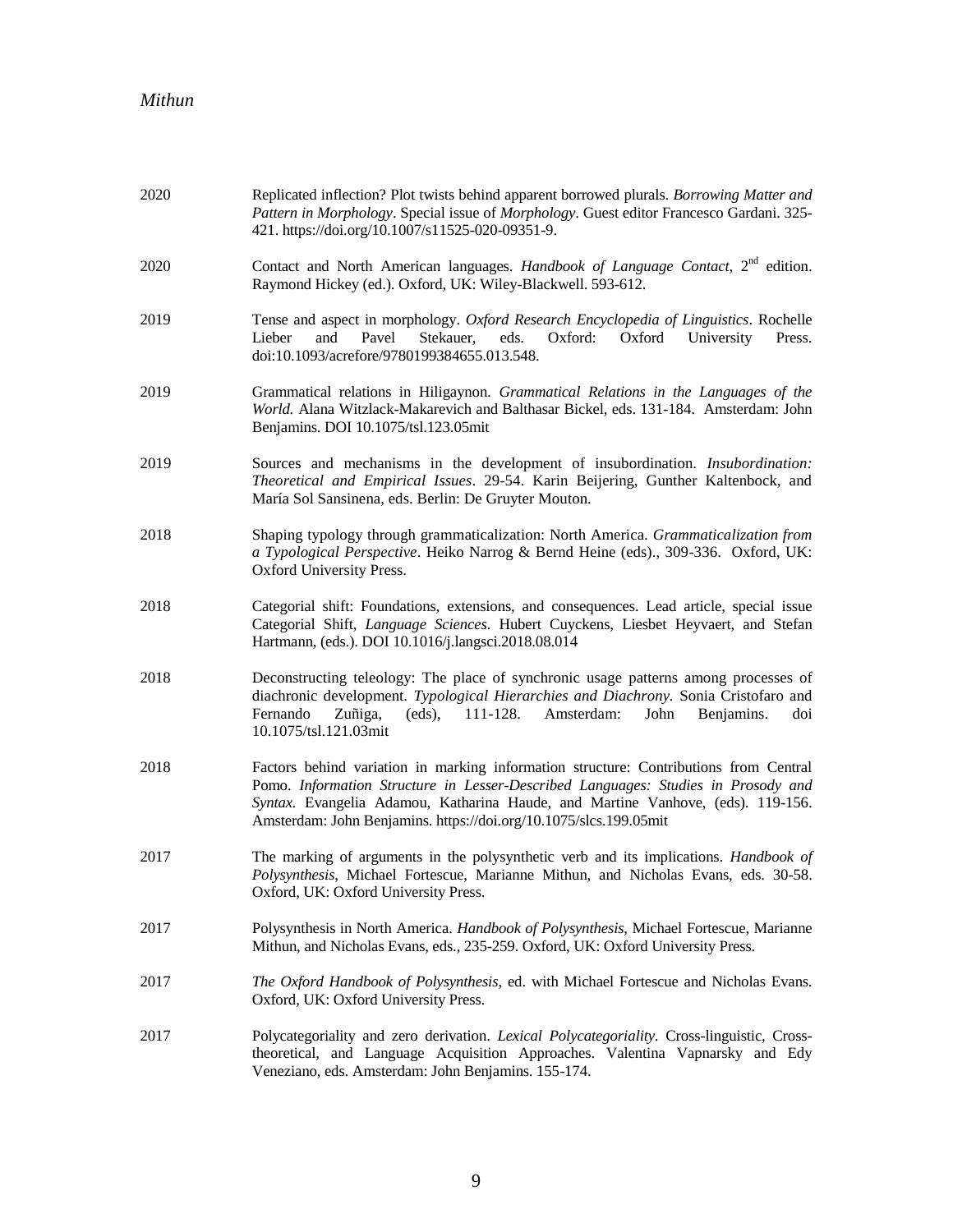2020 Replicated inflection? Plot twists behind apparent borrowed plurals. *Borrowing Matter and Pattern in Morphology*. Special issue of *Morphology*. Guest editor Francesco Gardani. 325-421. https://doi.org/10.1007/s11525-020-09351-9.

2020 Contact and North American languages. *Handbook of Language Contact*, 2nd edition. Raymond Hickey (ed.). Oxford, UK: Wiley-Blackwell. 593-612.

2019 Tense and aspect in morphology. *Oxford Research Encyclopedia of Linguistics*. Rochelle Lieber and Pavel Stekauer, eds. Oxford: Oxford University Press. doi:10.1093/acrefore/9780199384655.013.548.

2019 Grammatical relations in Hiligaynon. *Grammatical Relations in the Languages of the World.* Alana Witzlack-Makarevich and Balthasar Bickel, eds. 131-184. Amsterdam: John Benjamins. DOI 10.1075/tsl.123.05mit

2019 Sources and mechanisms in the development of insubordination. *Insubordination: Theoretical and Empirical Issues*. 29-54. Karin Beijering, Gunther Kaltenbock, and María Sol Sansinena, eds. Berlin: De Gruyter Mouton.

2018 Shaping typology through grammaticalization: North America. *Grammaticalization from a Typological Perspective*. Heiko Narrog & Bernd Heine (eds)., 309-336. Oxford, UK: Oxford University Press.

2018 Categorial shift: Foundations, extensions, and consequences. Lead article, special issue Categorial Shift, *Language Sciences*. Hubert Cuyckens, Liesbet Heyvaert, and Stefan Hartmann, (eds.). DOI 10.1016/j.langsci.2018.08.014

2018 Deconstructing teleology: The place of synchronic usage patterns among processes of diachronic development. *Typological Hierarchies and Diachrony.* Sonia Cristofaro and Fernando Zuñiga, (eds), 111-128. Amsterdam: John Benjamins. doi 10.1075/tsl.121.03mit

2018 Factors behind variation in marking information structure: Contributions from Central Pomo. *Information Structure in Lesser-Described Languages: Studies in Prosody and Syntax.* Evangelia Adamou, Katharina Haude, and Martine Vanhove, (eds). 119-156. Amsterdam: John Benjamins. https://doi.org/10.1075/slcs.199.05mit

2017 The marking of arguments in the polysynthetic verb and its implications. *Handbook of Polysynthesis*, Michael Fortescue, Marianne Mithun, and Nicholas Evans, eds. 30-58. Oxford, UK: Oxford University Press.

2017 Polysynthesis in North America. *Handbook of Polysynthesis*, Michael Fortescue, Marianne Mithun, and Nicholas Evans, eds., 235-259. Oxford, UK: Oxford University Press.

2017 *The Oxford Handbook of Polysynthesis*, ed. with Michael Fortescue and Nicholas Evans. Oxford, UK: Oxford University Press.

2017 Polycategoriality and zero derivation. *Lexical Polycategoriality*. Cross-linguistic, Cross-theoretical, and Language Acquisition Approaches. Valentina Vapnarsky and Edy Veneziano, eds. Amsterdam: John Benjamins. 155-174.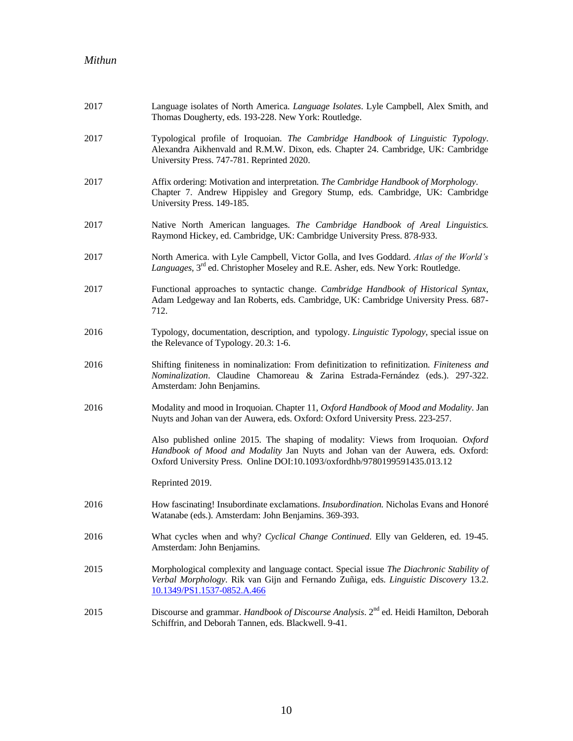2017 Language isolates of North America. *Language Isolates*. Lyle Campbell, Alex Smith, and Thomas Dougherty, eds. 193-228. New York: Routledge.

2017 Typological profile of Iroquoian. *The Cambridge Handbook of Linguistic Typology*. Alexandra Aikhenvald and R.M.W. Dixon, eds. Chapter 24. Cambridge, UK: Cambridge University Press. 747-781. Reprinted 2020.

2017 Affix ordering: Motivation and interpretation. *The Cambridge Handbook of Morphology*. Chapter 7. Andrew Hippisley and Gregory Stump, eds. Cambridge, UK: Cambridge University Press. 149-185.

2017 Native North American languages. *The Cambridge Handbook of Areal Linguistics.* Raymond Hickey, ed. Cambridge, UK: Cambridge University Press. 878-933.

2017 North America. with Lyle Campbell, Victor Golla, and Ives Goddard. *Atlas of the World's Languages*, 3rd ed. Christopher Moseley and R.E. Asher, eds. New York: Routledge.

2017 Functional approaches to syntactic change. *Cambridge Handbook of Historical Syntax*, Adam Ledgeway and Ian Roberts, eds. Cambridge, UK: Cambridge University Press. 687-712.

2016 Typology, documentation, description, and typology. *Linguistic Typology*, special issue on the Relevance of Typology. 20.3: 1-6.

2016 Shifting finiteness in nominalization: From definitization to refinitization. *Finiteness and Nominalization*. Claudine Chamoreau & Zarina Estrada-Fernández (eds.). 297-322. Amsterdam: John Benjamins.

2016 Modality and mood in Iroquoian. Chapter 11, *Oxford Handbook of Mood and Modality*. Jan Nuyts and Johan van der Auwera, eds. Oxford: Oxford University Press. 223-257.

Also published online 2015. The shaping of modality: Views from Iroquoian. *Oxford Handbook of Mood and Modality* Jan Nuyts and Johan van der Auwera, eds. Oxford: Oxford University Press. Online DOI:10.1093/oxfordhb/9780199591435.013.12

Reprinted 2019.

2016 How fascinating! Insubordinate exclamations. *Insubordination.* Nicholas Evans and Honoré Watanabe (eds.). Amsterdam: John Benjamins. 369-393.

2016 What cycles when and why? *Cyclical Change Continued*. Elly van Gelderen, ed. 19-45. Amsterdam: John Benjamins.

2015 Morphological complexity and language contact. Special issue *The Diachronic Stability of Verbal Morphology*. Rik van Gijn and Fernando Zuñiga, eds. *Linguistic Discovery* 13.2. 10.1349/PS1.1537-0852.A.466

2015 Discourse and grammar. *Handbook of Discourse Analysis*. 2nd ed. Heidi Hamilton, Deborah Schiffrin, and Deborah Tannen, eds. Blackwell. 9-41.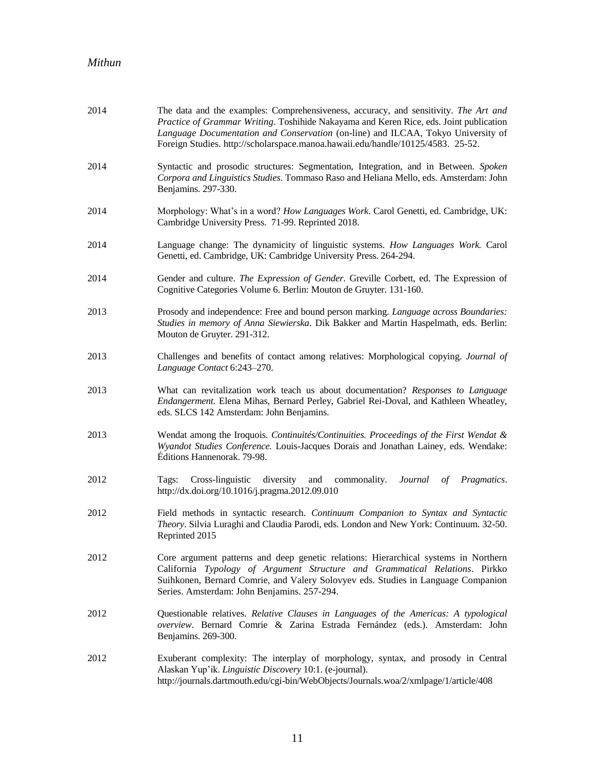2014 The data and the examples: Comprehensiveness, accuracy, and sensitivity. *The Art and Practice of Grammar Writing*. Toshihide Nakayama and Keren Rice, eds. Joint publication *Language Documentation and Conservation* (on-line) and ILCAA, Tokyo University of Foreign Studies. http://scholarspace.manoa.hawaii.edu/handle/10125/4583. 25-52.

2014 Syntactic and prosodic structures: Segmentation, Integration, and in Between. *Spoken Corpora and Linguistics Studies*. Tommaso Raso and Heliana Mello, eds. Amsterdam: John Benjamins. 297-330.

2014 Morphology: What's in a word? *How Languages Work*. Carol Genetti, ed. Cambridge, UK: Cambridge University Press. 71-99. Reprinted 2018.

2014 Language change: The dynamicity of linguistic systems. *How Languages Work.* Carol Genetti, ed. Cambridge, UK: Cambridge University Press. 264-294.

2014 Gender and culture. *The Expression of Gender*. Greville Corbett, ed. The Expression of Cognitive Categories Volume 6. Berlin: Mouton de Gruyter. 131-160.

2013 Prosody and independence: Free and bound person marking. *Language across Boundaries: Studies in memory of Anna Siewierska*. Dik Bakker and Martin Haspelmath, eds. Berlin: Mouton de Gruyter. 291-312.

2013 Challenges and benefits of contact among relatives: Morphological copying. *Journal of Language Contact* 6:243–270.

2013 What can revitalization work teach us about documentation? *Responses to Language Endangerment.* Elena Mihas, Bernard Perley, Gabriel Rei-Doval, and Kathleen Wheatley, eds. SLCS 142 Amsterdam: John Benjamins.

2013 Wendat among the Iroquois. *Continuités/Continuities. Proceedings of the First Wendat & Wyandot Studies Conference.* Louis-Jacques Dorais and Jonathan Lainey, eds. Wendake: Éditions Hannenorak. 79-98.

2012 Tags: Cross-linguistic diversity and commonality. *Journal of Pragmatics*. http://dx.doi.org/10.1016/j.pragma.2012.09.010

2012 Field methods in syntactic research. *Continuum Companion to Syntax and Syntactic Theory*. Silvia Luraghi and Claudia Parodi, eds. London and New York: Continuum. 32-50. Reprinted 2015

2012 Core argument patterns and deep genetic relations: Hierarchical systems in Northern California *Typology of Argument Structure and Grammatical Relations*. Pirkko Suihkonen, Bernard Comrie, and Valery Solovyev eds. Studies in Language Companion Series. Amsterdam: John Benjamins. 257-294.

2012 Questionable relatives. *Relative Clauses in Languages of the Americas: A typological overview*. Bernard Comrie & Zarina Estrada Fernández (eds.). Amsterdam: John Benjamins. 269-300.

2012 Exuberant complexity: The interplay of morphology, syntax, and prosody in Central Alaskan Yup'ik. *Linguistic Discovery* 10:1. (e-journal). http://journals.dartmouth.edu/cgi-bin/WebObjects/Journals.woa/2/xmlpage/1/article/408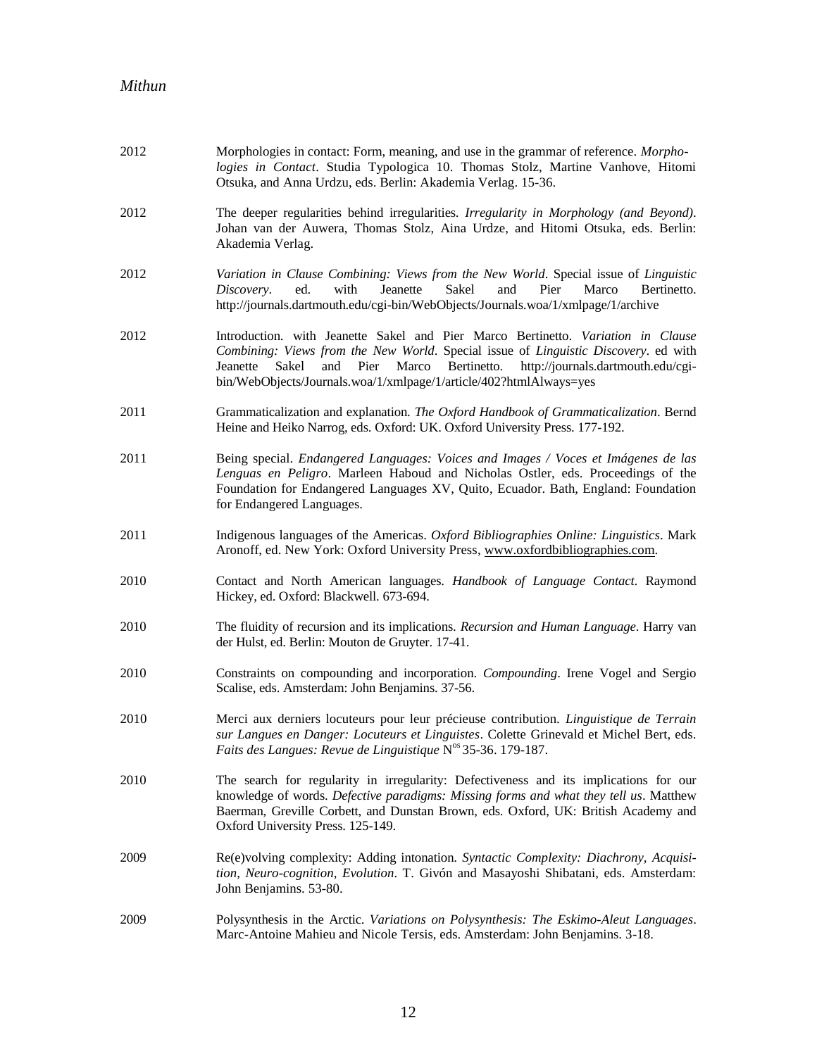2012 Morphologies in contact: Form, meaning, and use in the grammar of reference. *Morphologies in Contact*. Studia Typologica 10. Thomas Stolz, Martine Vanhove, Hitomi Otsuka, and Anna Urdzu, eds. Berlin: Akademia Verlag. 15-36.

2012 The deeper regularities behind irregularities. *Irregularity in Morphology (and Beyond)*. Johan van der Auwera, Thomas Stolz, Aina Urdze, and Hitomi Otsuka, eds. Berlin: Akademia Verlag.

2012 *Variation in Clause Combining: Views from the New World*. Special issue of *Linguistic Discovery*. ed. with Jeanette Sakel and Pier Marco Bertinetto. http://journals.dartmouth.edu/cgi-bin/WebObjects/Journals.woa/1/xmlpage/1/archive

2012 Introduction. with Jeanette Sakel and Pier Marco Bertinetto. *Variation in Clause Combining: Views from the New World*. Special issue of *Linguistic Discovery*. ed with Jeanette Sakel and Pier Marco Bertinetto. http://journals.dartmouth.edu/cgi-bin/WebObjects/Journals.woa/1/xmlpage/1/article/402?htmlAlways=yes

2011 Grammaticalization and explanation. *The Oxford Handbook of Grammaticalization*. Bernd Heine and Heiko Narrog, eds. Oxford: UK. Oxford University Press. 177-192.

2011 Being special. *Endangered Languages: Voices and Images / Voces et Imágenes de las Lenguas en Peligro*. Marleen Haboud and Nicholas Ostler, eds. Proceedings of the Foundation for Endangered Languages XV, Quito, Ecuador. Bath, England: Foundation for Endangered Languages.

2011 Indigenous languages of the Americas. *Oxford Bibliographies Online: Linguistics*. Mark Aronoff, ed. New York: Oxford University Press, www.oxfordbibliographies.com.

2010 Contact and North American languages. *Handbook of Language Contact*. Raymond Hickey, ed. Oxford: Blackwell. 673-694.

2010 The fluidity of recursion and its implications. *Recursion and Human Language*. Harry van der Hulst, ed. Berlin: Mouton de Gruyter. 17-41.

2010 Constraints on compounding and incorporation. *Compounding*. Irene Vogel and Sergio Scalise, eds. Amsterdam: John Benjamins. 37-56.

2010 Merci aux derniers locuteurs pour leur précieuse contribution. *Linguistique de Terrain sur Langues en Danger: Locuteurs et Linguistes*. Colette Grinevald et Michel Bert, eds. *Faits des Langues: Revue de Linguistique* N[os] 35-36. 179-187.

2010 The search for regularity in irregularity: Defectiveness and its implications for our knowledge of words. *Defective paradigms: Missing forms and what they tell us*. Matthew Baerman, Greville Corbett, and Dunstan Brown, eds. Oxford, UK: British Academy and Oxford University Press. 125-149.

2009 Re(e)volving complexity: Adding intonation. *Syntactic Complexity: Diachrony, Acquisition, Neuro-cognition, Evolution*. T. Givón and Masayoshi Shibatani, eds. Amsterdam: John Benjamins. 53-80.

2009 Polysynthesis in the Arctic. *Variations on Polysynthesis: The Eskimo-Aleut Languages*. Marc-Antoine Mahieu and Nicole Tersis, eds. Amsterdam: John Benjamins. 3-18.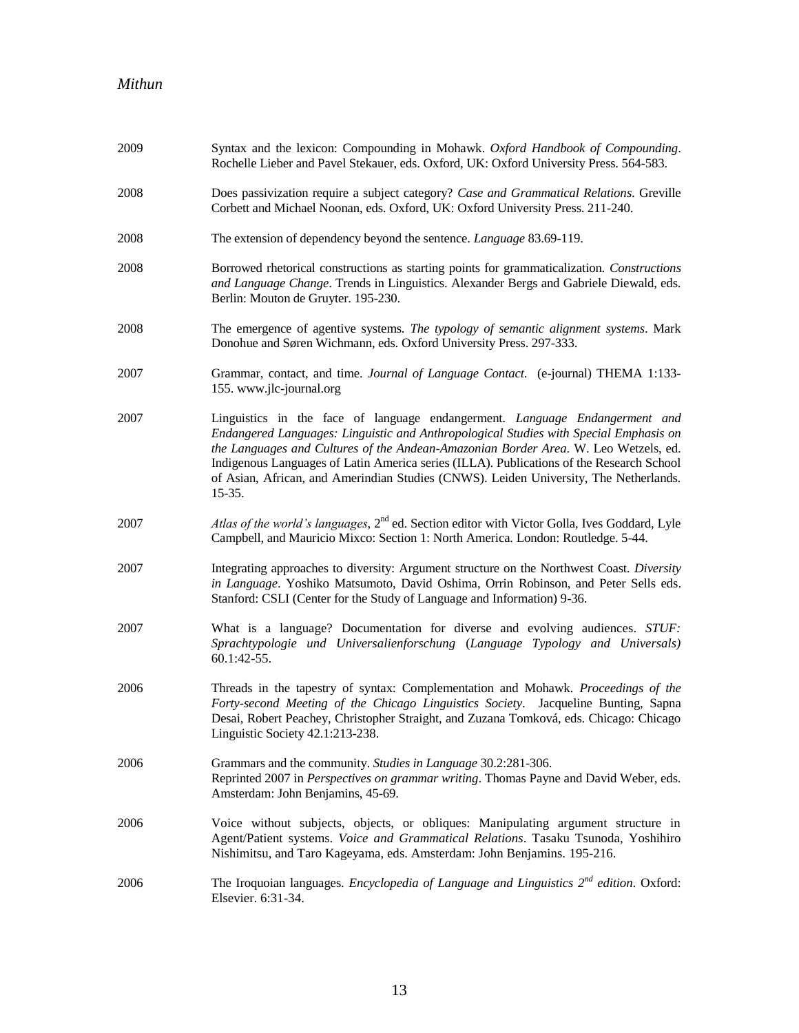2009 Syntax and the lexicon: Compounding in Mohawk. *Oxford Handbook of Compounding*. Rochelle Lieber and Pavel Stekauer, eds. Oxford, UK: Oxford University Press. 564-583.

2008 Does passivization require a subject category? *Case and Grammatical Relations*. Greville Corbett and Michael Noonan, eds. Oxford, UK: Oxford University Press. 211-240.

2008 The extension of dependency beyond the sentence. *Language* 83.69-119.

2008 Borrowed rhetorical constructions as starting points for grammaticalization. *Constructions and Language Change*. Trends in Linguistics. Alexander Bergs and Gabriele Diewald, eds. Berlin: Mouton de Gruyter. 195-230.

2008 The emergence of agentive systems. *The typology of semantic alignment systems*. Mark Donohue and Søren Wichmann, eds. Oxford University Press. 297-333.

2007 Grammar, contact, and time. *Journal of Language Contact*. (e-journal) THEMA 1:133-155. www.jlc-journal.org

2007 Linguistics in the face of language endangerment. *Language Endangerment and Endangered Languages: Linguistic and Anthropological Studies with Special Emphasis on the Languages and Cultures of the Andean-Amazonian Border Area*. W. Leo Wetzels, ed. Indigenous Languages of Latin America series (ILLA). Publications of the Research School of Asian, African, and Amerindian Studies (CNWS). Leiden University, The Netherlands. 15-35.

2007 *Atlas of the world's languages*, 2nd ed. Section editor with Victor Golla, Ives Goddard, Lyle Campbell, and Mauricio Mixco: Section 1: North America. London: Routledge. 5-44.

2007 Integrating approaches to diversity: Argument structure on the Northwest Coast. *Diversity in Language*. Yoshiko Matsumoto, David Oshima, Orrin Robinson, and Peter Sells eds. Stanford: CSLI (Center for the Study of Language and Information) 9-36.

2007 What is a language? Documentation for diverse and evolving audiences. *STUF: Sprachtypologie und Universalienforschung* (*Language Typology and Universals)* 60.1:42-55.

2006 Threads in the tapestry of syntax: Complementation and Mohawk. *Proceedings of the Forty-second Meeting of the Chicago Linguistics Society*. Jacqueline Bunting, Sapna Desai, Robert Peachey, Christopher Straight, and Zuzana Tomková, eds. Chicago: Chicago Linguistic Society 42.1:213-238.

2006 Grammars and the community. *Studies in Language* 30.2:281-306.
Reprinted 2007 in *Perspectives on grammar writing*. Thomas Payne and David Weber, eds. Amsterdam: John Benjamins, 45-69.

2006 Voice without subjects, objects, or obliques: Manipulating argument structure in Agent/Patient systems. *Voice and Grammatical Relations*. Tasaku Tsunoda, Yoshihiro Nishimitsu, and Taro Kageyama, eds. Amsterdam: John Benjamins. 195-216.

2006 The Iroquoian languages. *Encyclopedia of Language and Linguistics 2nd edition*. Oxford: Elsevier. 6:31-34.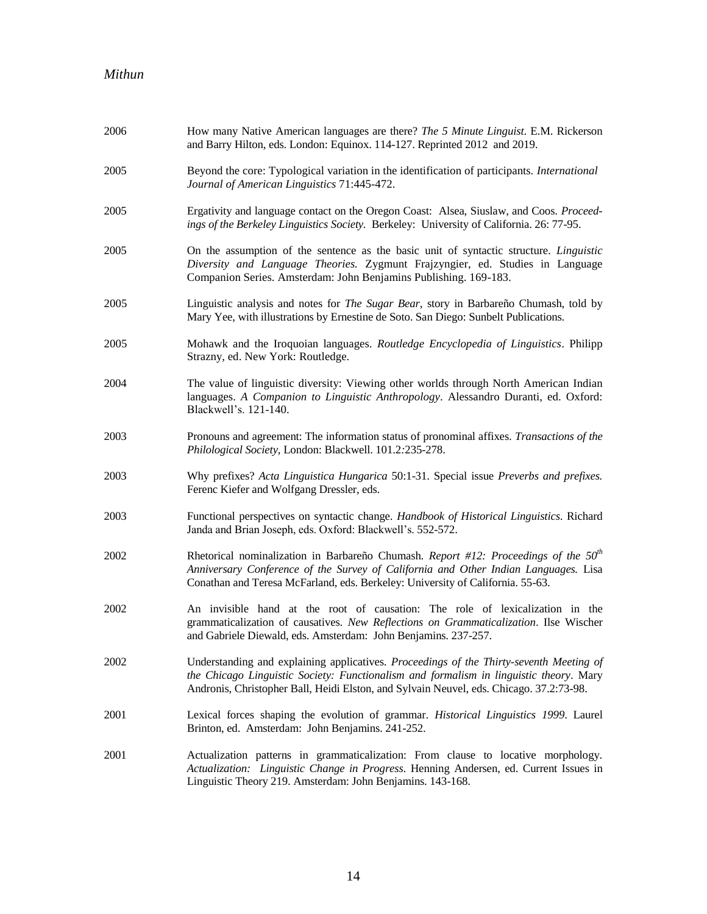2006 How many Native American languages are there? *The 5 Minute Linguist*. E.M. Rickerson and Barry Hilton, eds. London: Equinox. 114-127. Reprinted 2012 and 2019.

2005 Beyond the core: Typological variation in the identification of participants. *International Journal of American Linguistics* 71:445-472.

2005 Ergativity and language contact on the Oregon Coast: Alsea, Siuslaw, and Coos. *Proceedings of the Berkeley Linguistics Society*. Berkeley: University of California. 26: 77-95.

2005 On the assumption of the sentence as the basic unit of syntactic structure. *Linguistic Diversity and Language Theories*. Zygmunt Frajzyngier, ed. Studies in Language Companion Series. Amsterdam: John Benjamins Publishing. 169-183.

2005 Linguistic analysis and notes for *The Sugar Bear*, story in Barbareño Chumash, told by Mary Yee, with illustrations by Ernestine de Soto. San Diego: Sunbelt Publications.

2005 Mohawk and the Iroquoian languages. *Routledge Encyclopedia of Linguistics*. Philipp Strazny, ed. New York: Routledge.

2004 The value of linguistic diversity: Viewing other worlds through North American Indian languages. *A Companion to Linguistic Anthropology*. Alessandro Duranti, ed. Oxford: Blackwell's. 121-140.

2003 Pronouns and agreement: The information status of pronominal affixes. *Transactions of the Philological Society*, London: Blackwell. 101.2:235-278.

2003 Why prefixes? *Acta Linguistica Hungarica* 50:1-31. Special issue *Preverbs and prefixes.* Ferenc Kiefer and Wolfgang Dressler, eds.

2003 Functional perspectives on syntactic change. *Handbook of Historical Linguistics*. Richard Janda and Brian Joseph, eds. Oxford: Blackwell's. 552-572.

2002 Rhetorical nominalization in Barbareño Chumash. *Report #12: Proceedings of the 50th Anniversary Conference of the Survey of California and Other Indian Languages.* Lisa Conathan and Teresa McFarland, eds. Berkeley: University of California. 55-63.

2002 An invisible hand at the root of causation: The role of lexicalization in the grammaticalization of causatives. *New Reflections on Grammaticalization*. Ilse Wischer and Gabriele Diewald, eds. Amsterdam: John Benjamins. 237-257.

2002 Understanding and explaining applicatives. *Proceedings of the Thirty-seventh Meeting of the Chicago Linguistic Society: Functionalism and formalism in linguistic theory*. Mary Andronis, Christopher Ball, Heidi Elston, and Sylvain Neuvel, eds. Chicago. 37.2:73-98.

2001 Lexical forces shaping the evolution of grammar. *Historical Linguistics 1999*. Laurel Brinton, ed. Amsterdam: John Benjamins. 241-252.

2001 Actualization patterns in grammaticalization: From clause to locative morphology. *Actualization: Linguistic Change in Progress*. Henning Andersen, ed. Current Issues in Linguistic Theory 219. Amsterdam: John Benjamins. 143-168.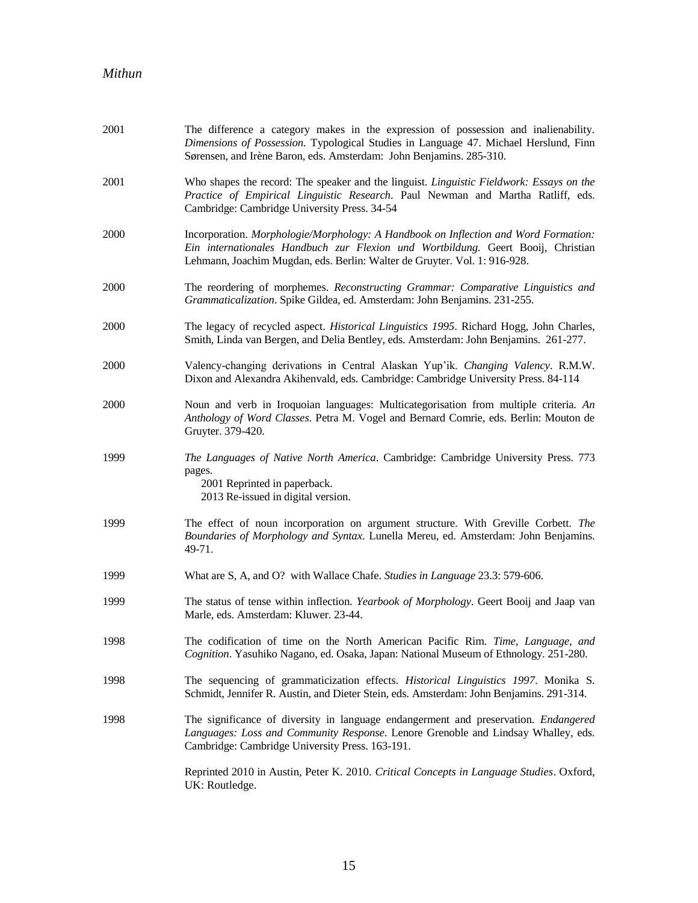2001 The difference a category makes in the expression of possession and inalienability. *Dimensions of Possession*. Typological Studies in Language 47. Michael Herslund, Finn Sørensen, and Irène Baron, eds. Amsterdam: John Benjamins. 285-310.

2001 Who shapes the record: The speaker and the linguist. *Linguistic Fieldwork: Essays on the Practice of Empirical Linguistic Research*. Paul Newman and Martha Ratliff, eds. Cambridge: Cambridge University Press. 34-54

2000 Incorporation. *Morphologie/Morphology: A Handbook on Inflection and Word Formation: Ein internationales Handbuch zur Flexion und Wortbildung.* Geert Booij, Christian Lehmann, Joachim Mugdan, eds. Berlin: Walter de Gruyter. Vol. 1: 916-928.

2000 The reordering of morphemes. *Reconstructing Grammar: Comparative Linguistics and Grammaticalization*. Spike Gildea, ed. Amsterdam: John Benjamins. 231-255.

2000 The legacy of recycled aspect. *Historical Linguistics 1995*. Richard Hogg, John Charles, Smith, Linda van Bergen, and Delia Bentley, eds. Amsterdam: John Benjamins. 261-277.

2000 Valency-changing derivations in Central Alaskan Yup'ik. *Changing Valency*. R.M.W. Dixon and Alexandra Akihenvald, eds. Cambridge: Cambridge University Press. 84-114

2000 Noun and verb in Iroquoian languages: Multicategorisation from multiple criteria. *An Anthology of Word Classes*. Petra M. Vogel and Bernard Comrie, eds. Berlin: Mouton de Gruyter. 379-420.

1999 *The Languages of Native North America*. Cambridge: Cambridge University Press. 773 pages.
  2001 Reprinted in paperback.
  2013 Re-issued in digital version.

1999 The effect of noun incorporation on argument structure. With Greville Corbett. *The Boundaries of Morphology and Syntax*. Lunella Mereu, ed. Amsterdam: John Benjamins. 49-71.

1999 What are S, A, and O? with Wallace Chafe. *Studies in Language* 23.3: 579-606.

1999 The status of tense within inflection. *Yearbook of Morphology*. Geert Booij and Jaap van Marle, eds. Amsterdam: Kluwer. 23-44.

1998 The codification of time on the North American Pacific Rim. *Time, Language, and Cognition*. Yasuhiko Nagano, ed. Osaka, Japan: National Museum of Ethnology. 251-280.

1998 The sequencing of grammaticization effects. *Historical Linguistics 1997*. Monika S. Schmidt, Jennifer R. Austin, and Dieter Stein, eds. Amsterdam: John Benjamins. 291-314.

1998 The significance of diversity in language endangerment and preservation. *Endangered Languages: Loss and Community Response*. Lenore Grenoble and Lindsay Whalley, eds. Cambridge: Cambridge University Press. 163-191.

Reprinted 2010 in Austin, Peter K. 2010. *Critical Concepts in Language Studies*. Oxford, UK: Routledge.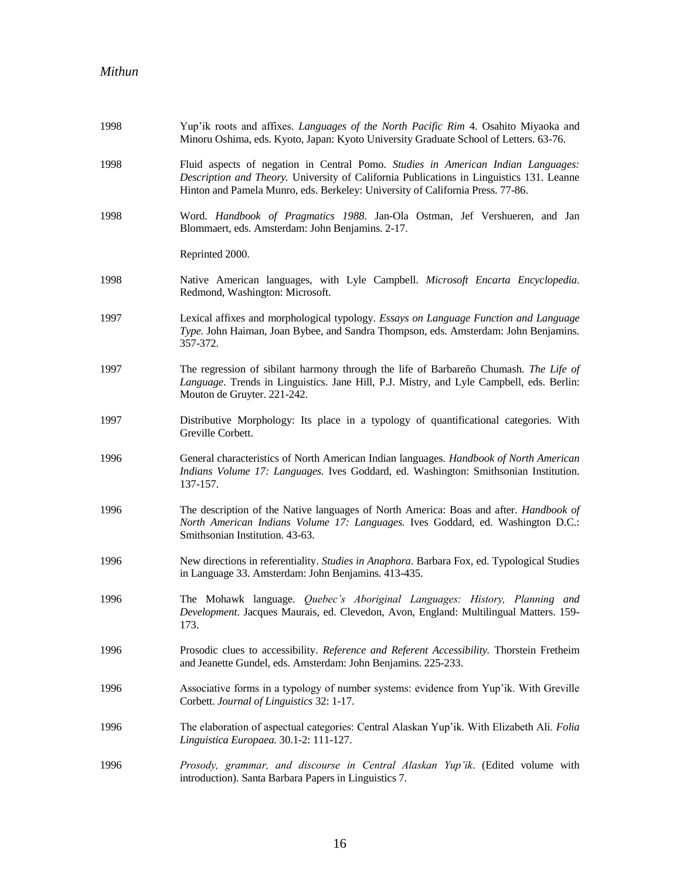1998 Yup'ik roots and affixes. *Languages of the North Pacific Rim* 4. Osahito Miyaoka and Minoru Oshima, eds. Kyoto, Japan: Kyoto University Graduate School of Letters. 63-76.

1998 Fluid aspects of negation in Central Pomo. *Studies in American Indian Languages: Description and Theory.* University of California Publications in Linguistics 131. Leanne Hinton and Pamela Munro, eds. Berkeley: University of California Press. 77-86.

1998 Word. *Handbook of Pragmatics 1988*. Jan-Ola Ostman, Jef Vershueren, and Jan Blommaert, eds. Amsterdam: John Benjamins. 2-17.

Reprinted 2000.

1998 Native American languages, with Lyle Campbell. *Microsoft Encarta Encyclopedia.* Redmond, Washington: Microsoft.

1997 Lexical affixes and morphological typology. *Essays on Language Function and Language Type.* John Haiman, Joan Bybee, and Sandra Thompson, eds. Amsterdam: John Benjamins. 357-372.

1997 The regression of sibilant harmony through the life of Barbareño Chumash. *The Life of Language*. Trends in Linguistics. Jane Hill, P.J. Mistry, and Lyle Campbell, eds. Berlin: Mouton de Gruyter. 221-242.

1997 Distributive Morphology: Its place in a typology of quantificational categories. With Greville Corbett.

1996 General characteristics of North American Indian languages. *Handbook of North American Indians Volume 17: Languages.* Ives Goddard, ed. Washington: Smithsonian Institution. 137-157.

1996 The description of the Native languages of North America: Boas and after. *Handbook of North American Indians Volume 17: Languages.* Ives Goddard, ed. Washington D.C.: Smithsonian Institution. 43-63.

1996 New directions in referentiality. *Studies in Anaphora*. Barbara Fox, ed. Typological Studies in Language 33. Amsterdam: John Benjamins. 413-435.

1996 The Mohawk language. *Quebec's Aboriginal Languages: History, Planning and Development*. Jacques Maurais, ed. Clevedon, Avon, England: Multilingual Matters. 159-173.

1996 Prosodic clues to accessibility. *Reference and Referent Accessibility.* Thorstein Fretheim and Jeanette Gundel, eds. Amsterdam: John Benjamins. 225-233.

1996 Associative forms in a typology of number systems: evidence from Yup'ik. With Greville Corbett. *Journal of Linguistics* 32: 1-17.

1996 The elaboration of aspectual categories: Central Alaskan Yup'ik. With Elizabeth Ali. *Folia Linguistica Europaea.* 30.1-2: 111-127.

1996 *Prosody, grammar, and discourse in Central Alaskan Yup'ik*. (Edited volume with introduction). Santa Barbara Papers in Linguistics 7.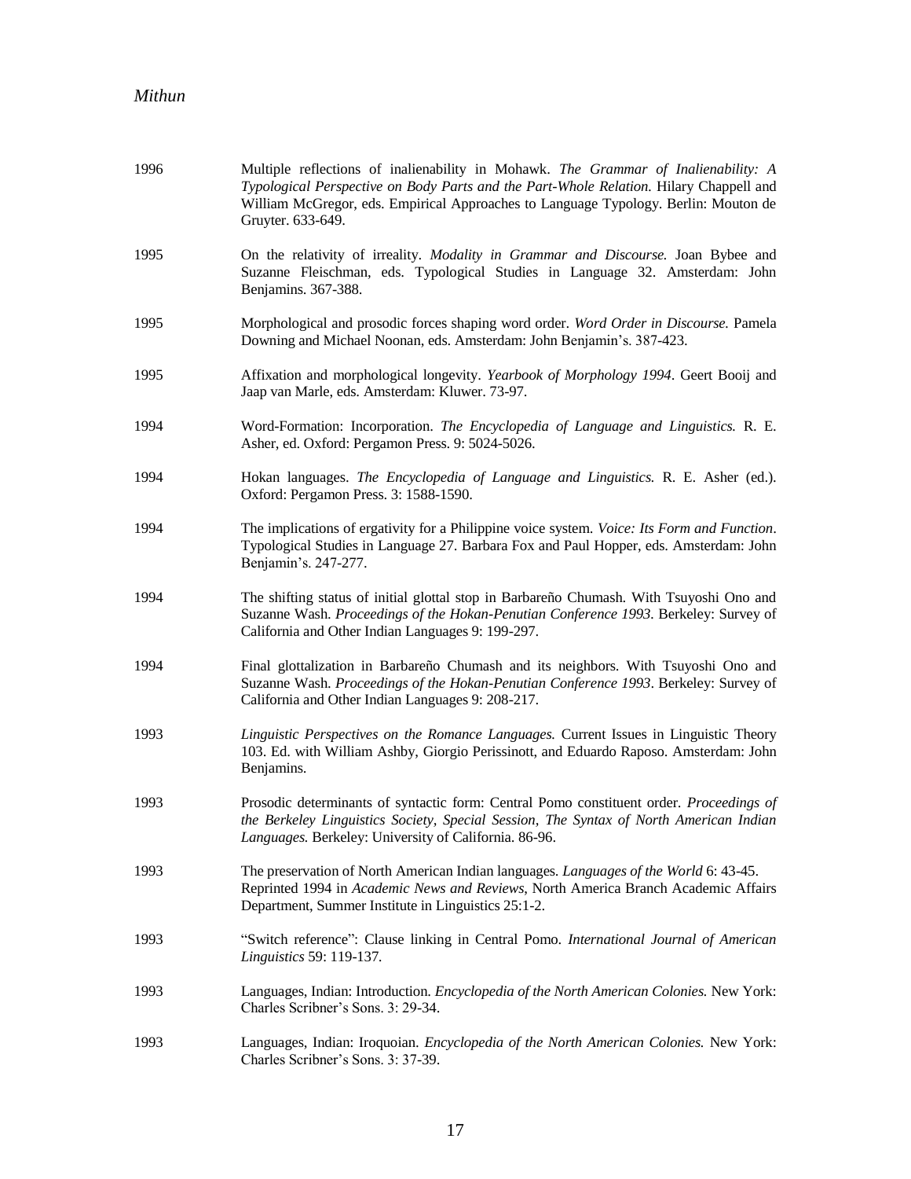1996 Multiple reflections of inalienability in Mohawk. *The Grammar of Inalienability: A Typological Perspective on Body Parts and the Part-Whole Relation.* Hilary Chappell and William McGregor, eds. Empirical Approaches to Language Typology. Berlin: Mouton de Gruyter. 633-649.

1995 On the relativity of irreality. *Modality in Grammar and Discourse.* Joan Bybee and Suzanne Fleischman, eds. Typological Studies in Language 32. Amsterdam: John Benjamins. 367-388.

1995 Morphological and prosodic forces shaping word order. *Word Order in Discourse.* Pamela Downing and Michael Noonan, eds. Amsterdam: John Benjamin's. 387-423.

1995 Affixation and morphological longevity. *Yearbook of Morphology 1994*. Geert Booij and Jaap van Marle, eds. Amsterdam: Kluwer. 73-97.

1994 Word-Formation: Incorporation. *The Encyclopedia of Language and Linguistics.* R. E. Asher, ed. Oxford: Pergamon Press. 9: 5024-5026.

1994 Hokan languages. *The Encyclopedia of Language and Linguistics.* R. E. Asher (ed.). Oxford: Pergamon Press. 3: 1588-1590.

1994 The implications of ergativity for a Philippine voice system. *Voice: Its Form and Function*. Typological Studies in Language 27. Barbara Fox and Paul Hopper, eds. Amsterdam: John Benjamin's. 247-277.

1994 The shifting status of initial glottal stop in Barbareño Chumash. With Tsuyoshi Ono and Suzanne Wash. *Proceedings of the Hokan-Penutian Conference 1993*. Berkeley: Survey of California and Other Indian Languages 9: 199-297.

1994 Final glottalization in Barbareño Chumash and its neighbors. With Tsuyoshi Ono and Suzanne Wash. *Proceedings of the Hokan-Penutian Conference 1993*. Berkeley: Survey of California and Other Indian Languages 9: 208-217.

1993 *Linguistic Perspectives on the Romance Languages.* Current Issues in Linguistic Theory 103. Ed. with William Ashby, Giorgio Perissinott, and Eduardo Raposo. Amsterdam: John Benjamins.

1993 Prosodic determinants of syntactic form: Central Pomo constituent order. *Proceedings of the Berkeley Linguistics Society, Special Session, The Syntax of North American Indian Languages.* Berkeley: University of California. 86-96.

1993 The preservation of North American Indian languages. *Languages of the World* 6: 43-45. Reprinted 1994 in *Academic News and Reviews*, North America Branch Academic Affairs Department, Summer Institute in Linguistics 25:1-2.

1993 "Switch reference": Clause linking in Central Pomo. *International Journal of American Linguistics* 59: 119-137.

1993 Languages, Indian: Introduction. *Encyclopedia of the North American Colonies.* New York: Charles Scribner's Sons. 3: 29-34.

1993 Languages, Indian: Iroquoian. *Encyclopedia of the North American Colonies.* New York: Charles Scribner's Sons. 3: 37-39.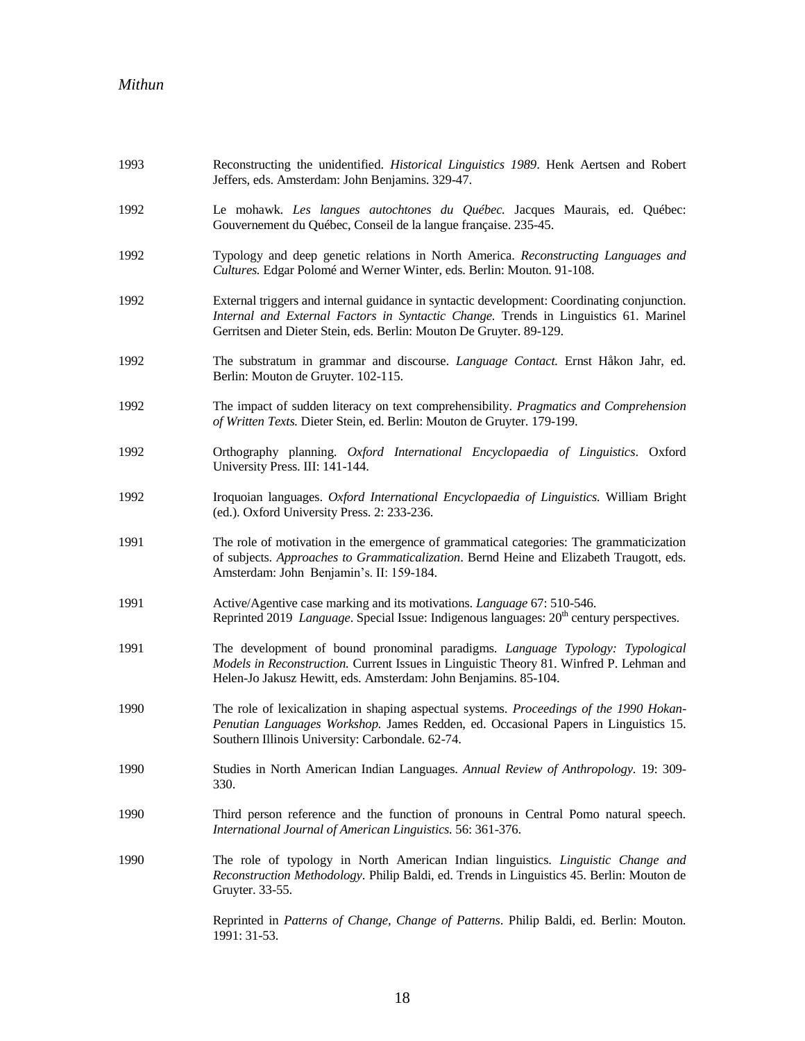1993 Reconstructing the unidentified. *Historical Linguistics 1989*. Henk Aertsen and Robert Jeffers, eds. Amsterdam: John Benjamins. 329-47.

1992 Le mohawk. *Les langues autochtones du Québec.* Jacques Maurais, ed. Québec: Gouvernement du Québec, Conseil de la langue française. 235-45.

1992 Typology and deep genetic relations in North America. *Reconstructing Languages and Cultures.* Edgar Polomé and Werner Winter, eds. Berlin: Mouton. 91-108.

1992 External triggers and internal guidance in syntactic development: Coordinating conjunction. *Internal and External Factors in Syntactic Change.* Trends in Linguistics 61. Marinel Gerritsen and Dieter Stein, eds. Berlin: Mouton De Gruyter. 89-129.

1992 The substratum in grammar and discourse. *Language Contact.* Ernst Håkon Jahr, ed. Berlin: Mouton de Gruyter. 102-115.

1992 The impact of sudden literacy on text comprehensibility. *Pragmatics and Comprehension of Written Texts.* Dieter Stein, ed. Berlin: Mouton de Gruyter. 179-199.

1992 Orthography planning. *Oxford International Encyclopaedia of Linguistics*. Oxford University Press. III: 141-144.

1992 Iroquoian languages. *Oxford International Encyclopaedia of Linguistics.* William Bright (ed.). Oxford University Press. 2: 233-236.

1991 The role of motivation in the emergence of grammatical categories: The grammaticization of subjects. *Approaches to Grammaticalization*. Bernd Heine and Elizabeth Traugott, eds. Amsterdam: John Benjamin's. II: 159-184.

1991 Active/Agentive case marking and its motivations. *Language* 67: 510-546.
Reprinted 2019 *Language*. Special Issue: Indigenous languages: 20th century perspectives.

1991 The development of bound pronominal paradigms. *Language Typology: Typological Models in Reconstruction.* Current Issues in Linguistic Theory 81. Winfred P. Lehman and Helen-Jo Jakusz Hewitt, eds. Amsterdam: John Benjamins. 85-104.

1990 The role of lexicalization in shaping aspectual systems. *Proceedings of the 1990 Hokan-Penutian Languages Workshop.* James Redden, ed. Occasional Papers in Linguistics 15. Southern Illinois University: Carbondale. 62-74.

1990 Studies in North American Indian Languages. *Annual Review of Anthropology*. 19: 309-330.

1990 Third person reference and the function of pronouns in Central Pomo natural speech. *International Journal of American Linguistics.* 56: 361-376.

1990 The role of typology in North American Indian linguistics. *Linguistic Change and Reconstruction Methodology*. Philip Baldi, ed. Trends in Linguistics 45. Berlin: Mouton de Gruyter. 33-55.

Reprinted in *Patterns of Change, Change of Patterns*. Philip Baldi, ed. Berlin: Mouton. 1991: 31-53.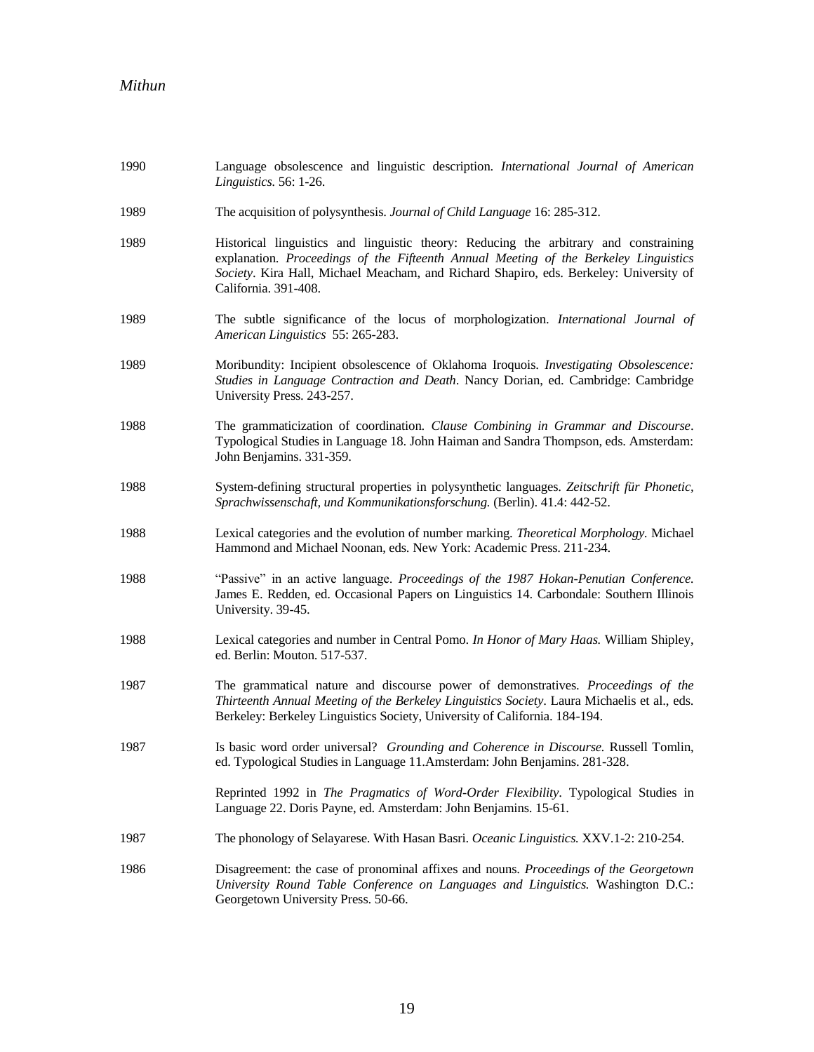1990 Language obsolescence and linguistic description. *International Journal of American Linguistics.* 56: 1-26.

1989 The acquisition of polysynthesis. *Journal of Child Language* 16: 285-312.

1989 Historical linguistics and linguistic theory: Reducing the arbitrary and constraining explanation. *Proceedings of the Fifteenth Annual Meeting of the Berkeley Linguistics Society*. Kira Hall, Michael Meacham, and Richard Shapiro, eds. Berkeley: University of California. 391-408.

1989 The subtle significance of the locus of morphologization. *International Journal of American Linguistics* 55: 265-283.

1989 Moribundity: Incipient obsolescence of Oklahoma Iroquois. *Investigating Obsolescence: Studies in Language Contraction and Death*. Nancy Dorian, ed. Cambridge: Cambridge University Press. 243-257.

1988 The grammaticization of coordination. *Clause Combining in Grammar and Discourse*. Typological Studies in Language 18. John Haiman and Sandra Thompson, eds. Amsterdam: John Benjamins. 331-359.

1988 System-defining structural properties in polysynthetic languages. *Zeitschrift für Phonetic, Sprachwissenschaft, und Kommunikationsforschung.* (Berlin). 41.4: 442-52.

1988 Lexical categories and the evolution of number marking. *Theoretical Morphology.* Michael Hammond and Michael Noonan, eds. New York: Academic Press. 211-234.

1988 "Passive" in an active language. *Proceedings of the 1987 Hokan-Penutian Conference.* James E. Redden, ed. Occasional Papers on Linguistics 14. Carbondale: Southern Illinois University. 39-45.

1988 Lexical categories and number in Central Pomo. *In Honor of Mary Haas.* William Shipley, ed. Berlin: Mouton. 517-537.

1987 The grammatical nature and discourse power of demonstratives. *Proceedings of the Thirteenth Annual Meeting of the Berkeley Linguistics Society*. Laura Michaelis et al., eds. Berkeley: Berkeley Linguistics Society, University of California. 184-194.

1987 Is basic word order universal? *Grounding and Coherence in Discourse.* Russell Tomlin, ed. Typological Studies in Language 11.Amsterdam: John Benjamins. 281-328.

Reprinted 1992 in *The Pragmatics of Word-Order Flexibility*. Typological Studies in Language 22. Doris Payne, ed. Amsterdam: John Benjamins. 15-61.

1987 The phonology of Selayarese. With Hasan Basri. *Oceanic Linguistics.* XXV.1-2: 210-254.

1986 Disagreement: the case of pronominal affixes and nouns. *Proceedings of the Georgetown University Round Table Conference on Languages and Linguistics.* Washington D.C.: Georgetown University Press. 50-66.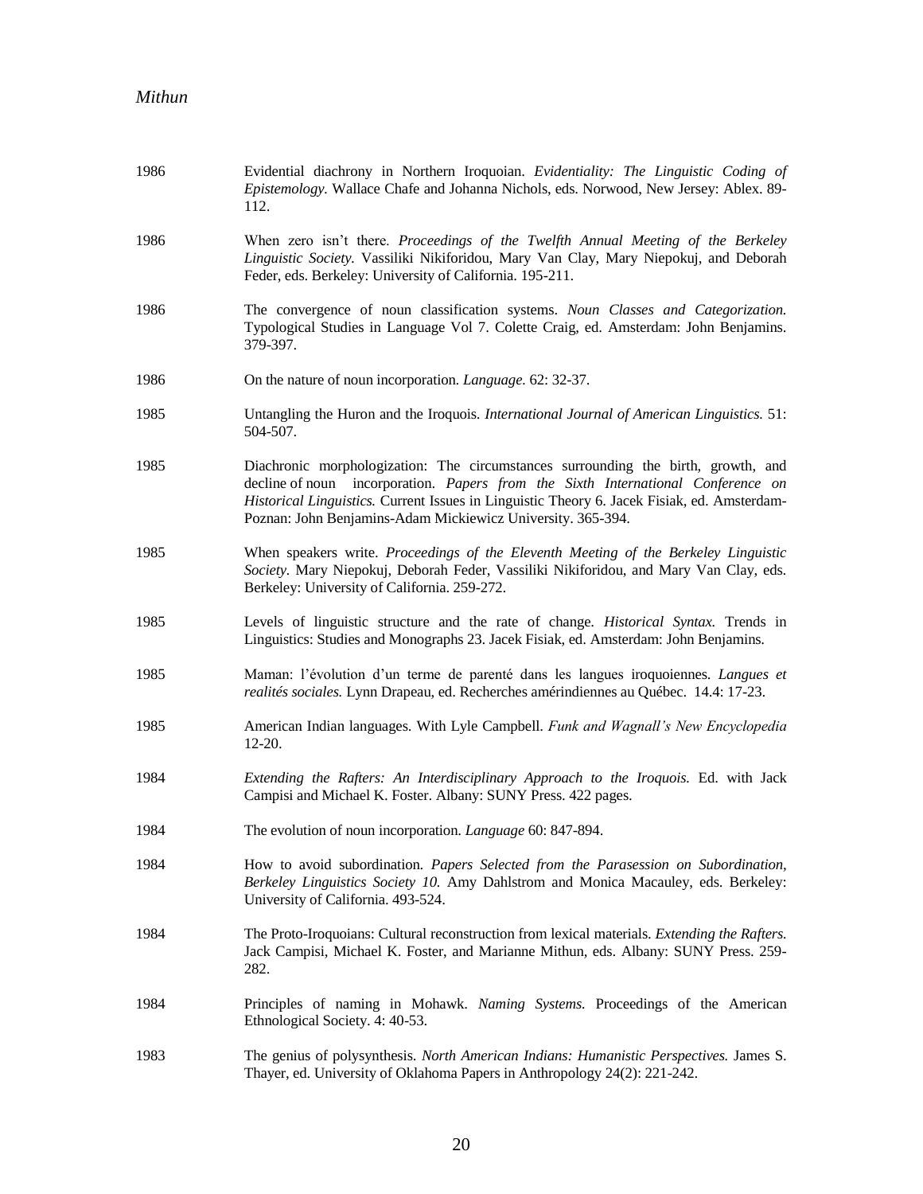1986 Evidential diachrony in Northern Iroquoian. *Evidentiality: The Linguistic Coding of Epistemology.* Wallace Chafe and Johanna Nichols, eds. Norwood, New Jersey: Ablex. 89-112.

1986 When zero isn't there. *Proceedings of the Twelfth Annual Meeting of the Berkeley Linguistic Society.* Vassiliki Nikiforidou, Mary Van Clay, Mary Niepokuj, and Deborah Feder, eds. Berkeley: University of California. 195-211.

1986 The convergence of noun classification systems. *Noun Classes and Categorization.* Typological Studies in Language Vol 7. Colette Craig, ed. Amsterdam: John Benjamins. 379-397.

1986 On the nature of noun incorporation. *Language.* 62: 32-37.

1985 Untangling the Huron and the Iroquois. *International Journal of American Linguistics.* 51: 504-507.

1985 Diachronic morphologization: The circumstances surrounding the birth, growth, and decline of noun incorporation. *Papers from the Sixth International Conference on Historical Linguistics.* Current Issues in Linguistic Theory 6. Jacek Fisiak, ed. Amsterdam-Poznan: John Benjamins-Adam Mickiewicz University. 365-394.

1985 When speakers write. *Proceedings of the Eleventh Meeting of the Berkeley Linguistic Society.* Mary Niepokuj, Deborah Feder, Vassiliki Nikiforidou, and Mary Van Clay, eds. Berkeley: University of California. 259-272.

1985 Levels of linguistic structure and the rate of change. *Historical Syntax.* Trends in Linguistics: Studies and Monographs 23. Jacek Fisiak, ed. Amsterdam: John Benjamins.

1985 Maman: l'évolution d'un terme de parenté dans les langues iroquoiennes. *Langues et realités sociales.* Lynn Drapeau, ed. Recherches amérindiennes au Québec. 14.4: 17-23.

1985 American Indian languages. With Lyle Campbell. *Funk and Wagnall's New Encyclopedia* 12-20.

1984 *Extending the Rafters: An Interdisciplinary Approach to the Iroquois.* Ed. with Jack Campisi and Michael K. Foster. Albany: SUNY Press. 422 pages.

1984 The evolution of noun incorporation. *Language* 60: 847-894.

1984 How to avoid subordination. *Papers Selected from the Parasession on Subordination, Berkeley Linguistics Society 10.* Amy Dahlstrom and Monica Macauley, eds. Berkeley: University of California. 493-524.

1984 The Proto-Iroquoians: Cultural reconstruction from lexical materials. *Extending the Rafters.* Jack Campisi, Michael K. Foster, and Marianne Mithun, eds. Albany: SUNY Press. 259-282.

1984 Principles of naming in Mohawk. *Naming Systems.* Proceedings of the American Ethnological Society. 4: 40-53.

1983 The genius of polysynthesis. *North American Indians: Humanistic Perspectives.* James S. Thayer, ed. University of Oklahoma Papers in Anthropology 24(2): 221-242.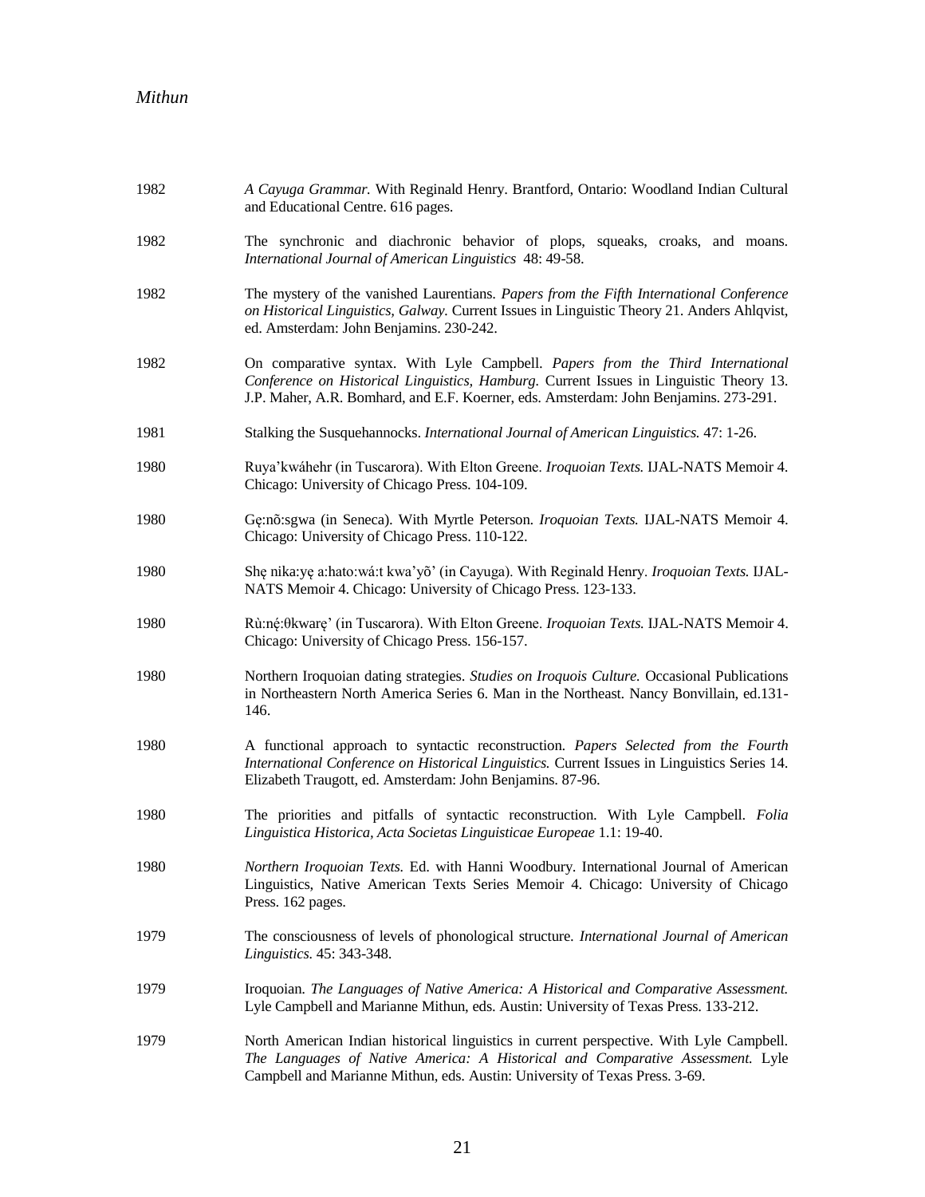1982 *A Cayuga Grammar.* With Reginald Henry. Brantford, Ontario: Woodland Indian Cultural and Educational Centre. 616 pages.

1982 The synchronic and diachronic behavior of plops, squeaks, croaks, and moans. *International Journal of American Linguistics* 48: 49-58.

1982 The mystery of the vanished Laurentians. *Papers from the Fifth International Conference on Historical Linguistics, Galway.* Current Issues in Linguistic Theory 21. Anders Ahlqvist, ed. Amsterdam: John Benjamins. 230-242.

1982 On comparative syntax. With Lyle Campbell. *Papers from the Third International Conference on Historical Linguistics, Hamburg.* Current Issues in Linguistic Theory 13. J.P. Maher, A.R. Bomhard, and E.F. Koerner, eds. Amsterdam: John Benjamins. 273-291.

1981 Stalking the Susquehannocks. *International Journal of American Linguistics.* 47: 1-26.

1980 Ruya'kwáhehr (in Tuscarora). With Elton Greene. *Iroquoian Texts.* IJAL-NATS Memoir 4. Chicago: University of Chicago Press. 104-109.

1980 Gę:nõ:sgwa (in Seneca). With Myrtle Peterson. *Iroquoian Texts.* IJAL-NATS Memoir 4. Chicago: University of Chicago Press. 110-122.

1980 Shę nika:yę a:hato:wá:t kwa'yõ' (in Cayuga). With Reginald Henry. *Iroquoian Texts.* IJAL-NATS Memoir 4. Chicago: University of Chicago Press. 123-133.

1980 Rù:nę́:θkwarę' (in Tuscarora). With Elton Greene. *Iroquoian Texts.* IJAL-NATS Memoir 4. Chicago: University of Chicago Press. 156-157.

1980 Northern Iroquoian dating strategies. *Studies on Iroquois Culture.* Occasional Publications in Northeastern North America Series 6. Man in the Northeast. Nancy Bonvillain, ed.131-146.

1980 A functional approach to syntactic reconstruction. *Papers Selected from the Fourth International Conference on Historical Linguistics.* Current Issues in Linguistics Series 14. Elizabeth Traugott, ed. Amsterdam: John Benjamins. 87-96.

1980 The priorities and pitfalls of syntactic reconstruction. With Lyle Campbell. *Folia Linguistica Historica, Acta Societas Linguisticae Europeae* 1.1: 19-40.

1980 *Northern Iroquoian Texts.* Ed. with Hanni Woodbury. International Journal of American Linguistics, Native American Texts Series Memoir 4. Chicago: University of Chicago Press. 162 pages.

1979 The consciousness of levels of phonological structure. *International Journal of American Linguistics.* 45: 343-348.

1979 Iroquoian. *The Languages of Native America: A Historical and Comparative Assessment.* Lyle Campbell and Marianne Mithun, eds. Austin: University of Texas Press. 133-212.

1979 North American Indian historical linguistics in current perspective. With Lyle Campbell. *The Languages of Native America: A Historical and Comparative Assessment.* Lyle Campbell and Marianne Mithun, eds. Austin: University of Texas Press. 3-69.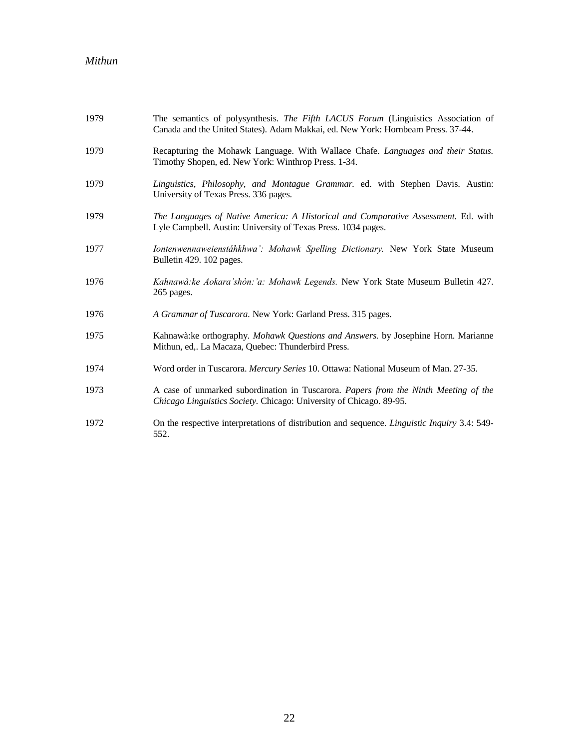1979 The semantics of polysynthesis. *The Fifth LACUS Forum* (Linguistics Association of Canada and the United States). Adam Makkai, ed. New York: Hornbeam Press. 37-44.

1979 Recapturing the Mohawk Language. With Wallace Chafe. *Languages and their Status.* Timothy Shopen, ed. New York: Winthrop Press. 1-34.

1979 *Linguistics, Philosophy, and Montague Grammar.* ed. with Stephen Davis. Austin: University of Texas Press. 336 pages.

1979 *The Languages of Native America: A Historical and Comparative Assessment.* Ed. with Lyle Campbell. Austin: University of Texas Press. 1034 pages.

1977 *Iontenwennaweienstáhkhwa': Mohawk Spelling Dictionary.* New York State Museum Bulletin 429. 102 pages.

1976 *Kahnawà:ke Aokara'shòn:'a: Mohawk Legends.* New York State Museum Bulletin 427. 265 pages.

1976 *A Grammar of Tuscarora.* New York: Garland Press. 315 pages.

1975 Kahnawà:ke orthography. *Mohawk Questions and Answers.* by Josephine Horn. Marianne Mithun, ed,. La Macaza, Quebec: Thunderbird Press.

1974 Word order in Tuscarora. *Mercury Series* 10. Ottawa: National Museum of Man. 27-35.

1973 A case of unmarked subordination in Tuscarora. *Papers from the Ninth Meeting of the Chicago Linguistics Society.* Chicago: University of Chicago. 89-95.

1972 On the respective interpretations of distribution and sequence. *Linguistic Inquiry* 3.4: 549-552.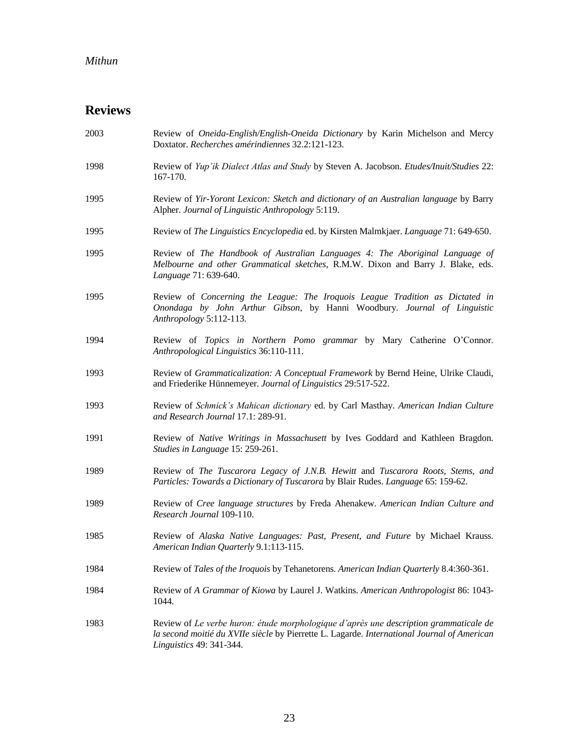## Reviews

2003 Review of *Oneida-English/English-Oneida Dictionary* by Karin Michelson and Mercy Doxtator. *Recherches amérindiennes* 32.2:121-123.

1998 Review of *Yup'ik Dialect Atlas and Study* by Steven A. Jacobson. *Etudes/Inuit/Studies* 22: 167-170.

1995 Review of *Yir-Yoront Lexicon: Sketch and dictionary of an Australian language* by Barry Alpher. *Journal of Linguistic Anthropology* 5:119.

1995 Review of *The Linguistics Encyclopedia* ed. by Kirsten Malmkjaer. *Language* 71: 649-650.

1995 Review of *The Handbook of Australian Languages 4: The Aboriginal Language of Melbourne and other Grammatical sketches*, R.M.W. Dixon and Barry J. Blake, eds. *Language* 71: 639-640.

1995 Review of *Concerning the League: The Iroquois League Tradition as Dictated in Onondaga by John Arthur Gibson*, by Hanni Woodbury. *Journal of Linguistic Anthropology* 5:112-113.

1994 Review of *Topics in Northern Pomo grammar* by Mary Catherine O'Connor. *Anthropological Linguistics* 36:110-111.

1993 Review of *Grammaticalization: A Conceptual Framework* by Bernd Heine, Ulrike Claudi, and Friederike Hünnemeyer. *Journal of Linguistics* 29:517-522.

1993 Review of *Schmick's Mahican dictionary* ed. by Carl Masthay. *American Indian Culture and Research Journal* 17.1: 289-91.

1991 Review of *Native Writings in Massachusett* by Ives Goddard and Kathleen Bragdon. *Studies in Language* 15: 259-261.

1989 Review of *The Tuscarora Legacy of J.N.B. Hewitt* and *Tuscarora Roots, Stems, and Particles: Towards a Dictionary of Tuscarora* by Blair Rudes. *Language* 65: 159-62.

1989 Review of *Cree language structures* by Freda Ahenakew. *American Indian Culture and Research Journal* 109-110.

1985 Review of *Alaska Native Languages: Past, Present, and Future* by Michael Krauss. *American Indian Quarterly* 9.1:113-115.

1984 Review of *Tales of the Iroquois* by Tehanetorens. *American Indian Quarterly* 8.4:360-361.

1984 Review of *A Grammar of Kiowa* by Laurel J. Watkins. *American Anthropologist* 86: 1043-1044.

1983 Review of *Le verbe huron: étude morphologique d'après une* description grammaticale de *la second moitié du XVIIe siècle* by Pierrette L. Lagarde. *International Journal of American Linguistics* 49: 341-344.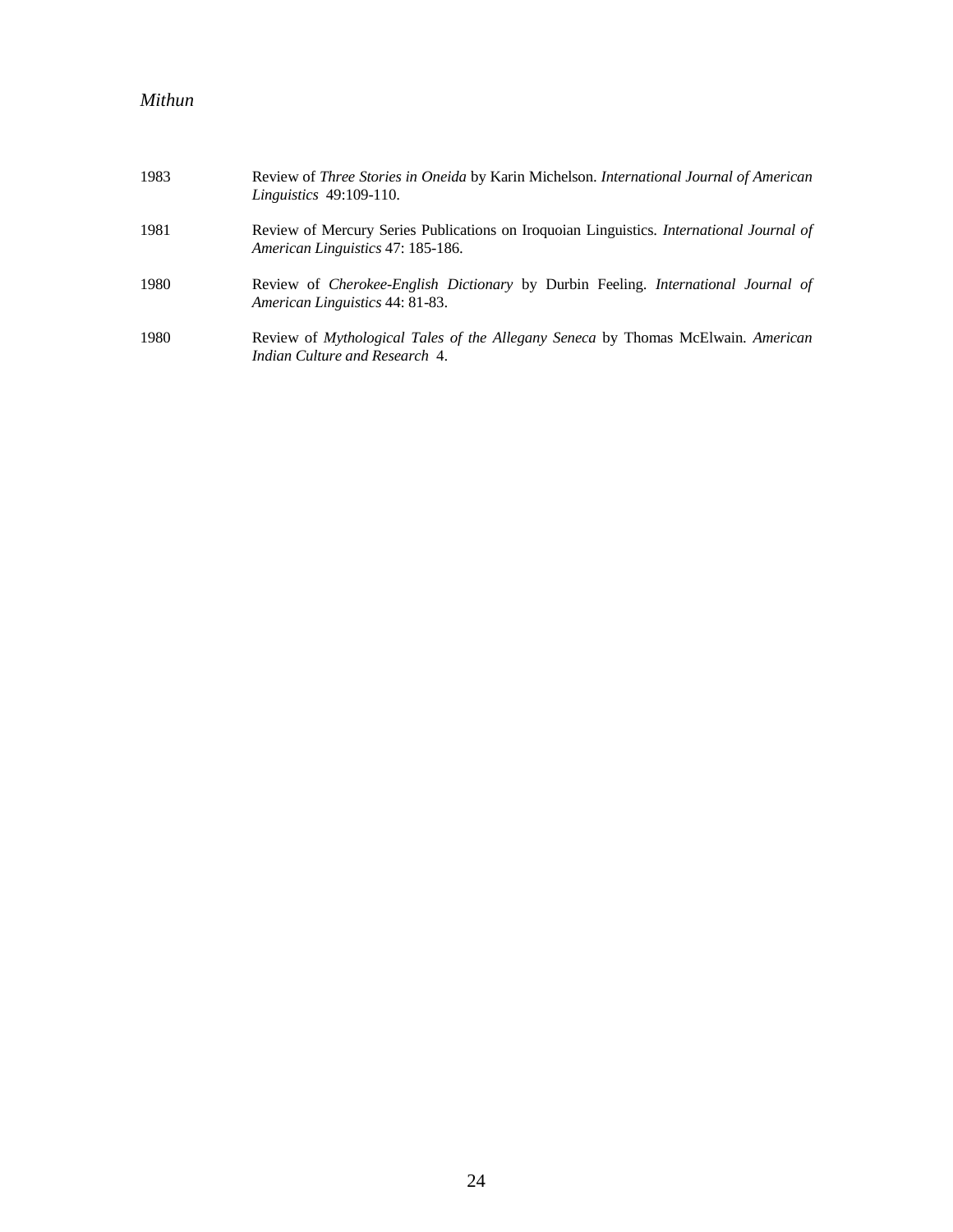1983 Review of *Three Stories in Oneida* by Karin Michelson. *International Journal of American Linguistics* 49:109-110.

1981 Review of Mercury Series Publications on Iroquoian Linguistics. *International Journal of American Linguistics* 47: 185-186.

1980 Review of *Cherokee-English Dictionary* by Durbin Feeling. *International Journal of American Linguistics* 44: 81-83.

1980 Review of *Mythological Tales of the Allegany Seneca* by Thomas McElwain. *American Indian Culture and Research* 4.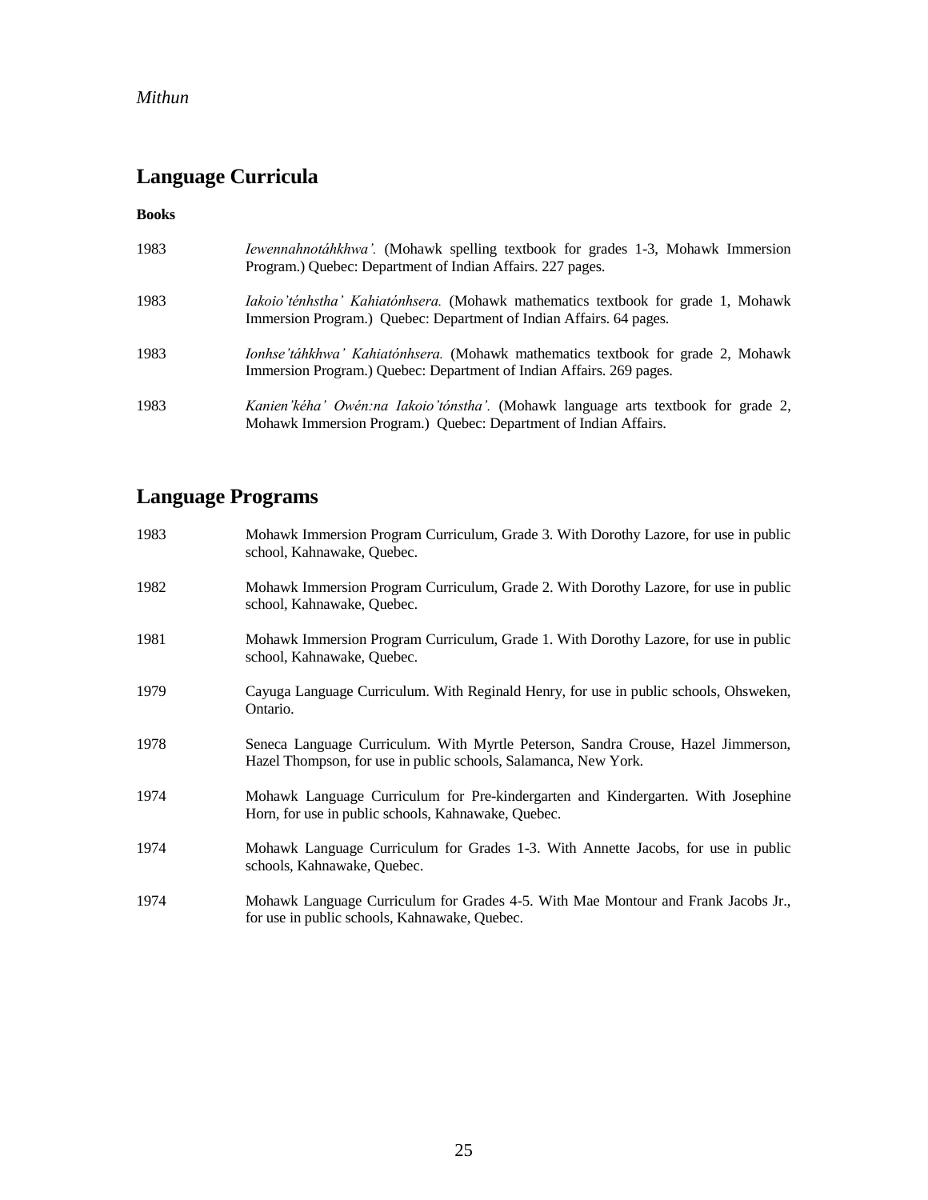## Language Curricula

**Books**

1983 *Iewennahnotáhkhwa'.* (Mohawk spelling textbook for grades 1-3, Mohawk Immersion Program.) Quebec: Department of Indian Affairs. 227 pages.

1983 *Iakoio'ténhstha' Kahiatónhsera.* (Mohawk mathematics textbook for grade 1, Mohawk Immersion Program.) Quebec: Department of Indian Affairs. 64 pages.

1983 *Ionhse'táhkhwa' Kahiatónhsera.* (Mohawk mathematics textbook for grade 2, Mohawk Immersion Program.) Quebec: Department of Indian Affairs. 269 pages.

1983 *Kanien'kéha' Owén:na Iakoio'tónstha'.* (Mohawk language arts textbook for grade 2, Mohawk Immersion Program.) Quebec: Department of Indian Affairs.

## Language Programs

1983 Mohawk Immersion Program Curriculum, Grade 3. With Dorothy Lazore, for use in public school, Kahnawake, Quebec.

1982 Mohawk Immersion Program Curriculum, Grade 2. With Dorothy Lazore, for use in public school, Kahnawake, Quebec.

1981 Mohawk Immersion Program Curriculum, Grade 1. With Dorothy Lazore, for use in public school, Kahnawake, Quebec.

1979 Cayuga Language Curriculum. With Reginald Henry, for use in public schools, Ohsweken, Ontario.

1978 Seneca Language Curriculum. With Myrtle Peterson, Sandra Crouse, Hazel Jimmerson, Hazel Thompson, for use in public schools, Salamanca, New York.

1974 Mohawk Language Curriculum for Pre-kindergarten and Kindergarten. With Josephine Horn, for use in public schools, Kahnawake, Quebec.

1974 Mohawk Language Curriculum for Grades 1-3. With Annette Jacobs, for use in public schools, Kahnawake, Quebec.

1974 Mohawk Language Curriculum for Grades 4-5. With Mae Montour and Frank Jacobs Jr., for use in public schools, Kahnawake, Quebec.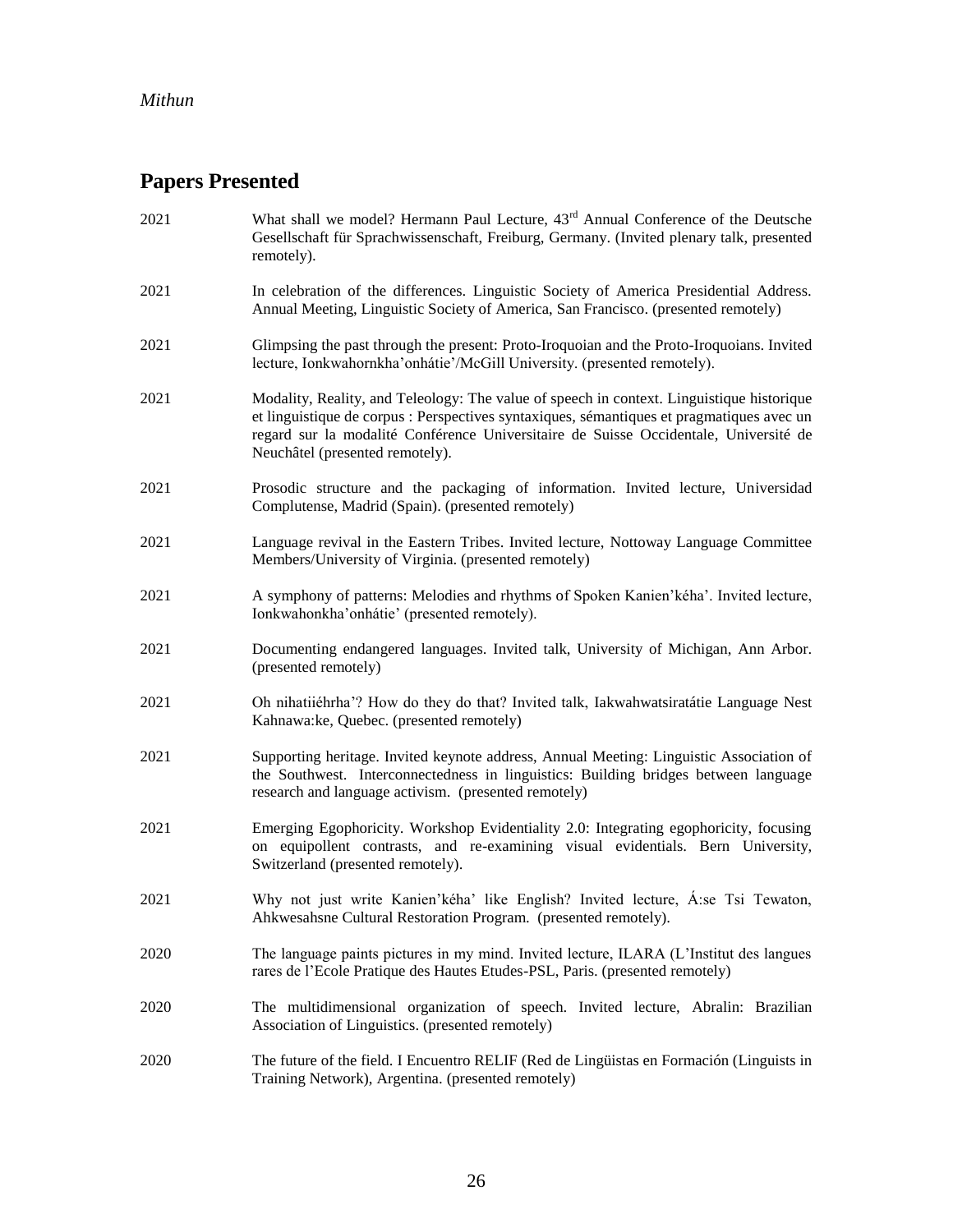## Papers Presented

2021 What shall we model? Hermann Paul Lecture, 43rd Annual Conference of the Deutsche Gesellschaft für Sprachwissenschaft, Freiburg, Germany. (Invited plenary talk, presented remotely).

2021 In celebration of the differences. Linguistic Society of America Presidential Address. Annual Meeting, Linguistic Society of America, San Francisco. (presented remotely)

2021 Glimpsing the past through the present: Proto-Iroquoian and the Proto-Iroquoians. Invited lecture, Ionkwahornkha'onhátie'/McGill University. (presented remotely).

2021 Modality, Reality, and Teleology: The value of speech in context. Linguistique historique et linguistique de corpus : Perspectives syntaxiques, sémantiques et pragmatiques avec un regard sur la modalité Conférence Universitaire de Suisse Occidentale, Université de Neuchâtel (presented remotely).

2021 Prosodic structure and the packaging of information. Invited lecture, Universidad Complutense, Madrid (Spain). (presented remotely)

2021 Language revival in the Eastern Tribes. Invited lecture, Nottoway Language Committee Members/University of Virginia. (presented remotely)

2021 A symphony of patterns: Melodies and rhythms of Spoken Kanien'kéha'. Invited lecture, Ionkwahonkha'onhátie' (presented remotely).

2021 Documenting endangered languages. Invited talk, University of Michigan, Ann Arbor. (presented remotely)

2021 Oh nihatiiéhrha'? How do they do that? Invited talk, Iakwahwatsiratátie Language Nest Kahnawa:ke, Quebec. (presented remotely)

2021 Supporting heritage. Invited keynote address, Annual Meeting: Linguistic Association of the Southwest. Interconnectedness in linguistics: Building bridges between language research and language activism. (presented remotely)

2021 Emerging Egophoricity. Workshop Evidentiality 2.0: Integrating egophoricity, focusing on equipollent contrasts, and re-examining visual evidentials. Bern University, Switzerland (presented remotely).

2021 Why not just write Kanien'kéha' like English? Invited lecture, Á:se Tsi Tewaton, Ahkwesahsne Cultural Restoration Program. (presented remotely).

2020 The language paints pictures in my mind. Invited lecture, ILARA (L'Institut des langues rares de l'Ecole Pratique des Hautes Etudes-PSL, Paris. (presented remotely)

2020 The multidimensional organization of speech. Invited lecture, Abralin: Brazilian Association of Linguistics. (presented remotely)

2020 The future of the field. I Encuentro RELIF (Red de Lingüistas en Formación (Linguists in Training Network), Argentina. (presented remotely)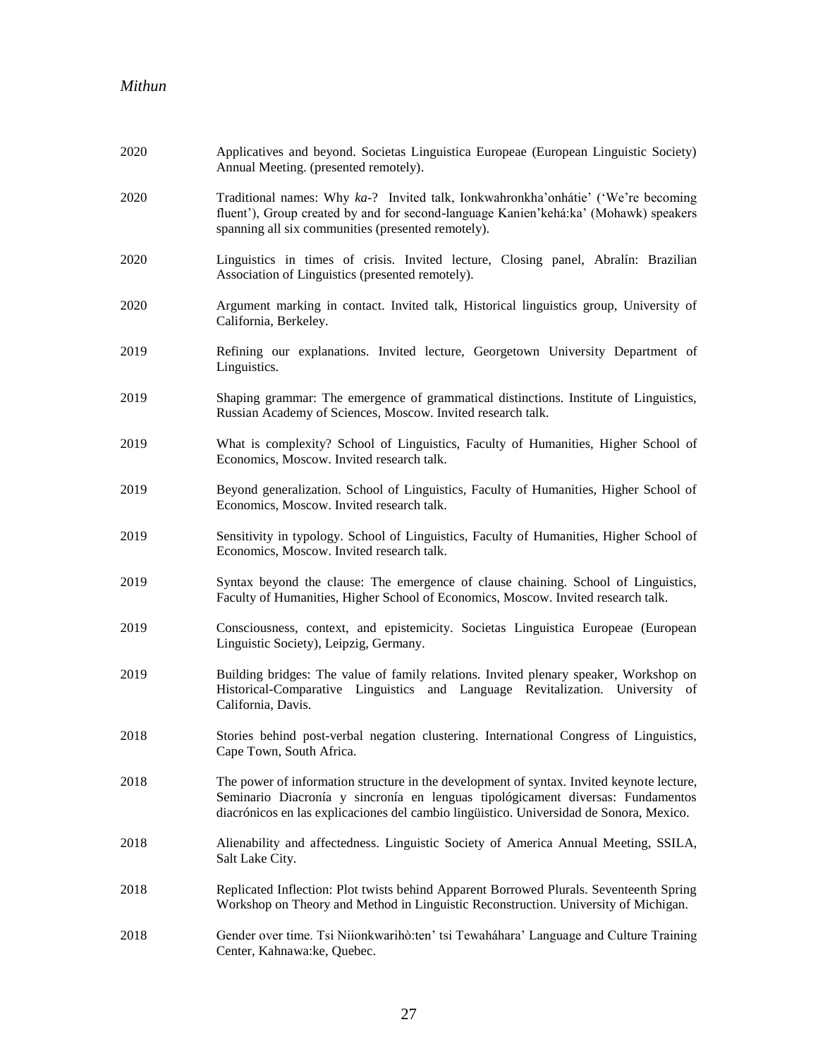2020 Applicatives and beyond. Societas Linguistica Europeae (European Linguistic Society) Annual Meeting. (presented remotely).

2020 Traditional names: Why *ka*-? Invited talk, Ionkwahronkha'onhátie' ('We're becoming fluent'), Group created by and for second-language Kanien'kehá:ka' (Mohawk) speakers spanning all six communities (presented remotely).

2020 Linguistics in times of crisis. Invited lecture, Closing panel, Abralín: Brazilian Association of Linguistics (presented remotely).

2020 Argument marking in contact. Invited talk, Historical linguistics group, University of California, Berkeley.

2019 Refining our explanations. Invited lecture, Georgetown University Department of Linguistics.

2019 Shaping grammar: The emergence of grammatical distinctions. Institute of Linguistics, Russian Academy of Sciences, Moscow. Invited research talk.

2019 What is complexity? School of Linguistics, Faculty of Humanities, Higher School of Economics, Moscow. Invited research talk.

2019 Beyond generalization. School of Linguistics, Faculty of Humanities, Higher School of Economics, Moscow. Invited research talk.

2019 Sensitivity in typology. School of Linguistics, Faculty of Humanities, Higher School of Economics, Moscow. Invited research talk.

2019 Syntax beyond the clause: The emergence of clause chaining. School of Linguistics, Faculty of Humanities, Higher School of Economics, Moscow. Invited research talk.

2019 Consciousness, context, and epistemicity. Societas Linguistica Europeae (European Linguistic Society), Leipzig, Germany.

2019 Building bridges: The value of family relations. Invited plenary speaker, Workshop on Historical-Comparative Linguistics and Language Revitalization. University of California, Davis.

2018 Stories behind post-verbal negation clustering. International Congress of Linguistics, Cape Town, South Africa.

2018 The power of information structure in the development of syntax. Invited keynote lecture, Seminario Diacronía y sincronía en lenguas tipológicament diversas: Fundamentos diacrónicos en las explicaciones del cambio lingüistico. Universidad de Sonora, Mexico.

2018 Alienability and affectedness. Linguistic Society of America Annual Meeting, SSILA, Salt Lake City.

2018 Replicated Inflection: Plot twists behind Apparent Borrowed Plurals. Seventeenth Spring Workshop on Theory and Method in Linguistic Reconstruction. University of Michigan.

2018 Gender over time. Tsi Niionkwarihò:ten' tsi Tewaháhara' Language and Culture Training Center, Kahnawa:ke, Quebec.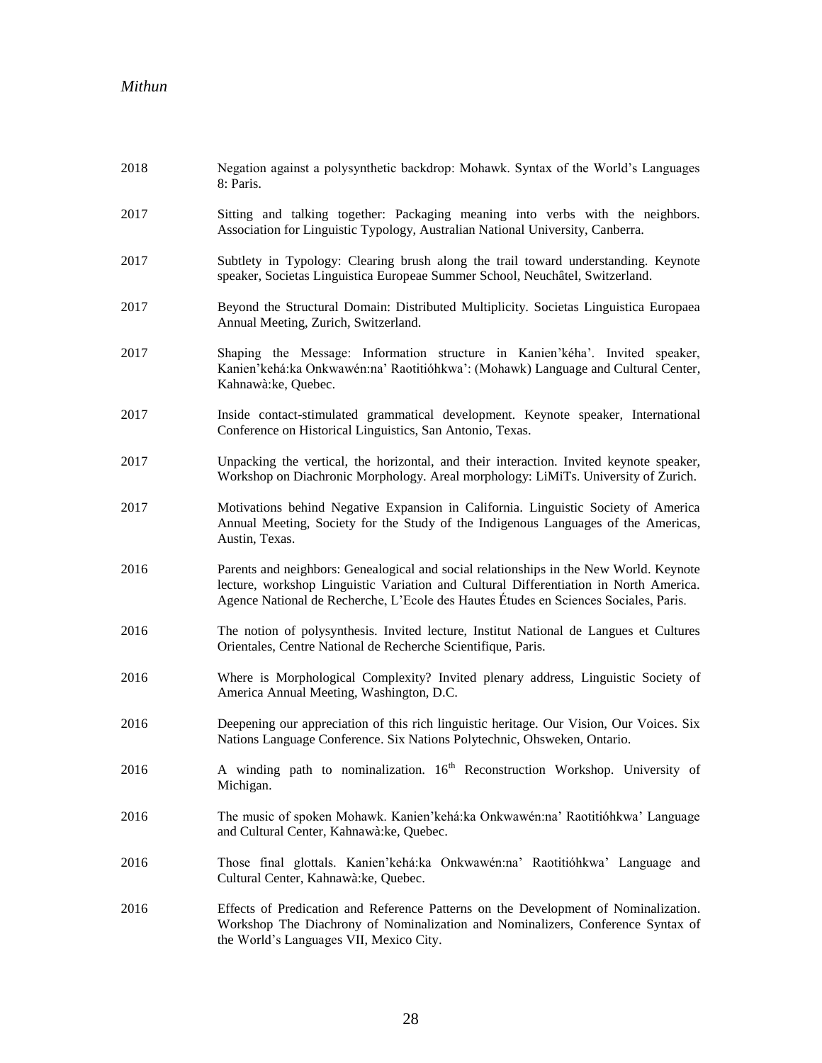2018 Negation against a polysynthetic backdrop: Mohawk. Syntax of the World's Languages 8: Paris.

2017 Sitting and talking together: Packaging meaning into verbs with the neighbors. Association for Linguistic Typology, Australian National University, Canberra.

2017 Subtlety in Typology: Clearing brush along the trail toward understanding. Keynote speaker, Societas Linguistica Europeae Summer School, Neuchâtel, Switzerland.

2017 Beyond the Structural Domain: Distributed Multiplicity. Societas Linguistica Europaea Annual Meeting, Zurich, Switzerland.

2017 Shaping the Message: Information structure in Kanien'kéha'. Invited speaker, Kanien'kehá:ka Onkwawén:na' Raotitióhkwa': (Mohawk) Language and Cultural Center, Kahnawà:ke, Quebec.

2017 Inside contact-stimulated grammatical development. Keynote speaker, International Conference on Historical Linguistics, San Antonio, Texas.

2017 Unpacking the vertical, the horizontal, and their interaction. Invited keynote speaker, Workshop on Diachronic Morphology. Areal morphology: LiMiTs. University of Zurich.

2017 Motivations behind Negative Expansion in California. Linguistic Society of America Annual Meeting, Society for the Study of the Indigenous Languages of the Americas, Austin, Texas.

2016 Parents and neighbors: Genealogical and social relationships in the New World. Keynote lecture, workshop Linguistic Variation and Cultural Differentiation in North America. Agence National de Recherche, L'Ecole des Hautes Études en Sciences Sociales, Paris.

2016 The notion of polysynthesis. Invited lecture, Institut National de Langues et Cultures Orientales, Centre National de Recherche Scientifique, Paris.

2016 Where is Morphological Complexity? Invited plenary address, Linguistic Society of America Annual Meeting, Washington, D.C.

2016 Deepening our appreciation of this rich linguistic heritage. Our Vision, Our Voices. Six Nations Language Conference. Six Nations Polytechnic, Ohsweken, Ontario.

2016 A winding path to nominalization. 16th Reconstruction Workshop. University of Michigan.

2016 The music of spoken Mohawk. Kanien'kehá:ka Onkwawén:na' Raotitióhkwa' Language and Cultural Center, Kahnawà:ke, Quebec.

2016 Those final glottals. Kanien'kehá:ka Onkwawén:na' Raotitióhkwa' Language and Cultural Center, Kahnawà:ke, Quebec.

2016 Effects of Predication and Reference Patterns on the Development of Nominalization. Workshop The Diachrony of Nominalization and Nominalizers, Conference Syntax of the World's Languages VII, Mexico City.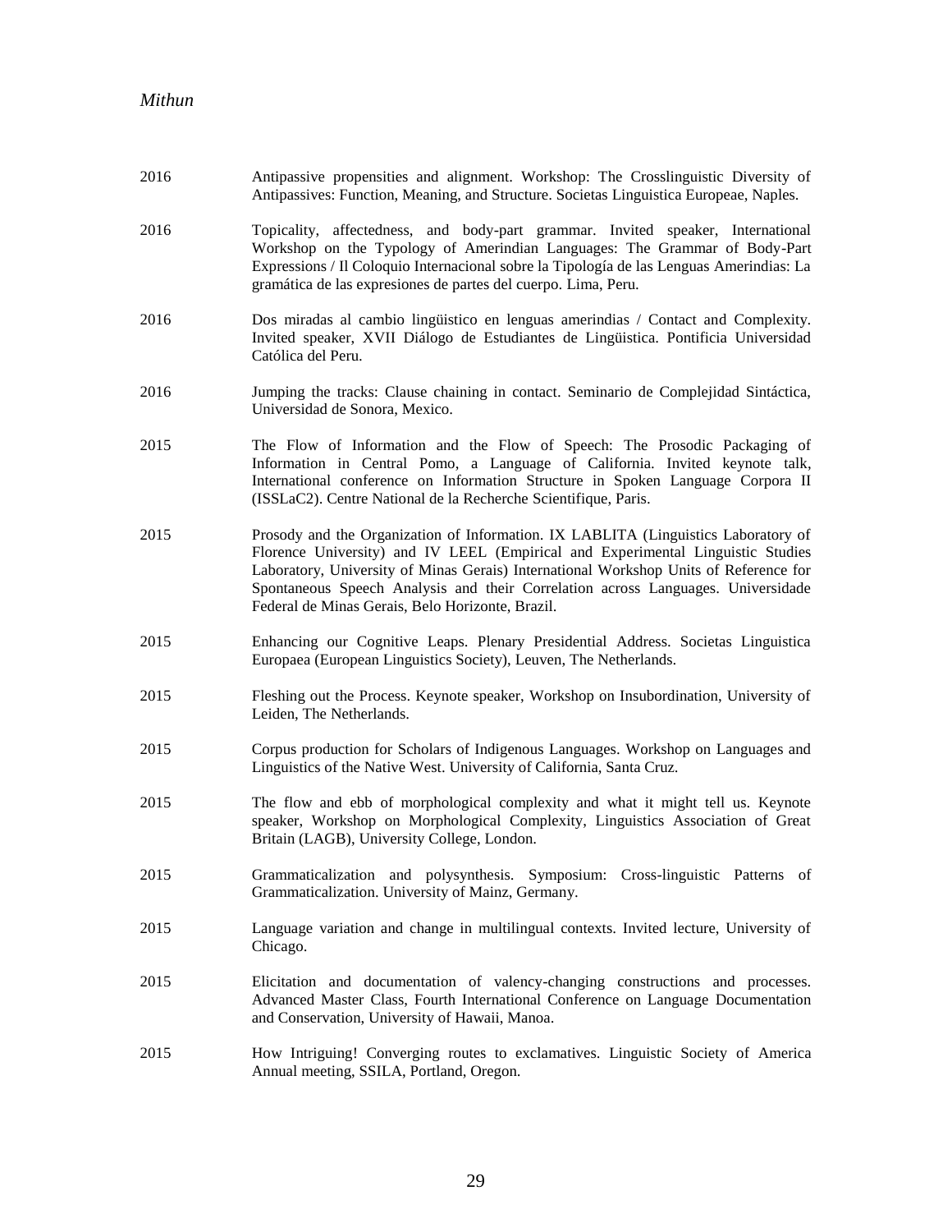2016 Antipassive propensities and alignment. Workshop: The Crosslinguistic Diversity of Antipassives: Function, Meaning, and Structure. Societas Linguistica Europeae, Naples.

2016 Topicality, affectedness, and body-part grammar. Invited speaker, International Workshop on the Typology of Amerindian Languages: The Grammar of Body-Part Expressions / Il Coloquio Internacional sobre la Tipología de las Lenguas Amerindias: La gramática de las expresiones de partes del cuerpo. Lima, Peru.

2016 Dos miradas al cambio lingüistico en lenguas amerindias / Contact and Complexity. Invited speaker, XVII Diálogo de Estudiantes de Lingüistica. Pontificia Universidad Católica del Peru.

2016 Jumping the tracks: Clause chaining in contact. Seminario de Complejidad Sintáctica, Universidad de Sonora, Mexico.

2015 The Flow of Information and the Flow of Speech: The Prosodic Packaging of Information in Central Pomo, a Language of California. Invited keynote talk, International conference on Information Structure in Spoken Language Corpora II (ISSLaC2). Centre National de la Recherche Scientifique, Paris.

2015 Prosody and the Organization of Information. IX LABLITA (Linguistics Laboratory of Florence University) and IV LEEL (Empirical and Experimental Linguistic Studies Laboratory, University of Minas Gerais) International Workshop Units of Reference for Spontaneous Speech Analysis and their Correlation across Languages. Universidade Federal de Minas Gerais, Belo Horizonte, Brazil.

2015 Enhancing our Cognitive Leaps. Plenary Presidential Address. Societas Linguistica Europaea (European Linguistics Society), Leuven, The Netherlands.

2015 Fleshing out the Process. Keynote speaker, Workshop on Insubordination, University of Leiden, The Netherlands.

2015 Corpus production for Scholars of Indigenous Languages. Workshop on Languages and Linguistics of the Native West. University of California, Santa Cruz.

2015 The flow and ebb of morphological complexity and what it might tell us. Keynote speaker, Workshop on Morphological Complexity, Linguistics Association of Great Britain (LAGB), University College, London.

2015 Grammaticalization and polysynthesis. Symposium: Cross-linguistic Patterns of Grammaticalization. University of Mainz, Germany.

2015 Language variation and change in multilingual contexts. Invited lecture, University of Chicago.

2015 Elicitation and documentation of valency-changing constructions and processes. Advanced Master Class, Fourth International Conference on Language Documentation and Conservation, University of Hawaii, Manoa.

2015 How Intriguing! Converging routes to exclamatives. Linguistic Society of America Annual meeting, SSILA, Portland, Oregon.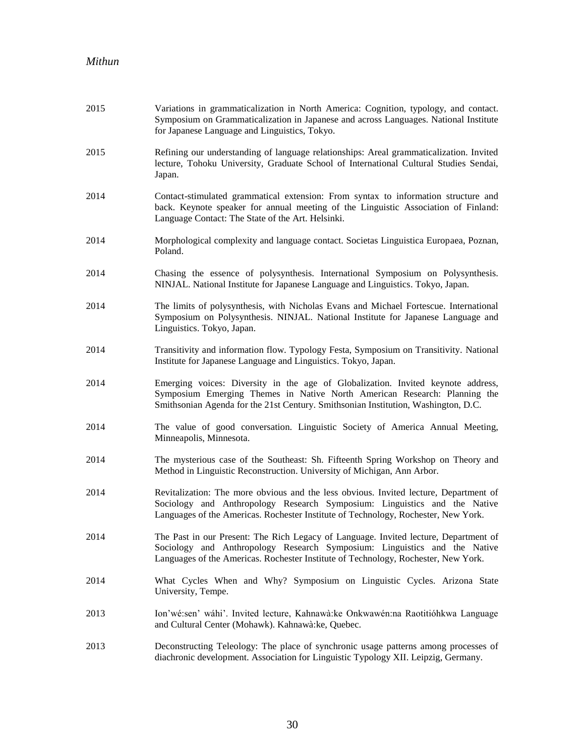2015 Variations in grammaticalization in North America: Cognition, typology, and contact. Symposium on Grammaticalization in Japanese and across Languages. National Institute for Japanese Language and Linguistics, Tokyo.

2015 Refining our understanding of language relationships: Areal grammaticalization. Invited lecture, Tohoku University, Graduate School of International Cultural Studies Sendai, Japan.

2014 Contact-stimulated grammatical extension: From syntax to information structure and back. Keynote speaker for annual meeting of the Linguistic Association of Finland: Language Contact: The State of the Art. Helsinki.

2014 Morphological complexity and language contact. Societas Linguistica Europaea, Poznan, Poland.

2014 Chasing the essence of polysynthesis. International Symposium on Polysynthesis. NINJAL. National Institute for Japanese Language and Linguistics. Tokyo, Japan.

2014 The limits of polysynthesis, with Nicholas Evans and Michael Fortescue. International Symposium on Polysynthesis. NINJAL. National Institute for Japanese Language and Linguistics. Tokyo, Japan.

2014 Transitivity and information flow. Typology Festa, Symposium on Transitivity. National Institute for Japanese Language and Linguistics. Tokyo, Japan.

2014 Emerging voices: Diversity in the age of Globalization. Invited keynote address, Symposium Emerging Themes in Native North American Research: Planning the Smithsonian Agenda for the 21st Century. Smithsonian Institution, Washington, D.C.

2014 The value of good conversation. Linguistic Society of America Annual Meeting, Minneapolis, Minnesota.

2014 The mysterious case of the Southeast: Sh. Fifteenth Spring Workshop on Theory and Method in Linguistic Reconstruction. University of Michigan, Ann Arbor.

2014 Revitalization: The more obvious and the less obvious. Invited lecture, Department of Sociology and Anthropology Research Symposium: Linguistics and the Native Languages of the Americas. Rochester Institute of Technology, Rochester, New York.

2014 The Past in our Present: The Rich Legacy of Language. Invited lecture, Department of Sociology and Anthropology Research Symposium: Linguistics and the Native Languages of the Americas. Rochester Institute of Technology, Rochester, New York.

2014 What Cycles When and Why? Symposium on Linguistic Cycles. Arizona State University, Tempe.

2013 Ion'wé:sen' wáhi'. Invited lecture, Kahnawà:ke Onkwawén:na Raotitióhkwa Language and Cultural Center (Mohawk). Kahnawà:ke, Quebec.

2013 Deconstructing Teleology: The place of synchronic usage patterns among processes of diachronic development. Association for Linguistic Typology XII. Leipzig, Germany.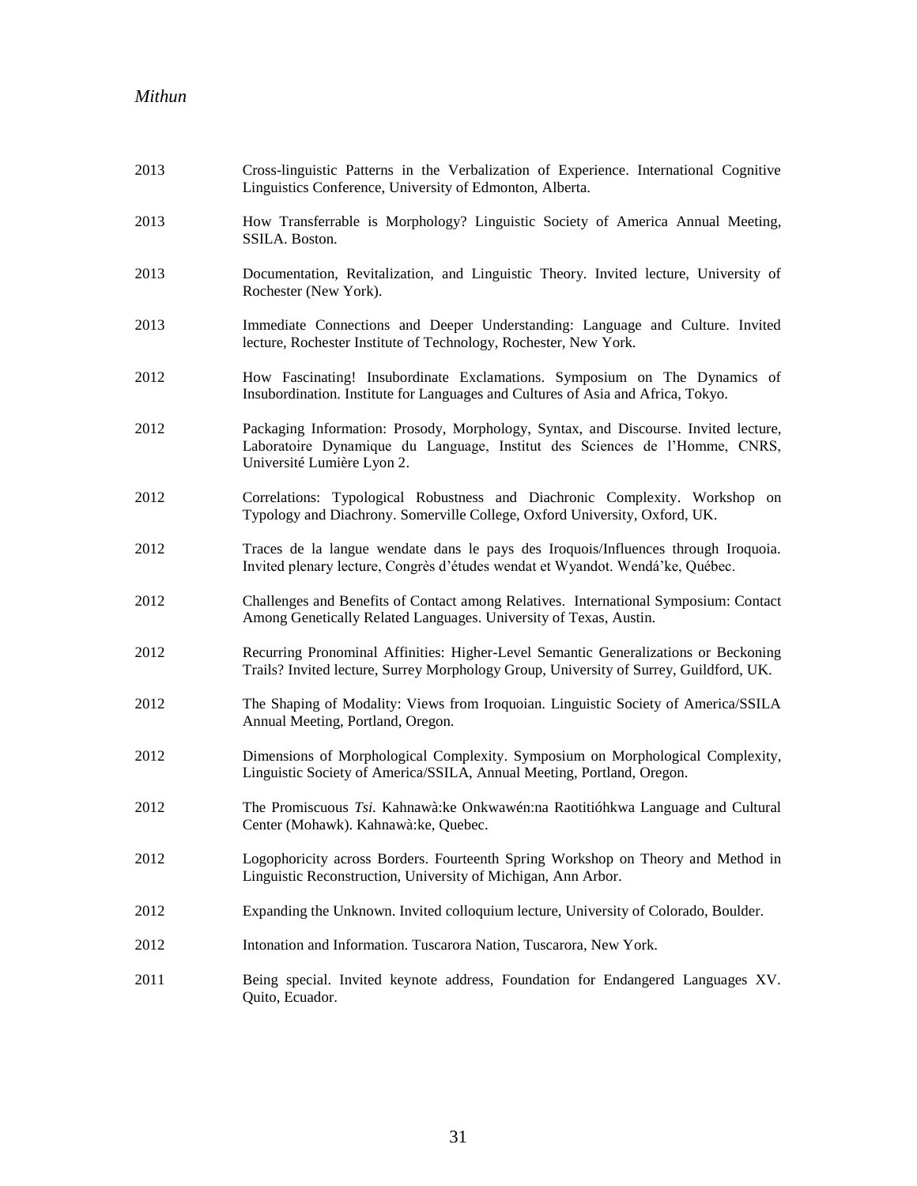2013 Cross-linguistic Patterns in the Verbalization of Experience. International Cognitive Linguistics Conference, University of Edmonton, Alberta.

2013 How Transferrable is Morphology? Linguistic Society of America Annual Meeting, SSILA. Boston.

2013 Documentation, Revitalization, and Linguistic Theory. Invited lecture, University of Rochester (New York).

2013 Immediate Connections and Deeper Understanding: Language and Culture. Invited lecture, Rochester Institute of Technology, Rochester, New York.

2012 How Fascinating! Insubordinate Exclamations. Symposium on The Dynamics of Insubordination. Institute for Languages and Cultures of Asia and Africa, Tokyo.

2012 Packaging Information: Prosody, Morphology, Syntax, and Discourse. Invited lecture, Laboratoire Dynamique du Language, Institut des Sciences de l'Homme, CNRS, Université Lumière Lyon 2.

2012 Correlations: Typological Robustness and Diachronic Complexity. Workshop on Typology and Diachrony. Somerville College, Oxford University, Oxford, UK.

2012 Traces de la langue wendate dans le pays des Iroquois/Influences through Iroquoia. Invited plenary lecture, Congrès d'études wendat et Wyandot. Wendá'ke, Québec.

2012 Challenges and Benefits of Contact among Relatives. International Symposium: Contact Among Genetically Related Languages. University of Texas, Austin.

2012 Recurring Pronominal Affinities: Higher-Level Semantic Generalizations or Beckoning Trails? Invited lecture, Surrey Morphology Group, University of Surrey, Guildford, UK.

2012 The Shaping of Modality: Views from Iroquoian. Linguistic Society of America/SSILA Annual Meeting, Portland, Oregon.

2012 Dimensions of Morphological Complexity. Symposium on Morphological Complexity, Linguistic Society of America/SSILA, Annual Meeting, Portland, Oregon.

2012 The Promiscuous *Tsi*. Kahnawà:ke Onkwawén:na Raotitióhkwa Language and Cultural Center (Mohawk). Kahnawà:ke, Quebec.

2012 Logophoricity across Borders. Fourteenth Spring Workshop on Theory and Method in Linguistic Reconstruction, University of Michigan, Ann Arbor.

2012 Expanding the Unknown. Invited colloquium lecture, University of Colorado, Boulder.

2012 Intonation and Information. Tuscarora Nation, Tuscarora, New York.

2011 Being special. Invited keynote address, Foundation for Endangered Languages XV. Quito, Ecuador.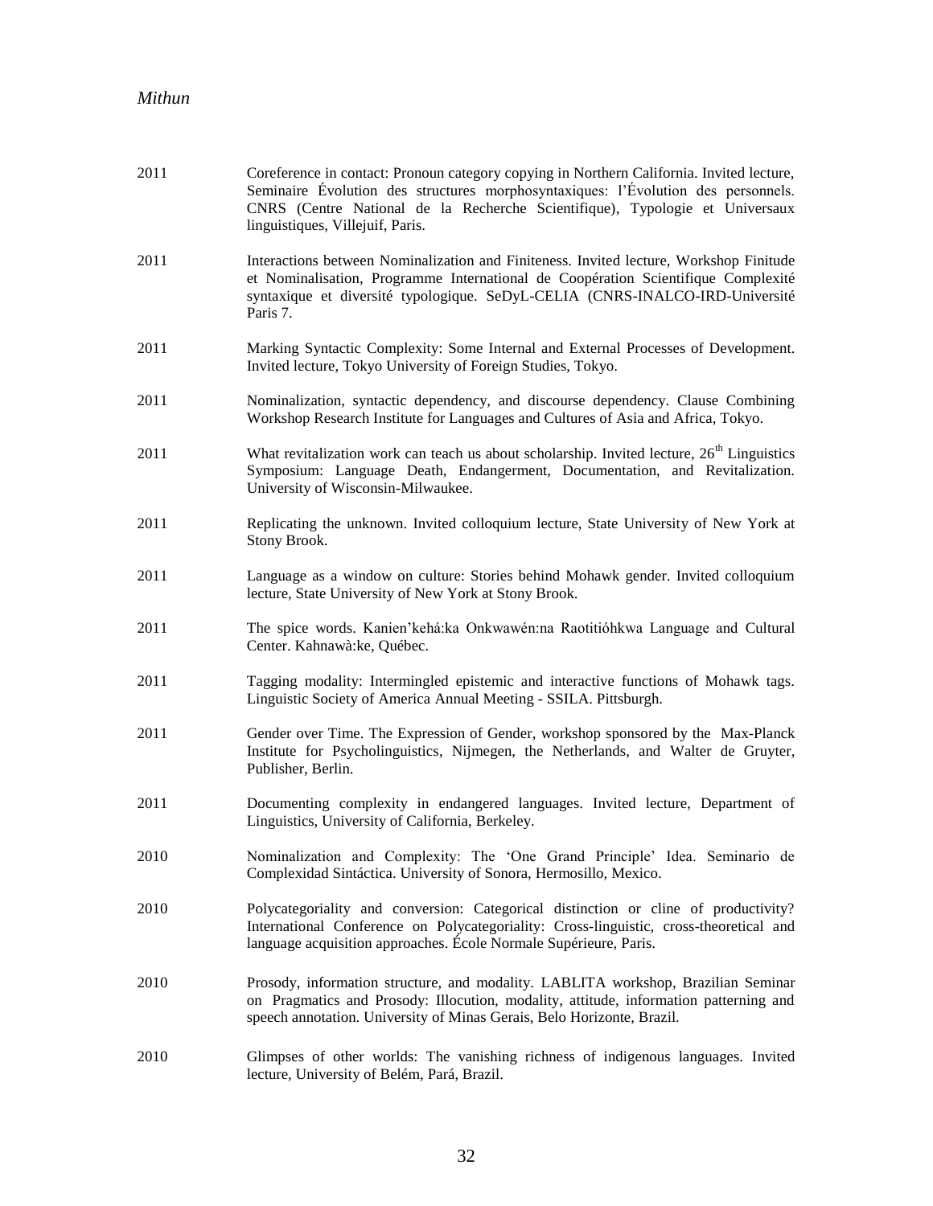2011 Coreference in contact: Pronoun category copying in Northern California. Invited lecture, Seminaire Évolution des structures morphosyntaxiques: l'Évolution des personnels. CNRS (Centre National de la Recherche Scientifique), Typologie et Universaux linguistiques, Villejuif, Paris.

2011 Interactions between Nominalization and Finiteness. Invited lecture, Workshop Finitude et Nominalisation, Programme International de Coopération Scientifique Complexité syntaxique et diversité typologique. SeDyL-CELIA (CNRS-INALCO-IRD-Université Paris 7.

2011 Marking Syntactic Complexity: Some Internal and External Processes of Development. Invited lecture, Tokyo University of Foreign Studies, Tokyo.

2011 Nominalization, syntactic dependency, and discourse dependency. Clause Combining Workshop Research Institute for Languages and Cultures of Asia and Africa, Tokyo.

2011 What revitalization work can teach us about scholarship. Invited lecture, 26th Linguistics Symposium: Language Death, Endangerment, Documentation, and Revitalization. University of Wisconsin-Milwaukee.

2011 Replicating the unknown. Invited colloquium lecture, State University of New York at Stony Brook.

2011 Language as a window on culture: Stories behind Mohawk gender. Invited colloquium lecture, State University of New York at Stony Brook.

2011 The spice words. Kanien'kehá:ka Onkwawén:na Raotitióhkwa Language and Cultural Center. Kahnawà:ke, Québec.

2011 Tagging modality: Intermingled epistemic and interactive functions of Mohawk tags. Linguistic Society of America Annual Meeting - SSILA. Pittsburgh.

2011 Gender over Time. The Expression of Gender, workshop sponsored by the Max-Planck Institute for Psycholinguistics, Nijmegen, the Netherlands, and Walter de Gruyter, Publisher, Berlin.

2011 Documenting complexity in endangered languages. Invited lecture, Department of Linguistics, University of California, Berkeley.

2010 Nominalization and Complexity: The 'One Grand Principle' Idea. Seminario de Complexidad Sintáctica. University of Sonora, Hermosillo, Mexico.

2010 Polycategoriality and conversion: Categorical distinction or cline of productivity? International Conference on Polycategoriality: Cross-linguistic, cross-theoretical and language acquisition approaches. École Normale Supérieure, Paris.

2010 Prosody, information structure, and modality. LABLITA workshop, Brazilian Seminar on Pragmatics and Prosody: Illocution, modality, attitude, information patterning and speech annotation. University of Minas Gerais, Belo Horizonte, Brazil.

2010 Glimpses of other worlds: The vanishing richness of indigenous languages. Invited lecture, University of Belém, Pará, Brazil.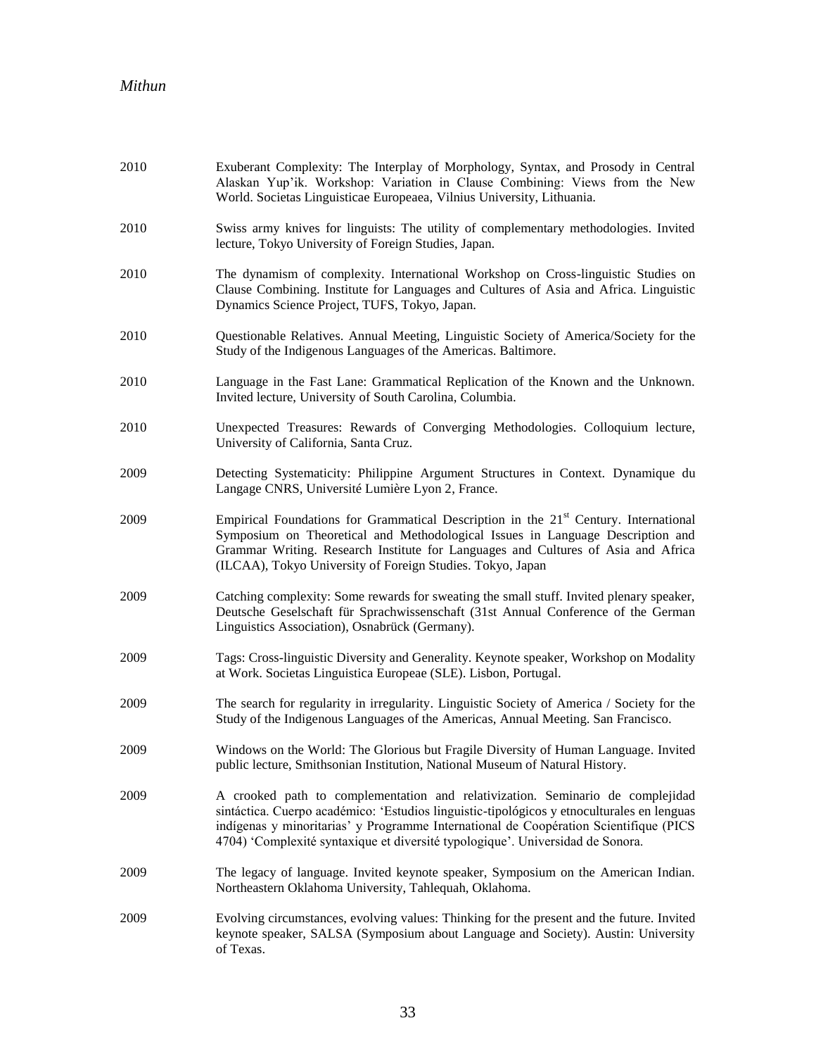2010 Exuberant Complexity: The Interplay of Morphology, Syntax, and Prosody in Central Alaskan Yup'ik. Workshop: Variation in Clause Combining: Views from the New World. Societas Linguisticae Europeaea, Vilnius University, Lithuania.

2010 Swiss army knives for linguists: The utility of complementary methodologies. Invited lecture, Tokyo University of Foreign Studies, Japan.

2010 The dynamism of complexity. International Workshop on Cross-linguistic Studies on Clause Combining. Institute for Languages and Cultures of Asia and Africa. Linguistic Dynamics Science Project, TUFS, Tokyo, Japan.

2010 Questionable Relatives. Annual Meeting, Linguistic Society of America/Society for the Study of the Indigenous Languages of the Americas. Baltimore.

2010 Language in the Fast Lane: Grammatical Replication of the Known and the Unknown. Invited lecture, University of South Carolina, Columbia.

2010 Unexpected Treasures: Rewards of Converging Methodologies. Colloquium lecture, University of California, Santa Cruz.

2009 Detecting Systematicity: Philippine Argument Structures in Context. Dynamique du Langage CNRS, Université Lumière Lyon 2, France.

2009 Empirical Foundations for Grammatical Description in the 21st Century. International Symposium on Theoretical and Methodological Issues in Language Description and Grammar Writing. Research Institute for Languages and Cultures of Asia and Africa (ILCAA), Tokyo University of Foreign Studies. Tokyo, Japan

2009 Catching complexity: Some rewards for sweating the small stuff. Invited plenary speaker, Deutsche Geselschaft für Sprachwissenschaft (31st Annual Conference of the German Linguistics Association), Osnabrück (Germany).

2009 Tags: Cross-linguistic Diversity and Generality. Keynote speaker, Workshop on Modality at Work. Societas Linguistica Europeae (SLE). Lisbon, Portugal.

2009 The search for regularity in irregularity. Linguistic Society of America / Society for the Study of the Indigenous Languages of the Americas, Annual Meeting. San Francisco.

2009 Windows on the World: The Glorious but Fragile Diversity of Human Language. Invited public lecture, Smithsonian Institution, National Museum of Natural History.

2009 A crooked path to complementation and relativization. Seminario de complejidad sintáctica. Cuerpo académico: 'Estudios linguistic-tipológicos y etnoculturales en lenguas indígenas y minoritarias' y Programme International de Coopération Scientifique (PICS 4704) 'Complexité syntaxique et diversité typologique'. Universidad de Sonora.

2009 The legacy of language. Invited keynote speaker, Symposium on the American Indian. Northeastern Oklahoma University, Tahlequah, Oklahoma.

2009 Evolving circumstances, evolving values: Thinking for the present and the future. Invited keynote speaker, SALSA (Symposium about Language and Society). Austin: University of Texas.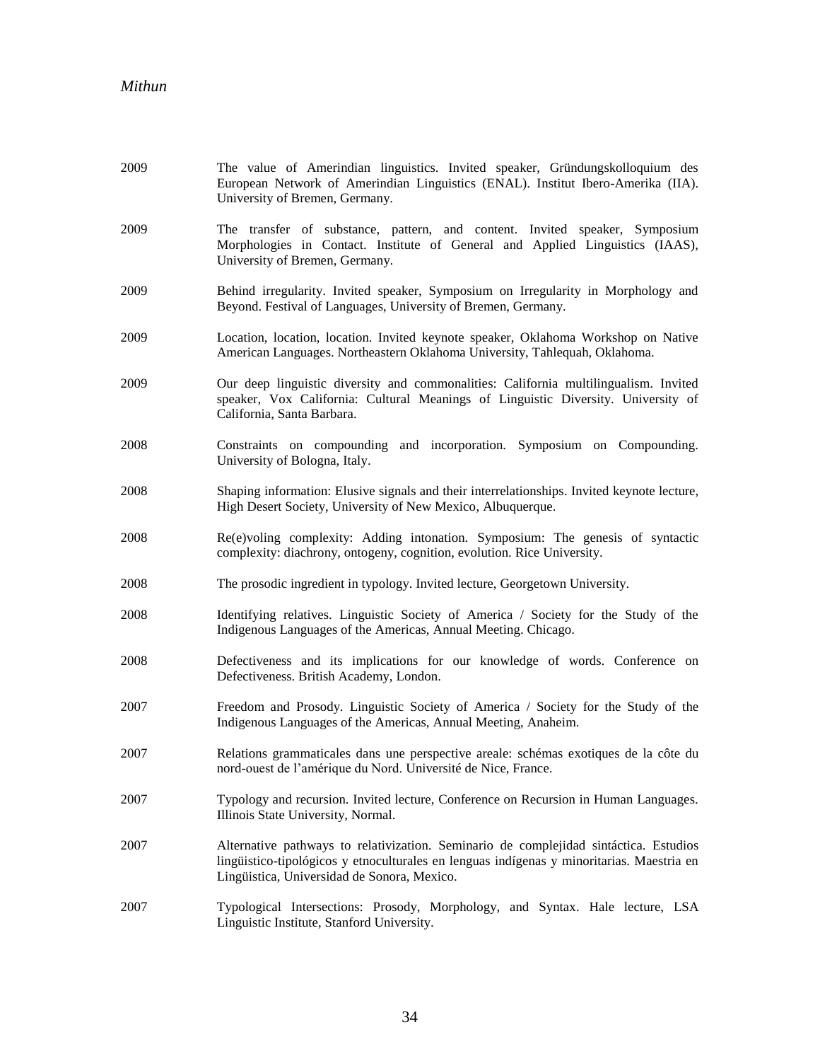2009 The value of Amerindian linguistics. Invited speaker, Gründungskolloquium des European Network of Amerindian Linguistics (ENAL). Institut Ibero-Amerika (IIA). University of Bremen, Germany.

2009 The transfer of substance, pattern, and content. Invited speaker, Symposium Morphologies in Contact. Institute of General and Applied Linguistics (IAAS), University of Bremen, Germany.

2009 Behind irregularity. Invited speaker, Symposium on Irregularity in Morphology and Beyond. Festival of Languages, University of Bremen, Germany.

2009 Location, location, location. Invited keynote speaker, Oklahoma Workshop on Native American Languages. Northeastern Oklahoma University, Tahlequah, Oklahoma.

2009 Our deep linguistic diversity and commonalities: California multilingualism. Invited speaker, Vox California: Cultural Meanings of Linguistic Diversity. University of California, Santa Barbara.

2008 Constraints on compounding and incorporation. Symposium on Compounding. University of Bologna, Italy.

2008 Shaping information: Elusive signals and their interrelationships. Invited keynote lecture, High Desert Society, University of New Mexico, Albuquerque.

2008 Re(e)voling complexity: Adding intonation. Symposium: The genesis of syntactic complexity: diachrony, ontogeny, cognition, evolution. Rice University.

2008 The prosodic ingredient in typology. Invited lecture, Georgetown University.

2008 Identifying relatives. Linguistic Society of America / Society for the Study of the Indigenous Languages of the Americas, Annual Meeting. Chicago.

2008 Defectiveness and its implications for our knowledge of words. Conference on Defectiveness. British Academy, London.

2007 Freedom and Prosody. Linguistic Society of America / Society for the Study of the Indigenous Languages of the Americas, Annual Meeting, Anaheim.

2007 Relations grammaticales dans une perspective areale: schémas exotiques de la côte du nord-ouest de l'amérique du Nord. Université de Nice, France.

2007 Typology and recursion. Invited lecture, Conference on Recursion in Human Languages. Illinois State University, Normal.

2007 Alternative pathways to relativization. Seminario de complejidad sintáctica. Estudios lingüistico-tipológicos y etnoculturales en lenguas indígenas y minoritarias. Maestria en Lingüistica, Universidad de Sonora, Mexico.

2007 Typological Intersections: Prosody, Morphology, and Syntax. Hale lecture, LSA Linguistic Institute, Stanford University.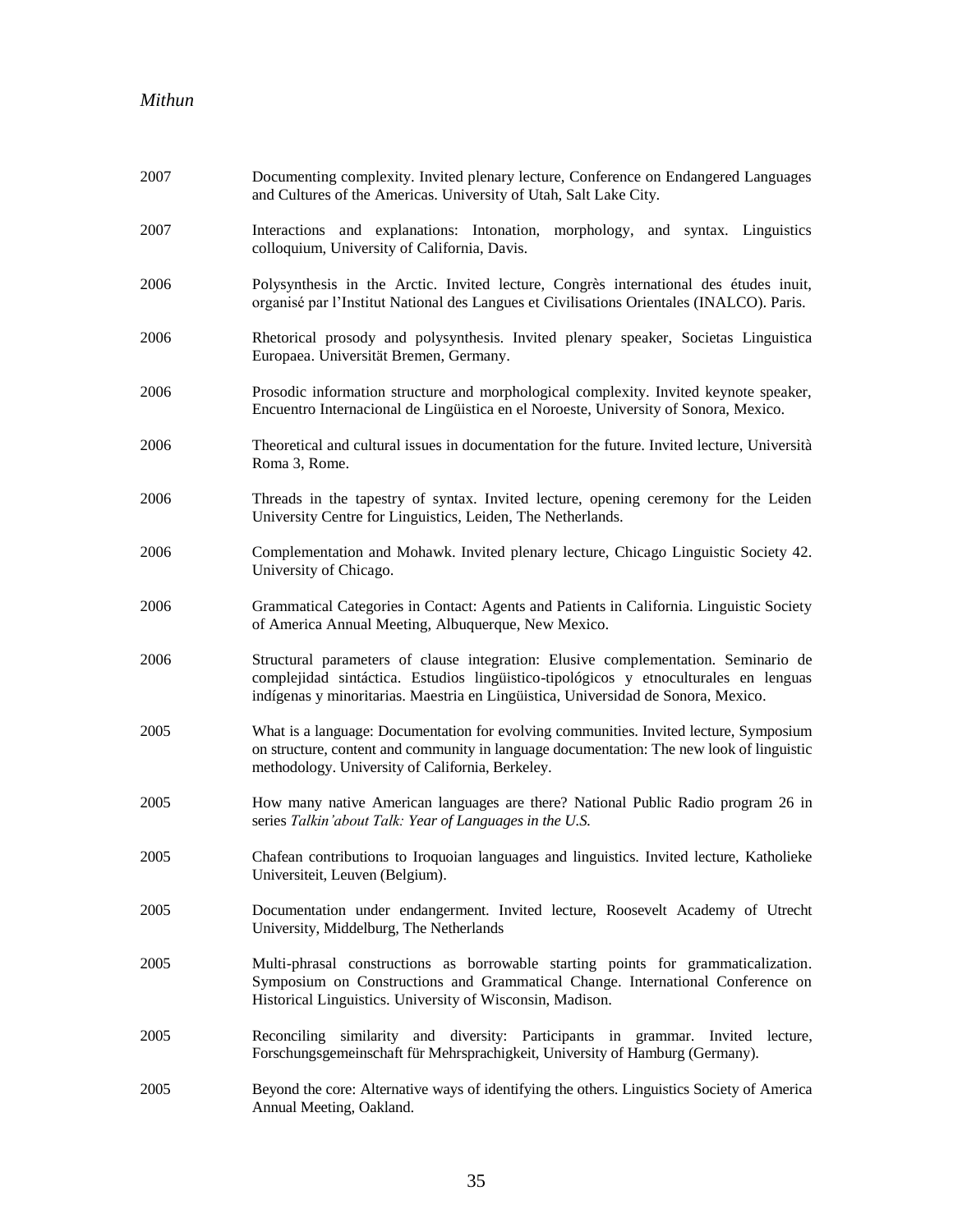2007 Documenting complexity. Invited plenary lecture, Conference on Endangered Languages and Cultures of the Americas. University of Utah, Salt Lake City.

2007 Interactions and explanations: Intonation, morphology, and syntax. Linguistics colloquium, University of California, Davis.

2006 Polysynthesis in the Arctic. Invited lecture, Congrès international des études inuit, organisé par l'Institut National des Langues et Civilisations Orientales (INALCO). Paris.

2006 Rhetorical prosody and polysynthesis. Invited plenary speaker, Societas Linguistica Europaea. Universität Bremen, Germany.

2006 Prosodic information structure and morphological complexity. Invited keynote speaker, Encuentro Internacional de Lingüistica en el Noroeste, University of Sonora, Mexico.

2006 Theoretical and cultural issues in documentation for the future. Invited lecture, Università Roma 3, Rome.

2006 Threads in the tapestry of syntax. Invited lecture, opening ceremony for the Leiden University Centre for Linguistics, Leiden, The Netherlands.

2006 Complementation and Mohawk. Invited plenary lecture, Chicago Linguistic Society 42. University of Chicago.

2006 Grammatical Categories in Contact: Agents and Patients in California. Linguistic Society of America Annual Meeting, Albuquerque, New Mexico.

2006 Structural parameters of clause integration: Elusive complementation. Seminario de complejidad sintáctica. Estudios lingüistico-tipológicos y etnoculturales en lenguas indígenas y minoritarias. Maestria en Lingüistica, Universidad de Sonora, Mexico.

2005 What is a language: Documentation for evolving communities. Invited lecture, Symposium on structure, content and community in language documentation: The new look of linguistic methodology. University of California, Berkeley.

2005 How many native American languages are there? National Public Radio program 26 in series *Talkin'about Talk: Year of Languages in the U.S.*

2005 Chafean contributions to Iroquoian languages and linguistics. Invited lecture, Katholieke Universiteit, Leuven (Belgium).

2005 Documentation under endangerment. Invited lecture, Roosevelt Academy of Utrecht University, Middelburg, The Netherlands

2005 Multi-phrasal constructions as borrowable starting points for grammaticalization. Symposium on Constructions and Grammatical Change. International Conference on Historical Linguistics. University of Wisconsin, Madison.

2005 Reconciling similarity and diversity: Participants in grammar. Invited lecture, Forschungsgemeinschaft für Mehrsprachigkeit, University of Hamburg (Germany).

2005 Beyond the core: Alternative ways of identifying the others. Linguistics Society of America Annual Meeting, Oakland.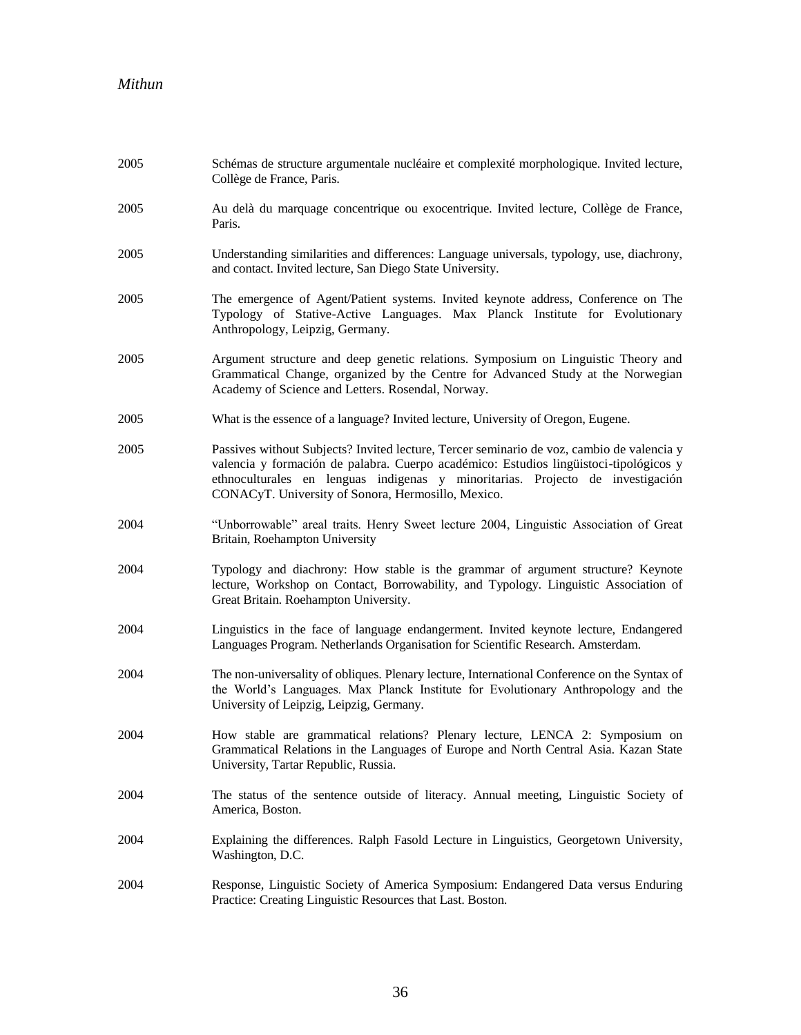2005 Schémas de structure argumentale nucléaire et complexité morphologique. Invited lecture, Collège de France, Paris.

2005 Au delà du marquage concentrique ou exocentrique. Invited lecture, Collège de France, Paris.

2005 Understanding similarities and differences: Language universals, typology, use, diachrony, and contact. Invited lecture, San Diego State University.

2005 The emergence of Agent/Patient systems. Invited keynote address, Conference on The Typology of Stative-Active Languages. Max Planck Institute for Evolutionary Anthropology, Leipzig, Germany.

2005 Argument structure and deep genetic relations. Symposium on Linguistic Theory and Grammatical Change, organized by the Centre for Advanced Study at the Norwegian Academy of Science and Letters. Rosendal, Norway.

2005 What is the essence of a language? Invited lecture, University of Oregon, Eugene.

2005 Passives without Subjects? Invited lecture, Tercer seminario de voz, cambio de valencia y valencia y formación de palabra. Cuerpo académico: Estudios lingüistoci-tipológicos y ethnoculturales en lenguas indigenas y minoritarias. Projecto de investigación CONACyT. University of Sonora, Hermosillo, Mexico.

2004 "Unborrowable" areal traits. Henry Sweet lecture 2004, Linguistic Association of Great Britain, Roehampton University

2004 Typology and diachrony: How stable is the grammar of argument structure? Keynote lecture, Workshop on Contact, Borrowability, and Typology. Linguistic Association of Great Britain. Roehampton University.

2004 Linguistics in the face of language endangerment. Invited keynote lecture, Endangered Languages Program. Netherlands Organisation for Scientific Research. Amsterdam.

2004 The non-universality of obliques. Plenary lecture, International Conference on the Syntax of the World's Languages. Max Planck Institute for Evolutionary Anthropology and the University of Leipzig, Leipzig, Germany.

2004 How stable are grammatical relations? Plenary lecture, LENCA 2: Symposium on Grammatical Relations in the Languages of Europe and North Central Asia. Kazan State University, Tartar Republic, Russia.

2004 The status of the sentence outside of literacy. Annual meeting, Linguistic Society of America, Boston.

2004 Explaining the differences. Ralph Fasold Lecture in Linguistics, Georgetown University, Washington, D.C.

2004 Response, Linguistic Society of America Symposium: Endangered Data versus Enduring Practice: Creating Linguistic Resources that Last. Boston.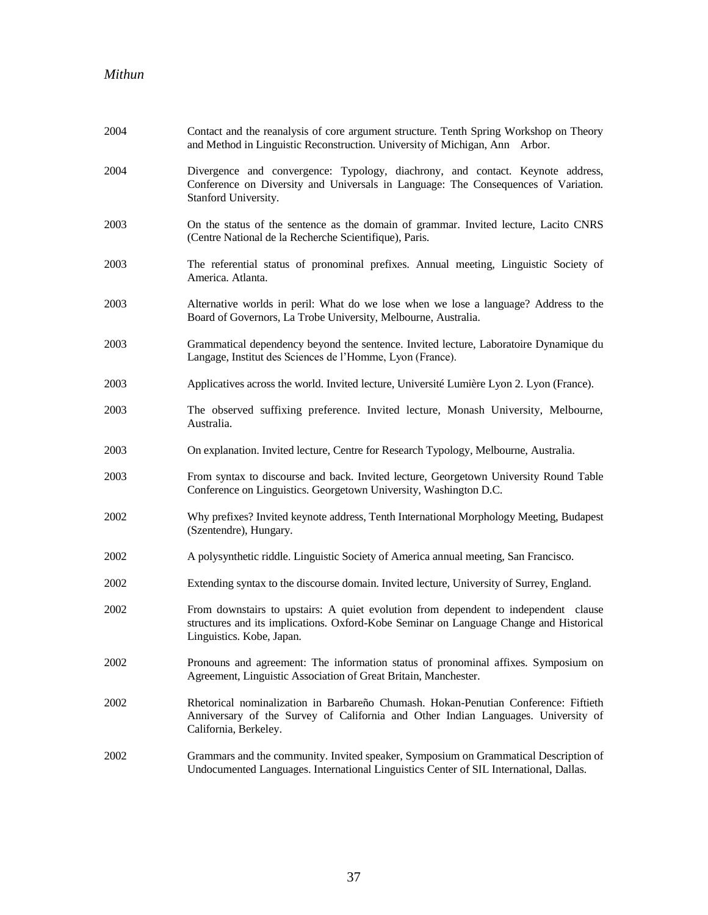2004 Contact and the reanalysis of core argument structure. Tenth Spring Workshop on Theory and Method in Linguistic Reconstruction. University of Michigan, Ann Arbor.

2004 Divergence and convergence: Typology, diachrony, and contact. Keynote address, Conference on Diversity and Universals in Language: The Consequences of Variation. Stanford University.

2003 On the status of the sentence as the domain of grammar. Invited lecture, Lacito CNRS (Centre National de la Recherche Scientifique), Paris.

2003 The referential status of pronominal prefixes. Annual meeting, Linguistic Society of America. Atlanta.

2003 Alternative worlds in peril: What do we lose when we lose a language? Address to the Board of Governors, La Trobe University, Melbourne, Australia.

2003 Grammatical dependency beyond the sentence. Invited lecture, Laboratoire Dynamique du Langage, Institut des Sciences de l'Homme, Lyon (France).

2003 Applicatives across the world. Invited lecture, Université Lumière Lyon 2. Lyon (France).

2003 The observed suffixing preference. Invited lecture, Monash University, Melbourne, Australia.

2003 On explanation. Invited lecture, Centre for Research Typology, Melbourne, Australia.

2003 From syntax to discourse and back. Invited lecture, Georgetown University Round Table Conference on Linguistics. Georgetown University, Washington D.C.

2002 Why prefixes? Invited keynote address, Tenth International Morphology Meeting, Budapest (Szentendre), Hungary.

2002 A polysynthetic riddle. Linguistic Society of America annual meeting, San Francisco.

2002 Extending syntax to the discourse domain. Invited lecture, University of Surrey, England.

2002 From downstairs to upstairs: A quiet evolution from dependent to independent clause structures and its implications. Oxford-Kobe Seminar on Language Change and Historical Linguistics. Kobe, Japan.

2002 Pronouns and agreement: The information status of pronominal affixes. Symposium on Agreement, Linguistic Association of Great Britain, Manchester.

2002 Rhetorical nominalization in Barbareño Chumash. Hokan-Penutian Conference: Fiftieth Anniversary of the Survey of California and Other Indian Languages. University of California, Berkeley.

2002 Grammars and the community. Invited speaker, Symposium on Grammatical Description of Undocumented Languages. International Linguistics Center of SIL International, Dallas.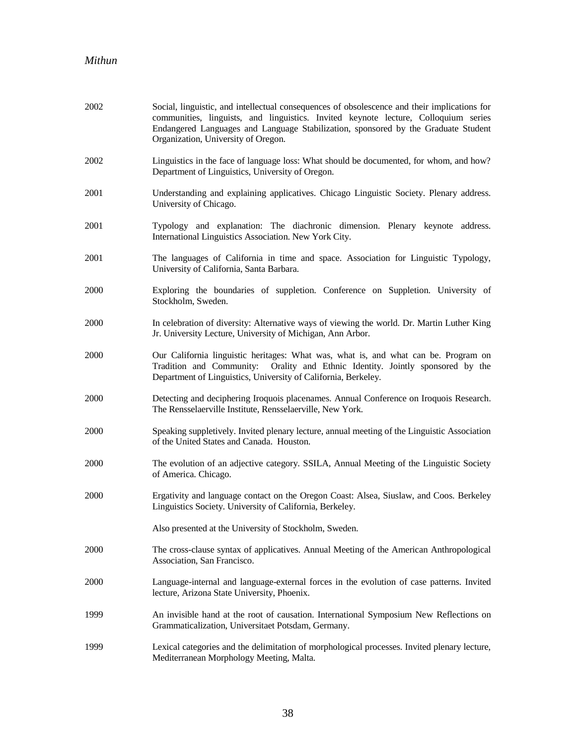2002 Social, linguistic, and intellectual consequences of obsolescence and their implications for communities, linguists, and linguistics. Invited keynote lecture, Colloquium series Endangered Languages and Language Stabilization, sponsored by the Graduate Student Organization, University of Oregon.

2002 Linguistics in the face of language loss: What should be documented, for whom, and how? Department of Linguistics, University of Oregon.

2001 Understanding and explaining applicatives. Chicago Linguistic Society. Plenary address. University of Chicago.

2001 Typology and explanation: The diachronic dimension. Plenary keynote address. International Linguistics Association. New York City.

2001 The languages of California in time and space. Association for Linguistic Typology, University of California, Santa Barbara.

2000 Exploring the boundaries of suppletion. Conference on Suppletion. University of Stockholm, Sweden.

2000 In celebration of diversity: Alternative ways of viewing the world. Dr. Martin Luther King Jr. University Lecture, University of Michigan, Ann Arbor.

2000 Our California linguistic heritages: What was, what is, and what can be. Program on Tradition and Community: Orality and Ethnic Identity. Jointly sponsored by the Department of Linguistics, University of California, Berkeley.

2000 Detecting and deciphering Iroquois placenames. Annual Conference on Iroquois Research. The Rensselaerville Institute, Rensselaerville, New York.

2000 Speaking suppletively. Invited plenary lecture, annual meeting of the Linguistic Association of the United States and Canada. Houston.

2000 The evolution of an adjective category. SSILA, Annual Meeting of the Linguistic Society of America. Chicago.

2000 Ergativity and language contact on the Oregon Coast: Alsea, Siuslaw, and Coos. Berkeley Linguistics Society. University of California, Berkeley.

Also presented at the University of Stockholm, Sweden.

2000 The cross-clause syntax of applicatives. Annual Meeting of the American Anthropological Association, San Francisco.

2000 Language-internal and language-external forces in the evolution of case patterns. Invited lecture, Arizona State University, Phoenix.

1999 An invisible hand at the root of causation. International Symposium New Reflections on Grammaticalization, Universitaet Potsdam, Germany.

1999 Lexical categories and the delimitation of morphological processes. Invited plenary lecture, Mediterranean Morphology Meeting, Malta.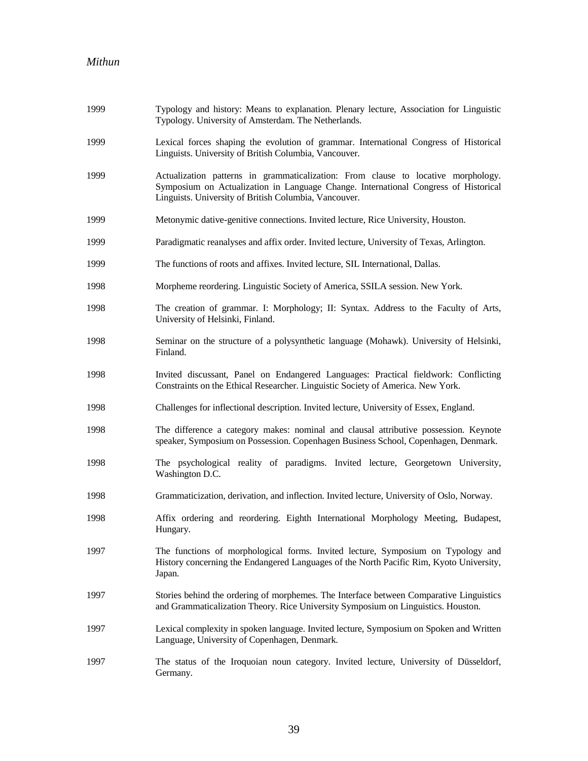1999 Typology and history: Means to explanation. Plenary lecture, Association for Linguistic Typology. University of Amsterdam. The Netherlands.

1999 Lexical forces shaping the evolution of grammar. International Congress of Historical Linguists. University of British Columbia, Vancouver.

1999 Actualization patterns in grammaticalization: From clause to locative morphology. Symposium on Actualization in Language Change. International Congress of Historical Linguists. University of British Columbia, Vancouver.

1999 Metonymic dative-genitive connections. Invited lecture, Rice University, Houston.

1999 Paradigmatic reanalyses and affix order. Invited lecture, University of Texas, Arlington.

1999 The functions of roots and affixes. Invited lecture, SIL International, Dallas.

1998 Morpheme reordering. Linguistic Society of America, SSILA session. New York.

1998 The creation of grammar. I: Morphology; II: Syntax. Address to the Faculty of Arts, University of Helsinki, Finland.

1998 Seminar on the structure of a polysynthetic language (Mohawk). University of Helsinki, Finland.

1998 Invited discussant, Panel on Endangered Languages: Practical fieldwork: Conflicting Constraints on the Ethical Researcher. Linguistic Society of America. New York.

1998 Challenges for inflectional description. Invited lecture, University of Essex, England.

1998 The difference a category makes: nominal and clausal attributive possession. Keynote speaker, Symposium on Possession. Copenhagen Business School, Copenhagen, Denmark.

1998 The psychological reality of paradigms. Invited lecture, Georgetown University, Washington D.C.

1998 Grammaticization, derivation, and inflection. Invited lecture, University of Oslo, Norway.

1998 Affix ordering and reordering. Eighth International Morphology Meeting, Budapest, Hungary.

1997 The functions of morphological forms. Invited lecture, Symposium on Typology and History concerning the Endangered Languages of the North Pacific Rim, Kyoto University, Japan.

1997 Stories behind the ordering of morphemes. The Interface between Comparative Linguistics and Grammaticalization Theory. Rice University Symposium on Linguistics. Houston.

1997 Lexical complexity in spoken language. Invited lecture, Symposium on Spoken and Written Language, University of Copenhagen, Denmark.

1997 The status of the Iroquoian noun category. Invited lecture, University of Düsseldorf, Germany.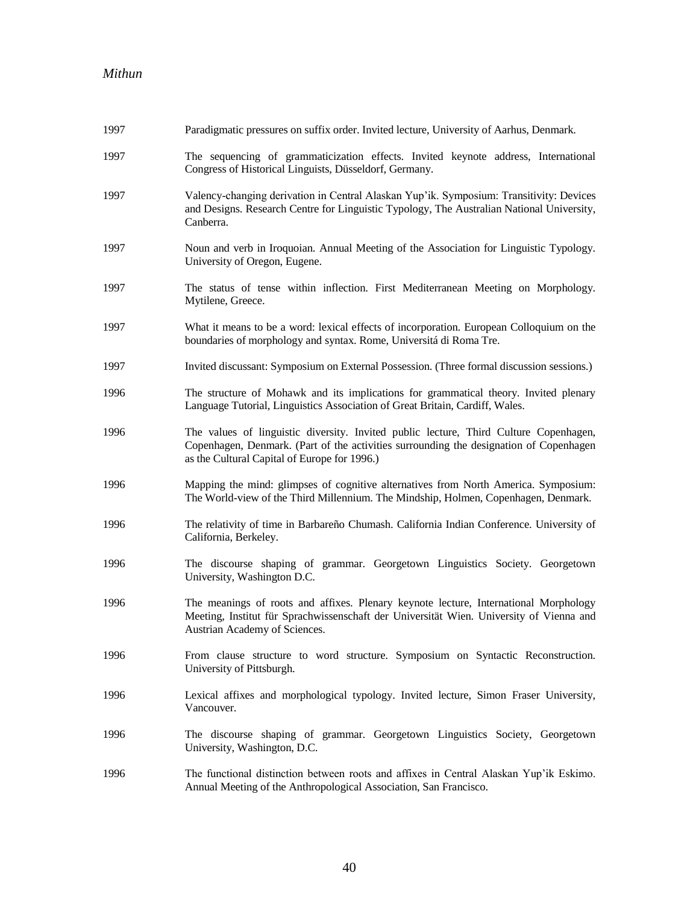1997 Paradigmatic pressures on suffix order. Invited lecture, University of Aarhus, Denmark.

1997 The sequencing of grammaticization effects. Invited keynote address, International Congress of Historical Linguists, Düsseldorf, Germany.

1997 Valency-changing derivation in Central Alaskan Yup'ik. Symposium: Transitivity: Devices and Designs. Research Centre for Linguistic Typology, The Australian National University, Canberra.

1997 Noun and verb in Iroquoian. Annual Meeting of the Association for Linguistic Typology. University of Oregon, Eugene.

1997 The status of tense within inflection. First Mediterranean Meeting on Morphology. Mytilene, Greece.

1997 What it means to be a word: lexical effects of incorporation. European Colloquium on the boundaries of morphology and syntax. Rome, Universitá di Roma Tre.

1997 Invited discussant: Symposium on External Possession. (Three formal discussion sessions.)

1996 The structure of Mohawk and its implications for grammatical theory. Invited plenary Language Tutorial, Linguistics Association of Great Britain, Cardiff, Wales.

1996 The values of linguistic diversity. Invited public lecture, Third Culture Copenhagen, Copenhagen, Denmark. (Part of the activities surrounding the designation of Copenhagen as the Cultural Capital of Europe for 1996.)

1996 Mapping the mind: glimpses of cognitive alternatives from North America. Symposium: The World-view of the Third Millennium. The Mindship, Holmen, Copenhagen, Denmark.

1996 The relativity of time in Barbareño Chumash. California Indian Conference. University of California, Berkeley.

1996 The discourse shaping of grammar. Georgetown Linguistics Society. Georgetown University, Washington D.C.

1996 The meanings of roots and affixes. Plenary keynote lecture, International Morphology Meeting, Institut für Sprachwissenschaft der Universität Wien. University of Vienna and Austrian Academy of Sciences.

1996 From clause structure to word structure. Symposium on Syntactic Reconstruction. University of Pittsburgh.

1996 Lexical affixes and morphological typology. Invited lecture, Simon Fraser University, Vancouver.

1996 The discourse shaping of grammar. Georgetown Linguistics Society, Georgetown University, Washington, D.C.

1996 The functional distinction between roots and affixes in Central Alaskan Yup'ik Eskimo. Annual Meeting of the Anthropological Association, San Francisco.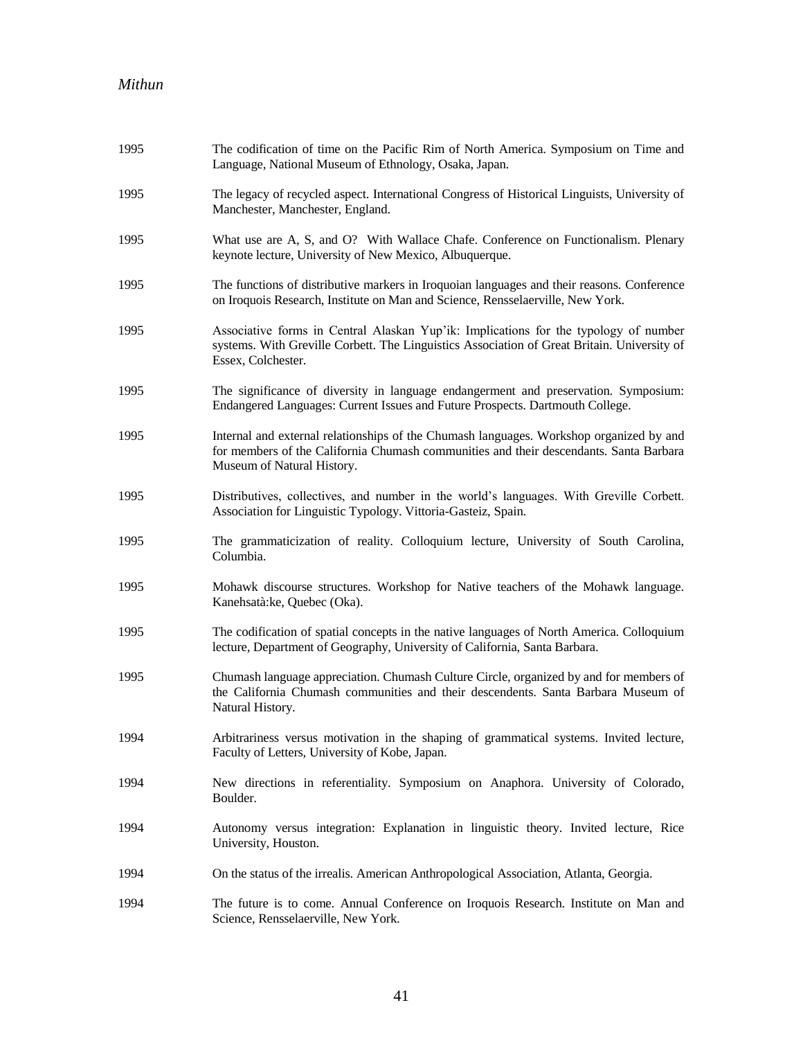1995 The codification of time on the Pacific Rim of North America. Symposium on Time and Language, National Museum of Ethnology, Osaka, Japan.

1995 The legacy of recycled aspect. International Congress of Historical Linguists, University of Manchester, Manchester, England.

1995 What use are A, S, and O? With Wallace Chafe. Conference on Functionalism. Plenary keynote lecture, University of New Mexico, Albuquerque.

1995 The functions of distributive markers in Iroquoian languages and their reasons. Conference on Iroquois Research, Institute on Man and Science, Rensselaerville, New York.

1995 Associative forms in Central Alaskan Yup'ik: Implications for the typology of number systems. With Greville Corbett. The Linguistics Association of Great Britain. University of Essex, Colchester.

1995 The significance of diversity in language endangerment and preservation. Symposium: Endangered Languages: Current Issues and Future Prospects. Dartmouth College.

1995 Internal and external relationships of the Chumash languages. Workshop organized by and for members of the California Chumash communities and their descendants. Santa Barbara Museum of Natural History.

1995 Distributives, collectives, and number in the world's languages. With Greville Corbett. Association for Linguistic Typology. Vittoria-Gasteiz, Spain.

1995 The grammaticization of reality. Colloquium lecture, University of South Carolina, Columbia.

1995 Mohawk discourse structures. Workshop for Native teachers of the Mohawk language. Kanehsatà:ke, Quebec (Oka).

1995 The codification of spatial concepts in the native languages of North America. Colloquium lecture, Department of Geography, University of California, Santa Barbara.

1995 Chumash language appreciation. Chumash Culture Circle, organized by and for members of the California Chumash communities and their descendents. Santa Barbara Museum of Natural History.

1994 Arbitrariness versus motivation in the shaping of grammatical systems. Invited lecture, Faculty of Letters, University of Kobe, Japan.

1994 New directions in referentiality. Symposium on Anaphora. University of Colorado, Boulder.

1994 Autonomy versus integration: Explanation in linguistic theory. Invited lecture, Rice University, Houston.

1994 On the status of the irrealis. American Anthropological Association, Atlanta, Georgia.

1994 The future is to come. Annual Conference on Iroquois Research. Institute on Man and Science, Rensselaerville, New York.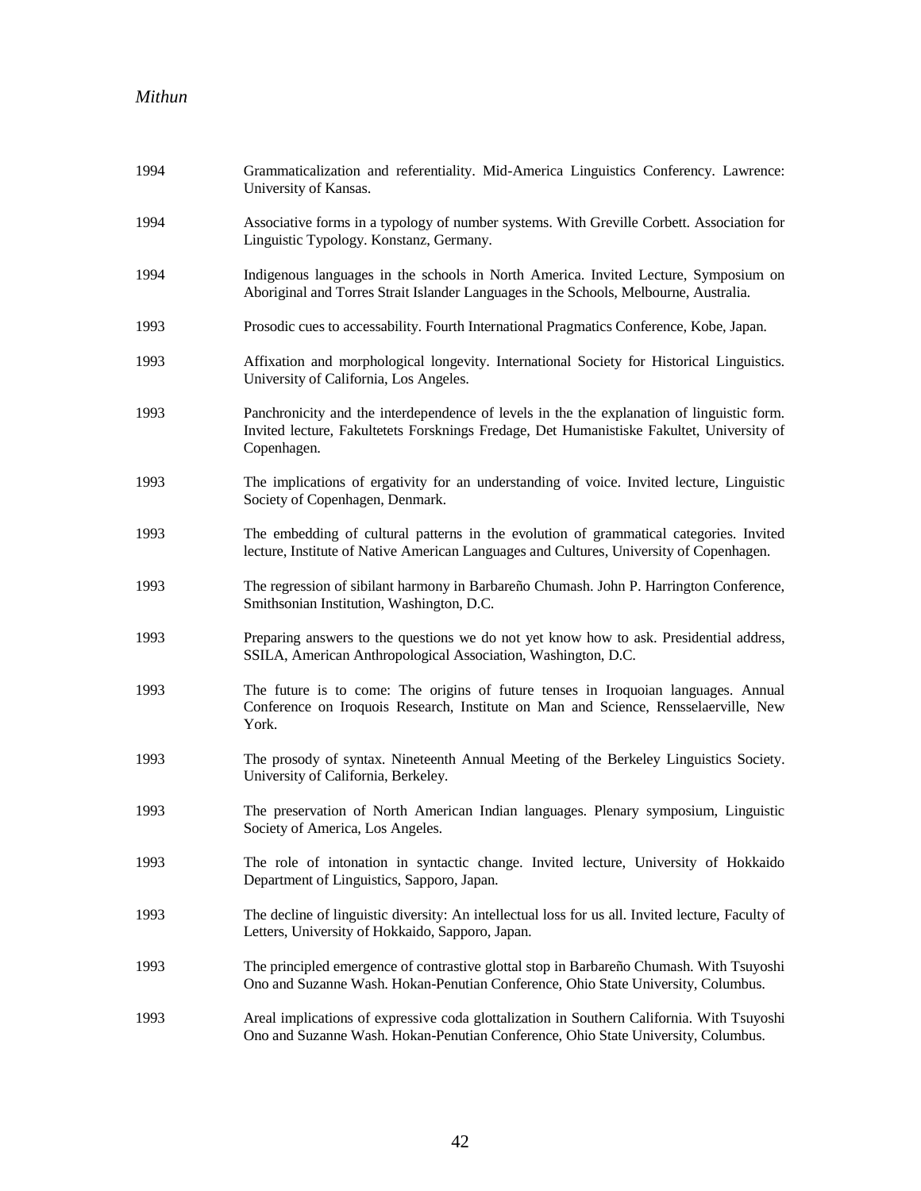1994 Grammaticalization and referentiality. Mid-America Linguistics Conferency. Lawrence: University of Kansas.

1994 Associative forms in a typology of number systems. With Greville Corbett. Association for Linguistic Typology. Konstanz, Germany.

1994 Indigenous languages in the schools in North America. Invited Lecture, Symposium on Aboriginal and Torres Strait Islander Languages in the Schools, Melbourne, Australia.

1993 Prosodic cues to accessability. Fourth International Pragmatics Conference, Kobe, Japan.

1993 Affixation and morphological longevity. International Society for Historical Linguistics. University of California, Los Angeles.

1993 Panchronicity and the interdependence of levels in the the explanation of linguistic form. Invited lecture, Fakultetets Forsknings Fredage, Det Humanistiske Fakultet, University of Copenhagen.

1993 The implications of ergativity for an understanding of voice. Invited lecture, Linguistic Society of Copenhagen, Denmark.

1993 The embedding of cultural patterns in the evolution of grammatical categories. Invited lecture, Institute of Native American Languages and Cultures, University of Copenhagen.

1993 The regression of sibilant harmony in Barbareño Chumash. John P. Harrington Conference, Smithsonian Institution, Washington, D.C.

1993 Preparing answers to the questions we do not yet know how to ask. Presidential address, SSILA, American Anthropological Association, Washington, D.C.

1993 The future is to come: The origins of future tenses in Iroquoian languages. Annual Conference on Iroquois Research, Institute on Man and Science, Rensselaerville, New York.

1993 The prosody of syntax. Nineteenth Annual Meeting of the Berkeley Linguistics Society. University of California, Berkeley.

1993 The preservation of North American Indian languages. Plenary symposium, Linguistic Society of America, Los Angeles.

1993 The role of intonation in syntactic change. Invited lecture, University of Hokkaido Department of Linguistics, Sapporo, Japan.

1993 The decline of linguistic diversity: An intellectual loss for us all. Invited lecture, Faculty of Letters, University of Hokkaido, Sapporo, Japan.

1993 The principled emergence of contrastive glottal stop in Barbareño Chumash. With Tsuyoshi Ono and Suzanne Wash. Hokan-Penutian Conference, Ohio State University, Columbus.

1993 Areal implications of expressive coda glottalization in Southern California. With Tsuyoshi Ono and Suzanne Wash. Hokan-Penutian Conference, Ohio State University, Columbus.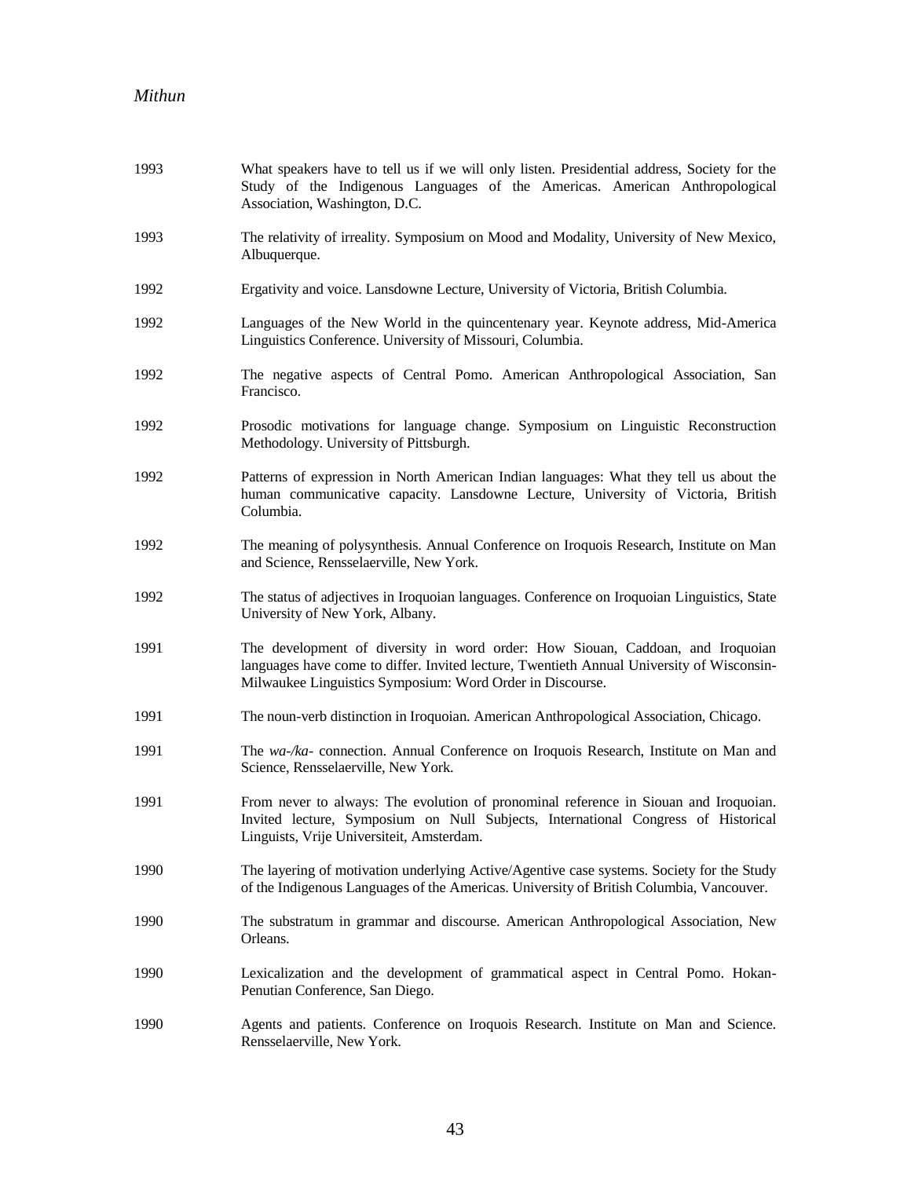1993 What speakers have to tell us if we will only listen. Presidential address, Society for the Study of the Indigenous Languages of the Americas. American Anthropological Association, Washington, D.C.

1993 The relativity of irreality. Symposium on Mood and Modality, University of New Mexico, Albuquerque.

1992 Ergativity and voice. Lansdowne Lecture, University of Victoria, British Columbia.

1992 Languages of the New World in the quincentenary year. Keynote address, Mid-America Linguistics Conference. University of Missouri, Columbia.

1992 The negative aspects of Central Pomo. American Anthropological Association, San Francisco.

1992 Prosodic motivations for language change. Symposium on Linguistic Reconstruction Methodology. University of Pittsburgh.

1992 Patterns of expression in North American Indian languages: What they tell us about the human communicative capacity. Lansdowne Lecture, University of Victoria, British Columbia.

1992 The meaning of polysynthesis. Annual Conference on Iroquois Research, Institute on Man and Science, Rensselaerville, New York.

1992 The status of adjectives in Iroquoian languages. Conference on Iroquoian Linguistics, State University of New York, Albany.

1991 The development of diversity in word order: How Siouan, Caddoan, and Iroquoian languages have come to differ. Invited lecture, Twentieth Annual University of Wisconsin-Milwaukee Linguistics Symposium: Word Order in Discourse.

1991 The noun-verb distinction in Iroquoian. American Anthropological Association, Chicago.

1991 The *wa-/ka-* connection. Annual Conference on Iroquois Research, Institute on Man and Science, Rensselaerville, New York.

1991 From never to always: The evolution of pronominal reference in Siouan and Iroquoian. Invited lecture, Symposium on Null Subjects, International Congress of Historical Linguists, Vrije Universiteit, Amsterdam.

1990 The layering of motivation underlying Active/Agentive case systems. Society for the Study of the Indigenous Languages of the Americas. University of British Columbia, Vancouver.

1990 The substratum in grammar and discourse. American Anthropological Association, New Orleans.

1990 Lexicalization and the development of grammatical aspect in Central Pomo. Hokan-Penutian Conference, San Diego.

1990 Agents and patients. Conference on Iroquois Research. Institute on Man and Science. Rensselaerville, New York.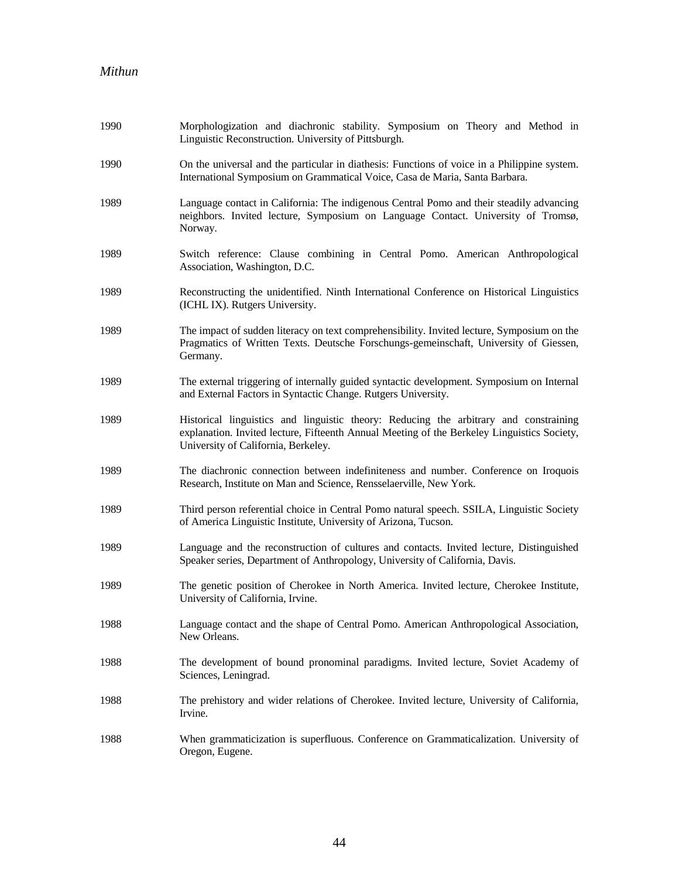1990 Morphologization and diachronic stability. Symposium on Theory and Method in Linguistic Reconstruction. University of Pittsburgh.

1990 On the universal and the particular in diathesis: Functions of voice in a Philippine system. International Symposium on Grammatical Voice, Casa de Maria, Santa Barbara.

1989 Language contact in California: The indigenous Central Pomo and their steadily advancing neighbors. Invited lecture, Symposium on Language Contact. University of Tromsø, Norway.

1989 Switch reference: Clause combining in Central Pomo. American Anthropological Association, Washington, D.C.

1989 Reconstructing the unidentified. Ninth International Conference on Historical Linguistics (ICHL IX). Rutgers University.

1989 The impact of sudden literacy on text comprehensibility. Invited lecture, Symposium on the Pragmatics of Written Texts. Deutsche Forschungs-gemeinschaft, University of Giessen, Germany.

1989 The external triggering of internally guided syntactic development. Symposium on Internal and External Factors in Syntactic Change. Rutgers University.

1989 Historical linguistics and linguistic theory: Reducing the arbitrary and constraining explanation. Invited lecture, Fifteenth Annual Meeting of the Berkeley Linguistics Society, University of California, Berkeley.

1989 The diachronic connection between indefiniteness and number. Conference on Iroquois Research, Institute on Man and Science, Rensselaerville, New York.

1989 Third person referential choice in Central Pomo natural speech. SSILA, Linguistic Society of America Linguistic Institute, University of Arizona, Tucson.

1989 Language and the reconstruction of cultures and contacts. Invited lecture, Distinguished Speaker series, Department of Anthropology, University of California, Davis.

1989 The genetic position of Cherokee in North America. Invited lecture, Cherokee Institute, University of California, Irvine.

1988 Language contact and the shape of Central Pomo. American Anthropological Association, New Orleans.

1988 The development of bound pronominal paradigms. Invited lecture, Soviet Academy of Sciences, Leningrad.

1988 The prehistory and wider relations of Cherokee. Invited lecture, University of California, Irvine.

1988 When grammaticization is superfluous. Conference on Grammaticalization. University of Oregon, Eugene.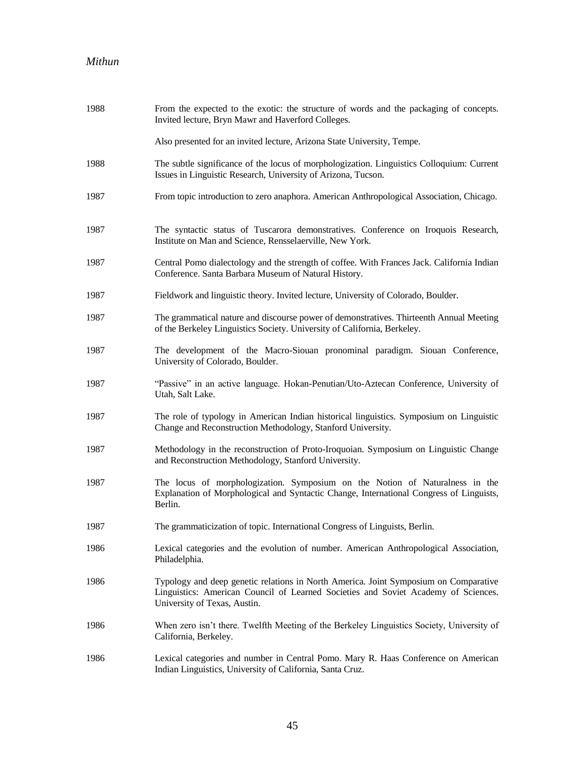1988 From the expected to the exotic: the structure of words and the packaging of concepts. Invited lecture, Bryn Mawr and Haverford Colleges.

Also presented for an invited lecture, Arizona State University, Tempe.

1988 The subtle significance of the locus of morphologization. Linguistics Colloquium: Current Issues in Linguistic Research, University of Arizona, Tucson.

1987 From topic introduction to zero anaphora. American Anthropological Association, Chicago.

1987 The syntactic status of Tuscarora demonstratives. Conference on Iroquois Research, Institute on Man and Science, Rensselaerville, New York.

1987 Central Pomo dialectology and the strength of coffee. With Frances Jack. California Indian Conference. Santa Barbara Museum of Natural History.

1987 Fieldwork and linguistic theory. Invited lecture, University of Colorado, Boulder.

1987 The grammatical nature and discourse power of demonstratives. Thirteenth Annual Meeting of the Berkeley Linguistics Society. University of California, Berkeley.

1987 The development of the Macro-Siouan pronominal paradigm. Siouan Conference, University of Colorado, Boulder.

1987 "Passive" in an active language. Hokan-Penutian/Uto-Aztecan Conference, University of Utah, Salt Lake.

1987 The role of typology in American Indian historical linguistics. Symposium on Linguistic Change and Reconstruction Methodology, Stanford University.

1987 Methodology in the reconstruction of Proto-Iroquoian. Symposium on Linguistic Change and Reconstruction Methodology, Stanford University.

1987 The locus of morphologization. Symposium on the Notion of Naturalness in the Explanation of Morphological and Syntactic Change, International Congress of Linguists, Berlin.

1987 The grammaticization of topic. International Congress of Linguists, Berlin.

1986 Lexical categories and the evolution of number. American Anthropological Association, Philadelphia.

1986 Typology and deep genetic relations in North America. Joint Symposium on Comparative Linguistics: American Council of Learned Societies and Soviet Academy of Sciences. University of Texas, Austin.

1986 When zero isn't there. Twelfth Meeting of the Berkeley Linguistics Society, University of California, Berkeley.

1986 Lexical categories and number in Central Pomo. Mary R. Haas Conference on American Indian Linguistics, University of California, Santa Cruz.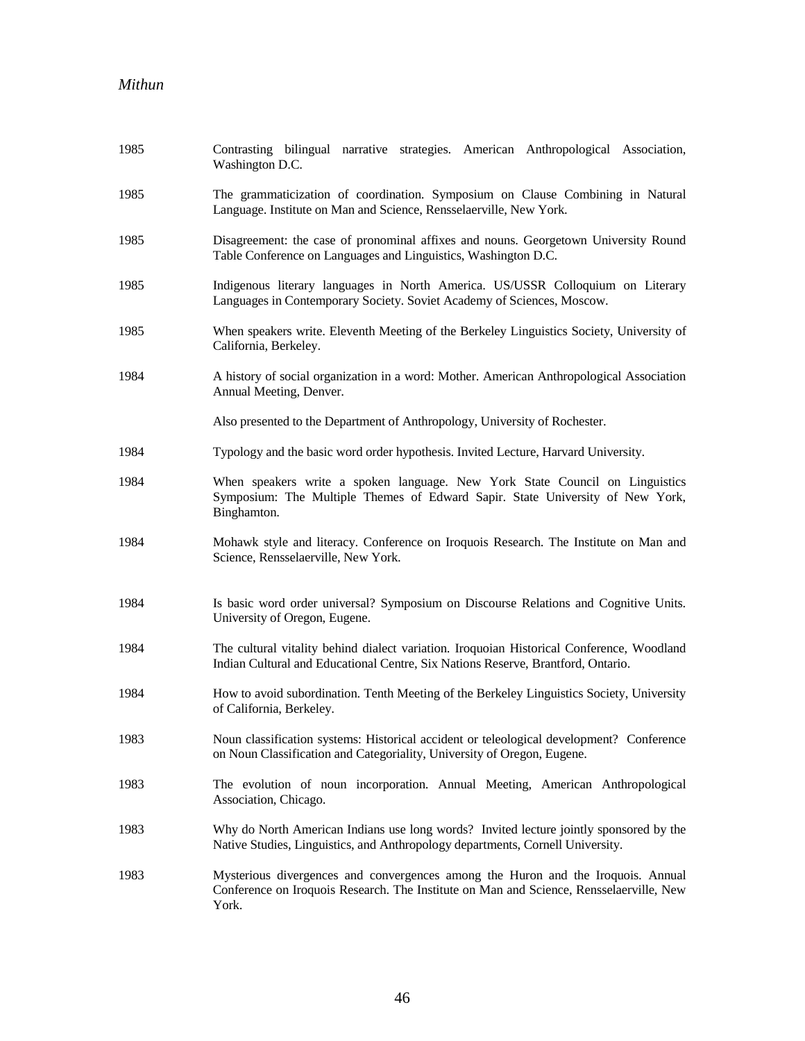1985 Contrasting bilingual narrative strategies. American Anthropological Association, Washington D.C.

1985 The grammaticization of coordination. Symposium on Clause Combining in Natural Language. Institute on Man and Science, Rensselaerville, New York.

1985 Disagreement: the case of pronominal affixes and nouns. Georgetown University Round Table Conference on Languages and Linguistics, Washington D.C.

1985 Indigenous literary languages in North America. US/USSR Colloquium on Literary Languages in Contemporary Society. Soviet Academy of Sciences, Moscow.

1985 When speakers write. Eleventh Meeting of the Berkeley Linguistics Society, University of California, Berkeley.

1984 A history of social organization in a word: Mother. American Anthropological Association Annual Meeting, Denver.

Also presented to the Department of Anthropology, University of Rochester.

1984 Typology and the basic word order hypothesis. Invited Lecture, Harvard University.

1984 When speakers write a spoken language. New York State Council on Linguistics Symposium: The Multiple Themes of Edward Sapir. State University of New York, Binghamton.

1984 Mohawk style and literacy. Conference on Iroquois Research. The Institute on Man and Science, Rensselaerville, New York.

1984 Is basic word order universal? Symposium on Discourse Relations and Cognitive Units. University of Oregon, Eugene.

1984 The cultural vitality behind dialect variation. Iroquoian Historical Conference, Woodland Indian Cultural and Educational Centre, Six Nations Reserve, Brantford, Ontario.

1984 How to avoid subordination. Tenth Meeting of the Berkeley Linguistics Society, University of California, Berkeley.

1983 Noun classification systems: Historical accident or teleological development? Conference on Noun Classification and Categoriality, University of Oregon, Eugene.

1983 The evolution of noun incorporation. Annual Meeting, American Anthropological Association, Chicago.

1983 Why do North American Indians use long words? Invited lecture jointly sponsored by the Native Studies, Linguistics, and Anthropology departments, Cornell University.

1983 Mysterious divergences and convergences among the Huron and the Iroquois. Annual Conference on Iroquois Research. The Institute on Man and Science, Rensselaerville, New York.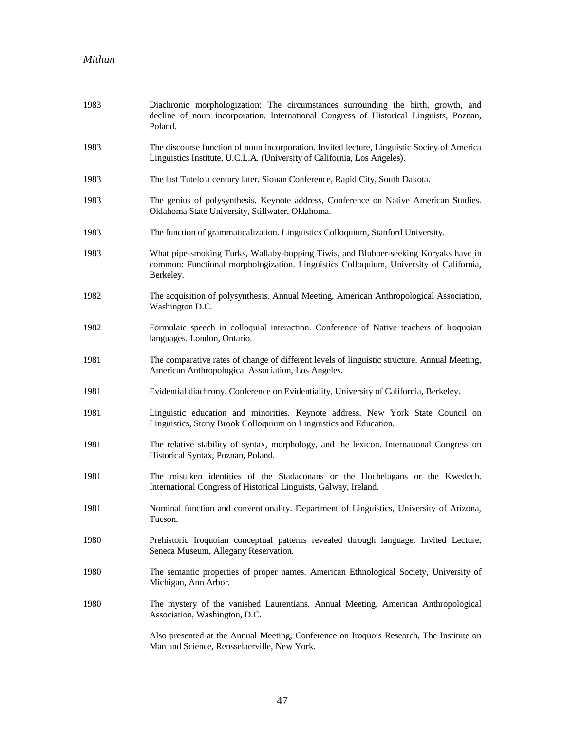| | |
|---|---|
| 1983 | Diachronic morphologization: The circumstances surrounding the birth, growth, and decline of noun incorporation. International Congress of Historical Linguists, Poznan, Poland. |
| 1983 | The discourse function of noun incorporation. Invited lecture, Linguistic Sociey of America Linguistics Institute, U.C.L.A. (University of California, Los Angeles). |
| 1983 | The last Tutelo a century later. Siouan Conference, Rapid City, South Dakota. |
| 1983 | The genius of polysynthesis. Keynote address, Conference on Native American Studies. Oklahoma State University, Stillwater, Oklahoma. |
| 1983 | The function of grammaticalization. Linguistics Colloquium, Stanford University. |
| 1983 | What pipe-smoking Turks, Wallaby-bopping Tiwis, and Blubber-seeking Koryaks have in common: Functional morphologization. Linguistics Colloquium, University of California, Berkeley. |
| 1982 | The acquisition of polysynthesis. Annual Meeting, American Anthropological Association, Washington D.C. |
| 1982 | Formulaic speech in colloquial interaction. Conference of Native teachers of Iroquoian languages. London, Ontario. |
| 1981 | The comparative rates of change of different levels of linguistic structure. Annual Meeting, American Anthropological Association, Los Angeles. |
| 1981 | Evidential diachrony. Conference on Evidentiality, University of California, Berkeley. |
| 1981 | Linguistic education and minorities. Keynote address, New York State Council on Linguistics, Stony Brook Colloquium on Linguistics and Education. |
| 1981 | The relative stability of syntax, morphology, and the lexicon. International Congress on Historical Syntax, Poznan, Poland. |
| 1981 | The mistaken identities of the Stadaconans or the Hochelagans or the Kwedech. International Congress of Historical Linguists, Galway, Ireland. |
| 1981 | Nominal function and conventionality. Department of Linguistics, University of Arizona, Tucson. |
| 1980 | Prehistoric Iroquoian conceptual patterns revealed through language. Invited Lecture, Seneca Museum, Allegany Reservation. |
| 1980 | The semantic properties of proper names. American Ethnological Society, University of Michigan, Ann Arbor. |
| 1980 | The mystery of the vanished Laurentians. Annual Meeting, American Anthropological Association, Washington, D.C.<br><br>Also presented at the Annual Meeting, Conference on Iroquois Research, The Institute on Man and Science, Rensselaerville, New York. |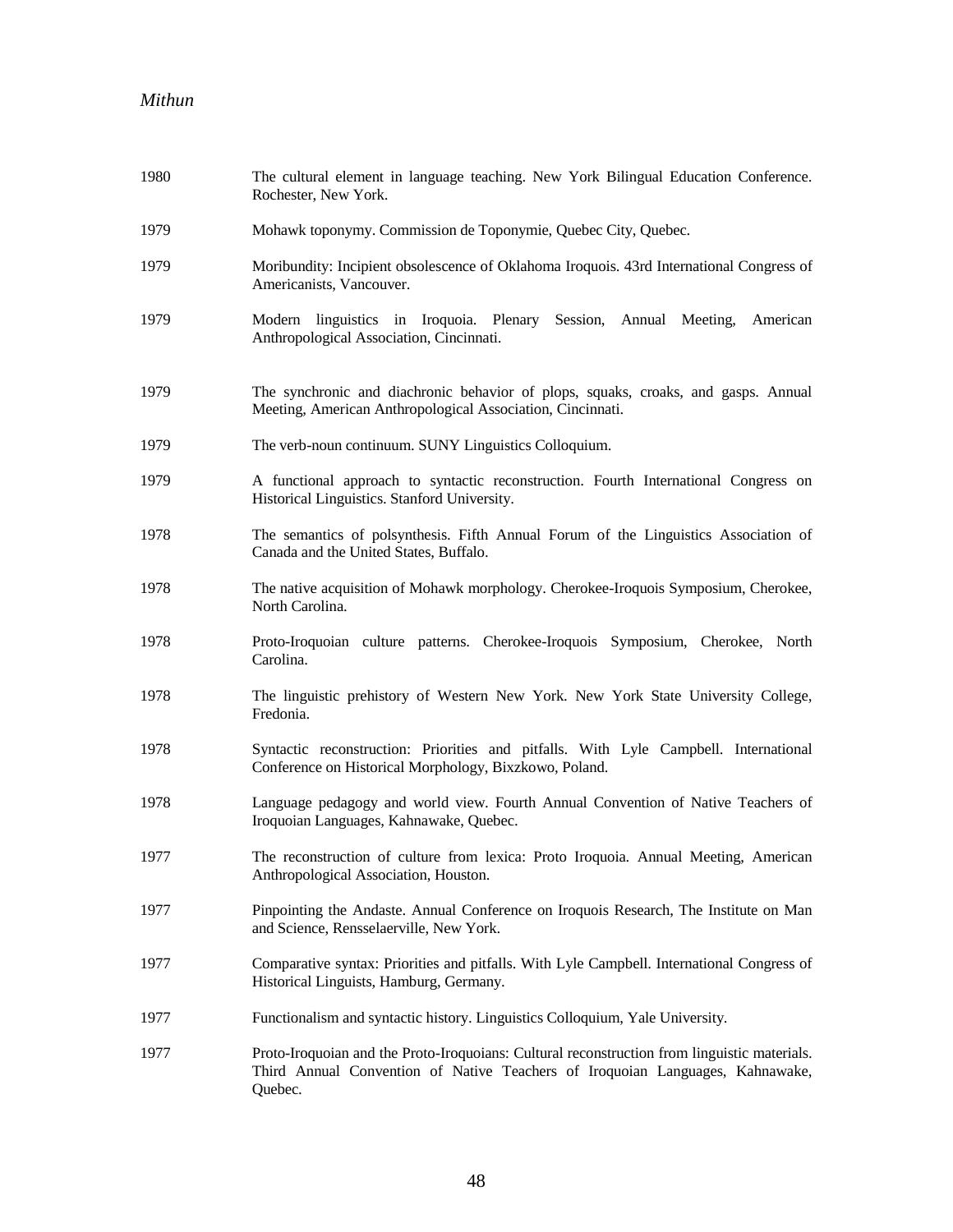1980 The cultural element in language teaching. New York Bilingual Education Conference. Rochester, New York.

1979 Mohawk toponymy. Commission de Toponymie, Quebec City, Quebec.

1979 Moribundity: Incipient obsolescence of Oklahoma Iroquois. 43rd International Congress of Americanists, Vancouver.

1979 Modern linguistics in Iroquoia. Plenary Session, Annual Meeting, American Anthropological Association, Cincinnati.

1979 The synchronic and diachronic behavior of plops, squaks, croaks, and gasps. Annual Meeting, American Anthropological Association, Cincinnati.

1979 The verb-noun continuum. SUNY Linguistics Colloquium.

1979 A functional approach to syntactic reconstruction. Fourth International Congress on Historical Linguistics. Stanford University.

1978 The semantics of polsynthesis. Fifth Annual Forum of the Linguistics Association of Canada and the United States, Buffalo.

1978 The native acquisition of Mohawk morphology. Cherokee-Iroquois Symposium, Cherokee, North Carolina.

1978 Proto-Iroquoian culture patterns. Cherokee-Iroquois Symposium, Cherokee, North Carolina.

1978 The linguistic prehistory of Western New York. New York State University College, Fredonia.

1978 Syntactic reconstruction: Priorities and pitfalls. With Lyle Campbell. International Conference on Historical Morphology, Bixzkowo, Poland.

1978 Language pedagogy and world view. Fourth Annual Convention of Native Teachers of Iroquoian Languages, Kahnawake, Quebec.

1977 The reconstruction of culture from lexica: Proto Iroquoia. Annual Meeting, American Anthropological Association, Houston.

1977 Pinpointing the Andaste. Annual Conference on Iroquois Research, The Institute on Man and Science, Rensselaerville, New York.

1977 Comparative syntax: Priorities and pitfalls. With Lyle Campbell. International Congress of Historical Linguists, Hamburg, Germany.

1977 Functionalism and syntactic history. Linguistics Colloquium, Yale University.

1977 Proto-Iroquoian and the Proto-Iroquoians: Cultural reconstruction from linguistic materials. Third Annual Convention of Native Teachers of Iroquoian Languages, Kahnawake, Quebec.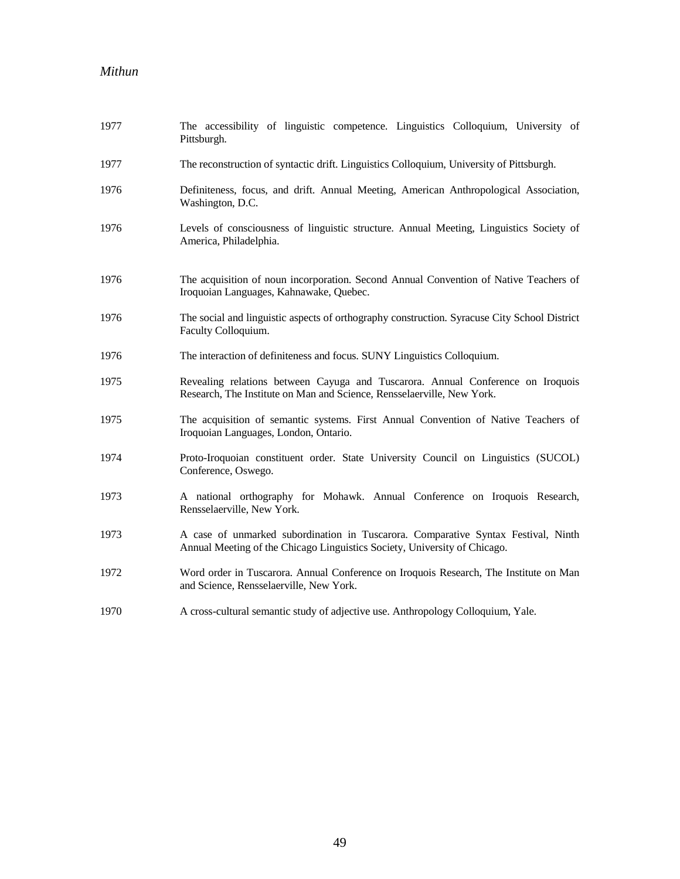1977 The accessibility of linguistic competence. Linguistics Colloquium, University of Pittsburgh.

1977 The reconstruction of syntactic drift. Linguistics Colloquium, University of Pittsburgh.

1976 Definiteness, focus, and drift. Annual Meeting, American Anthropological Association, Washington, D.C.

1976 Levels of consciousness of linguistic structure. Annual Meeting, Linguistics Society of America, Philadelphia.

1976 The acquisition of noun incorporation. Second Annual Convention of Native Teachers of Iroquoian Languages, Kahnawake, Quebec.

1976 The social and linguistic aspects of orthography construction. Syracuse City School District Faculty Colloquium.

1976 The interaction of definiteness and focus. SUNY Linguistics Colloquium.

1975 Revealing relations between Cayuga and Tuscarora. Annual Conference on Iroquois Research, The Institute on Man and Science, Rensselaerville, New York.

1975 The acquisition of semantic systems. First Annual Convention of Native Teachers of Iroquoian Languages, London, Ontario.

1974 Proto-Iroquoian constituent order. State University Council on Linguistics (SUCOL) Conference, Oswego.

1973 A national orthography for Mohawk. Annual Conference on Iroquois Research, Rensselaerville, New York.

1973 A case of unmarked subordination in Tuscarora. Comparative Syntax Festival, Ninth Annual Meeting of the Chicago Linguistics Society, University of Chicago.

1972 Word order in Tuscarora. Annual Conference on Iroquois Research, The Institute on Man and Science, Rensselaerville, New York.

1970 A cross-cultural semantic study of adjective use. Anthropology Colloquium, Yale.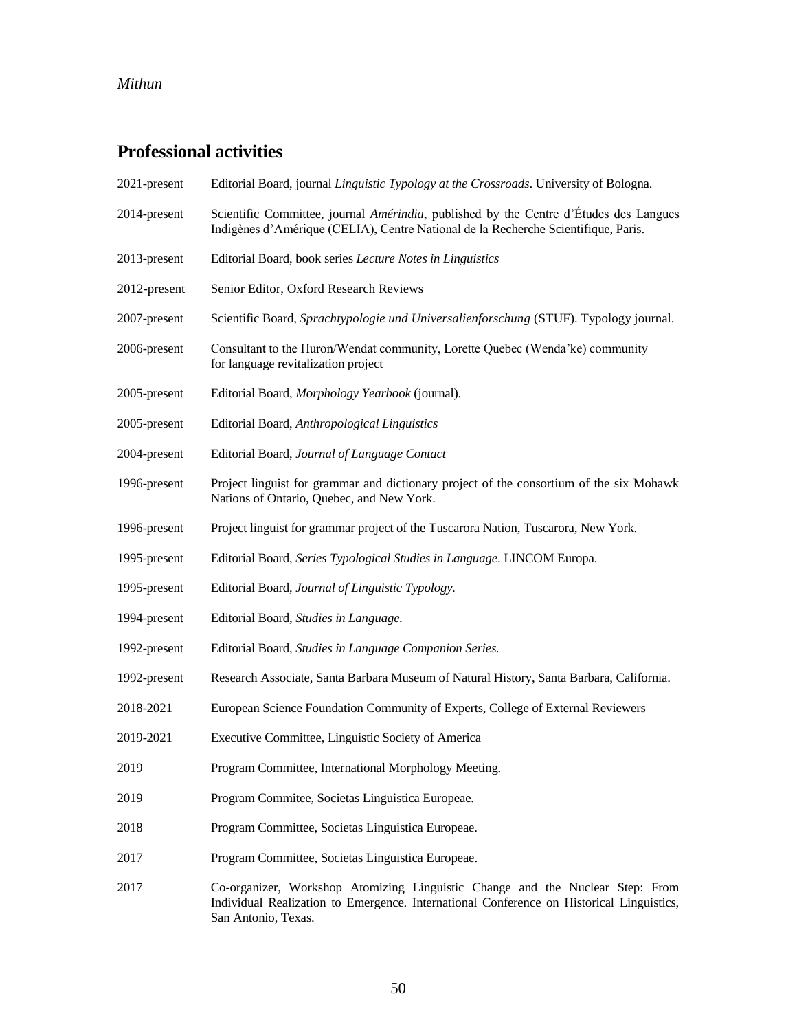## Professional activities

2021-present Editorial Board, journal *Linguistic Typology at the Crossroads*. University of Bologna.

2014-present Scientific Committee, journal *Amérindia*, published by the Centre d'Études des Langues Indigènes d'Amérique (CELIA), Centre National de la Recherche Scientifique, Paris.

2013-present Editorial Board, book series *Lecture Notes in Linguistics*

2012-present Senior Editor, Oxford Research Reviews

2007-present Scientific Board, *Sprachtypologie und Universalienforschung* (STUF). Typology journal.

2006-present Consultant to the Huron/Wendat community, Lorette Quebec (Wenda'ke) community for language revitalization project

2005-present Editorial Board, *Morphology Yearbook* (journal).

2005-present Editorial Board, *Anthropological Linguistics*

2004-present Editorial Board, *Journal of Language Contact*

1996-present Project linguist for grammar and dictionary project of the consortium of the six Mohawk Nations of Ontario, Quebec, and New York.

1996-present Project linguist for grammar project of the Tuscarora Nation, Tuscarora, New York.

1995-present Editorial Board, *Series Typological Studies in Language*. LINCOM Europa.

1995-present Editorial Board, *Journal of Linguistic Typology.*

1994-present Editorial Board, *Studies in Language.*

1992-present Editorial Board, *Studies in Language Companion Series.*

1992-present Research Associate, Santa Barbara Museum of Natural History, Santa Barbara, California.

2018-2021 European Science Foundation Community of Experts, College of External Reviewers

2019-2021 Executive Committee, Linguistic Society of America

2019 Program Committee, International Morphology Meeting.

2019 Program Commitee, Societas Linguistica Europeae.

2018 Program Committee, Societas Linguistica Europeae.

2017 Program Committee, Societas Linguistica Europeae.

2017 Co-organizer, Workshop Atomizing Linguistic Change and the Nuclear Step: From Individual Realization to Emergence. International Conference on Historical Linguistics, San Antonio, Texas.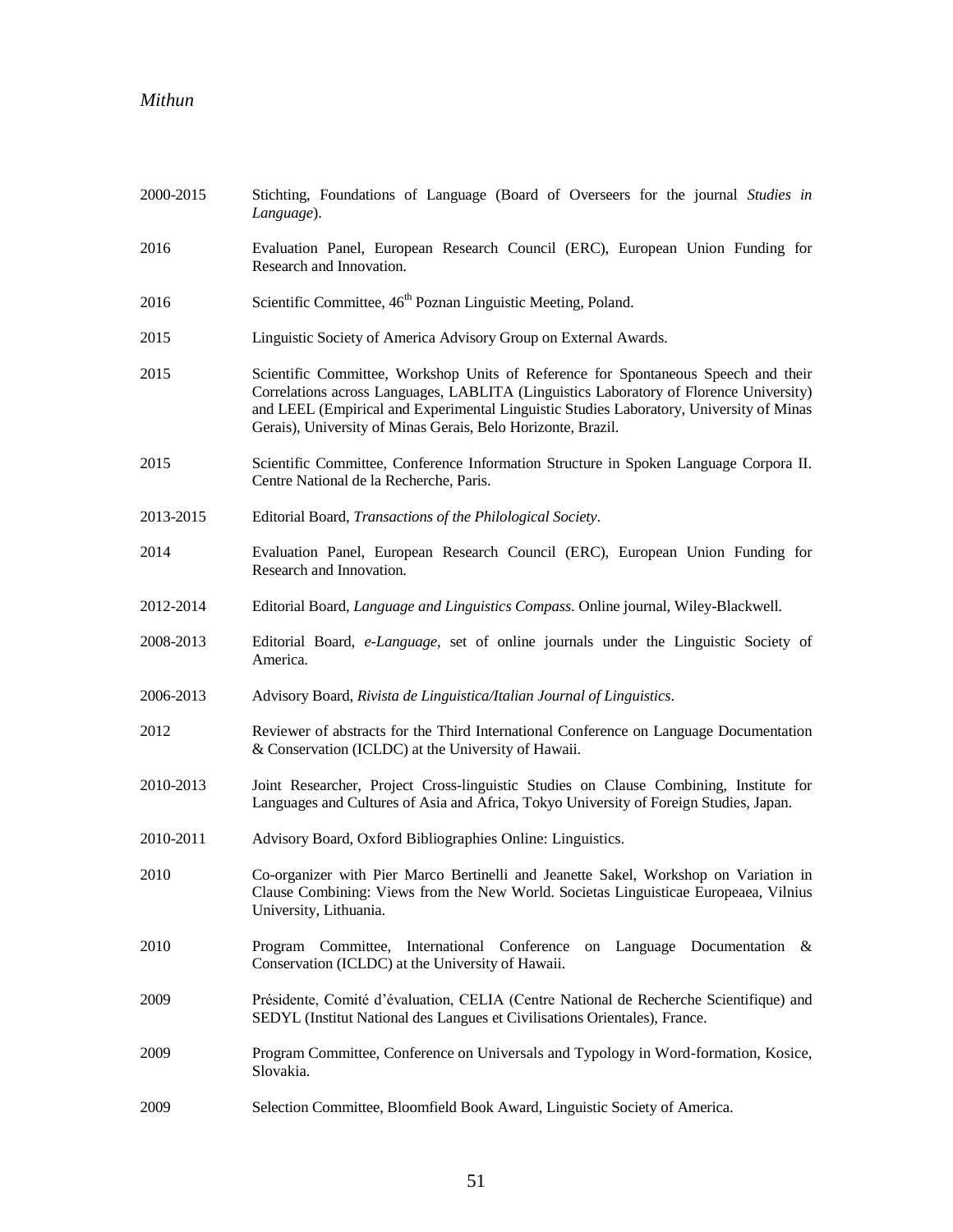| | |
|---|---|
| 2000-2015 | Stichting, Foundations of Language (Board of Overseers for the journal *Studies in Language*). |
| 2016 | Evaluation Panel, European Research Council (ERC), European Union Funding for Research and Innovation. |
| 2016 | Scientific Committee, 46th Poznan Linguistic Meeting, Poland. |
| 2015 | Linguistic Society of America Advisory Group on External Awards. |
| 2015 | Scientific Committee, Workshop Units of Reference for Spontaneous Speech and their Correlations across Languages, LABLITA (Linguistics Laboratory of Florence University) and LEEL (Empirical and Experimental Linguistic Studies Laboratory, University of Minas Gerais), University of Minas Gerais, Belo Horizonte, Brazil. |
| 2015 | Scientific Committee, Conference Information Structure in Spoken Language Corpora II. Centre National de la Recherche, Paris. |
| 2013-2015 | Editorial Board, *Transactions of the Philological Society*. |
| 2014 | Evaluation Panel, European Research Council (ERC), European Union Funding for Research and Innovation. |
| 2012-2014 | Editorial Board, *Language and Linguistics Compass*. Online journal, Wiley-Blackwell. |
| 2008-2013 | Editorial Board, *e-Language*, set of online journals under the Linguistic Society of America. |
| 2006-2013 | Advisory Board, *Rivista de Linguistica/Italian Journal of Linguistics*. |
| 2012 | Reviewer of abstracts for the Third International Conference on Language Documentation & Conservation (ICLDC) at the University of Hawaii. |
| 2010-2013 | Joint Researcher, Project Cross-linguistic Studies on Clause Combining, Institute for Languages and Cultures of Asia and Africa, Tokyo University of Foreign Studies, Japan. |
| 2010-2011 | Advisory Board, Oxford Bibliographies Online: Linguistics. |
| 2010 | Co-organizer with Pier Marco Bertinelli and Jeanette Sakel, Workshop on Variation in Clause Combining: Views from the New World. Societas Linguisticae Europeaea, Vilnius University, Lithuania. |
| 2010 | Program Committee, International Conference on Language Documentation & Conservation (ICLDC) at the University of Hawaii. |
| 2009 | Présidente, Comité d'évaluation, CELIA (Centre National de Recherche Scientifique) and SEDYL (Institut National des Langues et Civilisations Orientales), France. |
| 2009 | Program Committee, Conference on Universals and Typology in Word-formation, Kosice, Slovakia. |
| 2009 | Selection Committee, Bloomfield Book Award, Linguistic Society of America. |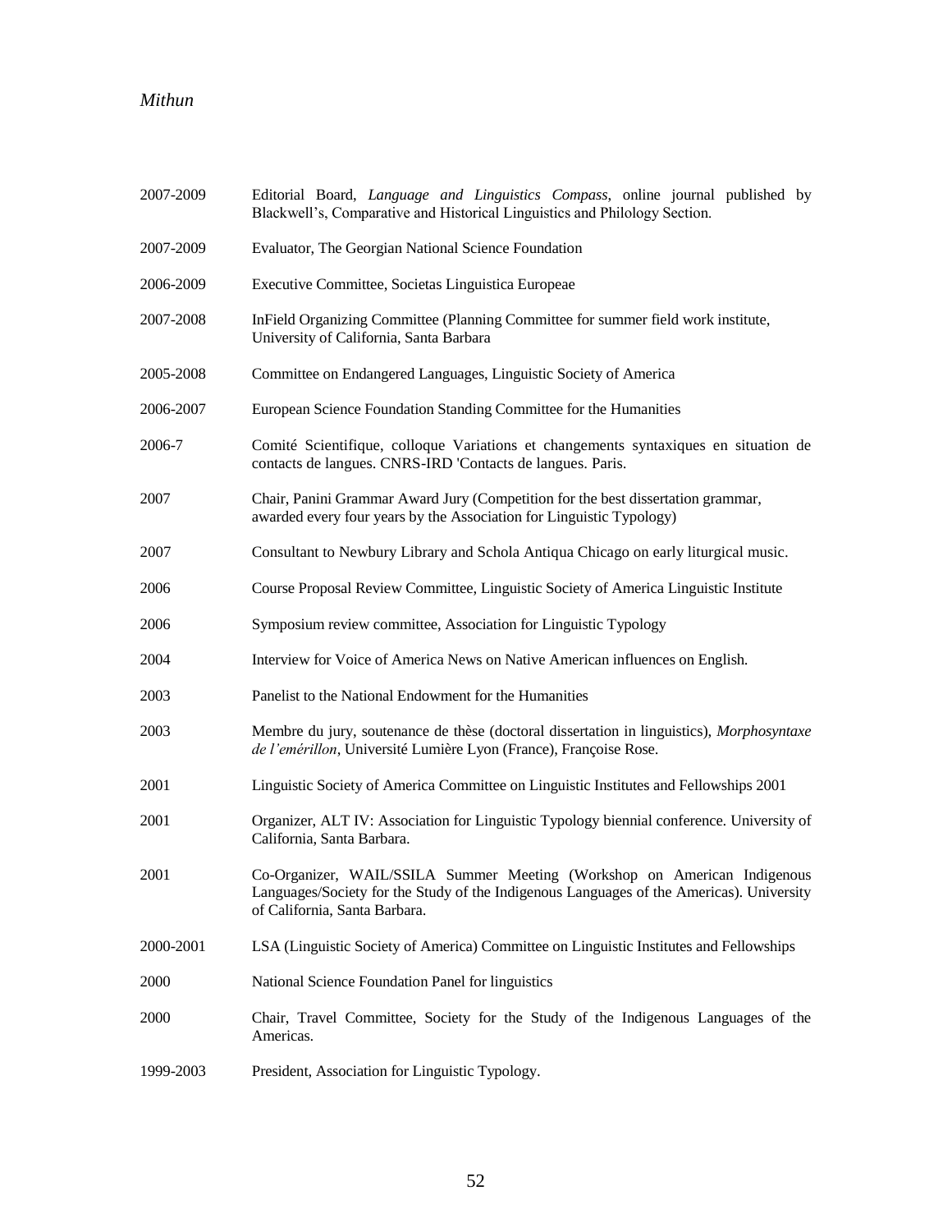| | |
|---|---|
| 2007-2009 | Editorial Board, *Language and Linguistics Compass*, online journal published by Blackwell's, Comparative and Historical Linguistics and Philology Section. |
| 2007-2009 | Evaluator, The Georgian National Science Foundation |
| 2006-2009 | Executive Committee, Societas Linguistica Europeae |
| 2007-2008 | InField Organizing Committee (Planning Committee for summer field work institute, University of California, Santa Barbara |
| 2005-2008 | Committee on Endangered Languages, Linguistic Society of America |
| 2006-2007 | European Science Foundation Standing Committee for the Humanities |
| 2006-7 | Comité Scientifique, colloque Variations et changements syntaxiques en situation de contacts de langues. CNRS-IRD 'Contacts de langues. Paris. |
| 2007 | Chair, Panini Grammar Award Jury (Competition for the best dissertation grammar, awarded every four years by the Association for Linguistic Typology) |
| 2007 | Consultant to Newbury Library and Schola Antiqua Chicago on early liturgical music. |
| 2006 | Course Proposal Review Committee, Linguistic Society of America Linguistic Institute |
| 2006 | Symposium review committee, Association for Linguistic Typology |
| 2004 | Interview for Voice of America News on Native American influences on English. |
| 2003 | Panelist to the National Endowment for the Humanities |
| 2003 | Membre du jury, soutenance de thèse (doctoral dissertation in linguistics), *Morphosyntaxe de l'emérillon*, Université Lumière Lyon (France), Françoise Rose. |
| 2001 | Linguistic Society of America Committee on Linguistic Institutes and Fellowships 2001 |
| 2001 | Organizer, ALT IV: Association for Linguistic Typology biennial conference. University of California, Santa Barbara. |
| 2001 | Co-Organizer, WAIL/SSILA Summer Meeting (Workshop on American Indigenous Languages/Society for the Study of the Indigenous Languages of the Americas). University of California, Santa Barbara. |
| 2000-2001 | LSA (Linguistic Society of America) Committee on Linguistic Institutes and Fellowships |
| 2000 | National Science Foundation Panel for linguistics |
| 2000 | Chair, Travel Committee, Society for the Study of the Indigenous Languages of the Americas. |
| 1999-2003 | President, Association for Linguistic Typology. |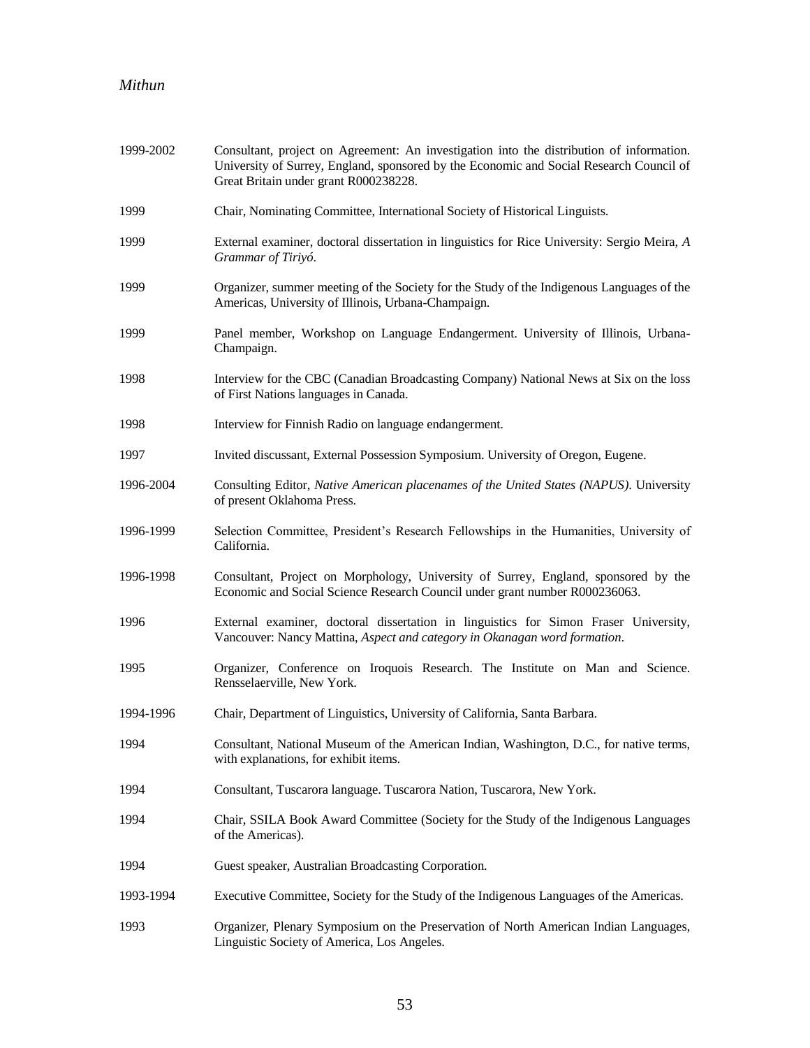1999-2002 Consultant, project on Agreement: An investigation into the distribution of information. University of Surrey, England, sponsored by the Economic and Social Research Council of Great Britain under grant R000238228.

1999 Chair, Nominating Committee, International Society of Historical Linguists.

1999 External examiner, doctoral dissertation in linguistics for Rice University: Sergio Meira, *A Grammar of Tiriyó*.

1999 Organizer, summer meeting of the Society for the Study of the Indigenous Languages of the Americas, University of Illinois, Urbana-Champaign.

1999 Panel member, Workshop on Language Endangerment. University of Illinois, Urbana-Champaign.

1998 Interview for the CBC (Canadian Broadcasting Company) National News at Six on the loss of First Nations languages in Canada.

1998 Interview for Finnish Radio on language endangerment.

1997 Invited discussant, External Possession Symposium. University of Oregon, Eugene.

1996-2004 Consulting Editor, *Native American placenames of the United States (NAPUS)*. University of present Oklahoma Press.

1996-1999 Selection Committee, President's Research Fellowships in the Humanities, University of California.

1996-1998 Consultant, Project on Morphology, University of Surrey, England, sponsored by the Economic and Social Science Research Council under grant number R000236063.

1996 External examiner, doctoral dissertation in linguistics for Simon Fraser University, Vancouver: Nancy Mattina, *Aspect and category in Okanagan word formation*.

1995 Organizer, Conference on Iroquois Research. The Institute on Man and Science. Rensselaerville, New York.

1994-1996 Chair, Department of Linguistics, University of California, Santa Barbara.

1994 Consultant, National Museum of the American Indian, Washington, D.C., for native terms, with explanations, for exhibit items.

1994 Consultant, Tuscarora language. Tuscarora Nation, Tuscarora, New York.

1994 Chair, SSILA Book Award Committee (Society for the Study of the Indigenous Languages of the Americas).

1994 Guest speaker, Australian Broadcasting Corporation.

1993-1994 Executive Committee, Society for the Study of the Indigenous Languages of the Americas.

1993 Organizer, Plenary Symposium on the Preservation of North American Indian Languages, Linguistic Society of America, Los Angeles.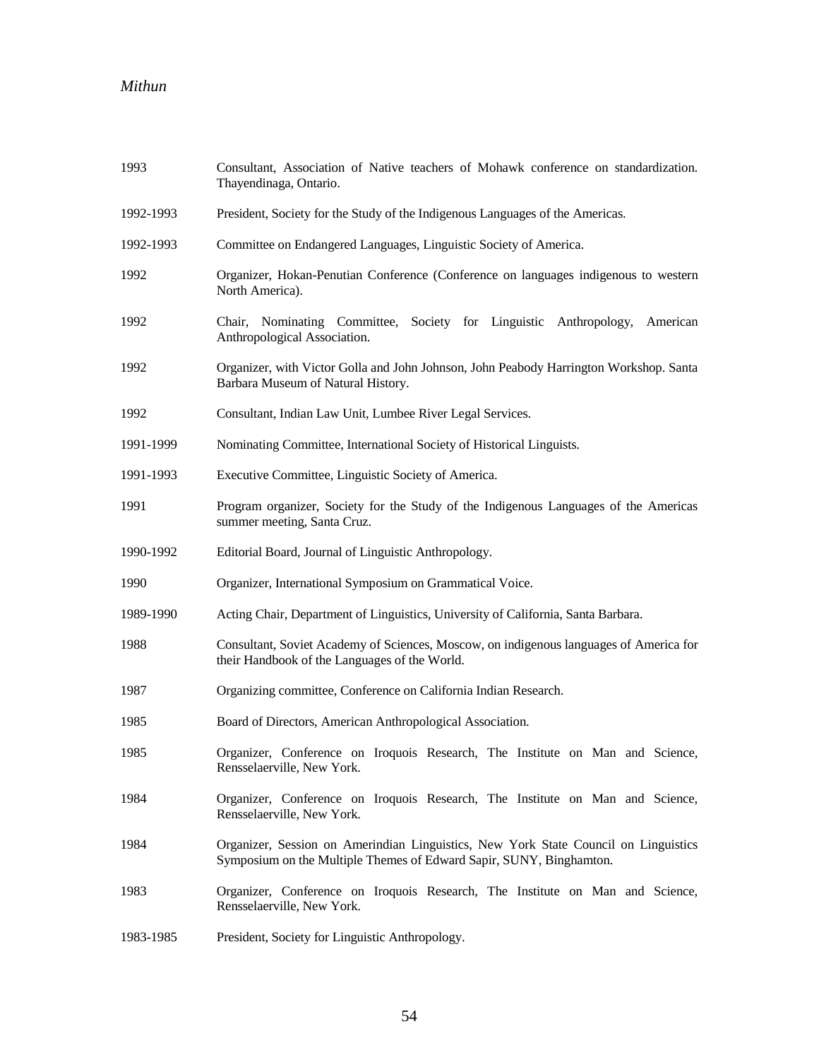1993 Consultant, Association of Native teachers of Mohawk conference on standardization. Thayendinaga, Ontario.

1992-1993 President, Society for the Study of the Indigenous Languages of the Americas.

1992-1993 Committee on Endangered Languages, Linguistic Society of America.

1992 Organizer, Hokan-Penutian Conference (Conference on languages indigenous to western North America).

1992 Chair, Nominating Committee, Society for Linguistic Anthropology, American Anthropological Association.

1992 Organizer, with Victor Golla and John Johnson, John Peabody Harrington Workshop. Santa Barbara Museum of Natural History.

1992 Consultant, Indian Law Unit, Lumbee River Legal Services.

1991-1999 Nominating Committee, International Society of Historical Linguists.

1991-1993 Executive Committee, Linguistic Society of America.

1991 Program organizer, Society for the Study of the Indigenous Languages of the Americas summer meeting, Santa Cruz.

1990-1992 Editorial Board, Journal of Linguistic Anthropology.

1990 Organizer, International Symposium on Grammatical Voice.

1989-1990 Acting Chair, Department of Linguistics, University of California, Santa Barbara.

1988 Consultant, Soviet Academy of Sciences, Moscow, on indigenous languages of America for their Handbook of the Languages of the World.

1987 Organizing committee, Conference on California Indian Research.

1985 Board of Directors, American Anthropological Association.

1985 Organizer, Conference on Iroquois Research, The Institute on Man and Science, Rensselaerville, New York.

1984 Organizer, Conference on Iroquois Research, The Institute on Man and Science, Rensselaerville, New York.

1984 Organizer, Session on Amerindian Linguistics, New York State Council on Linguistics Symposium on the Multiple Themes of Edward Sapir, SUNY, Binghamton.

1983 Organizer, Conference on Iroquois Research, The Institute on Man and Science, Rensselaerville, New York.

1983-1985 President, Society for Linguistic Anthropology.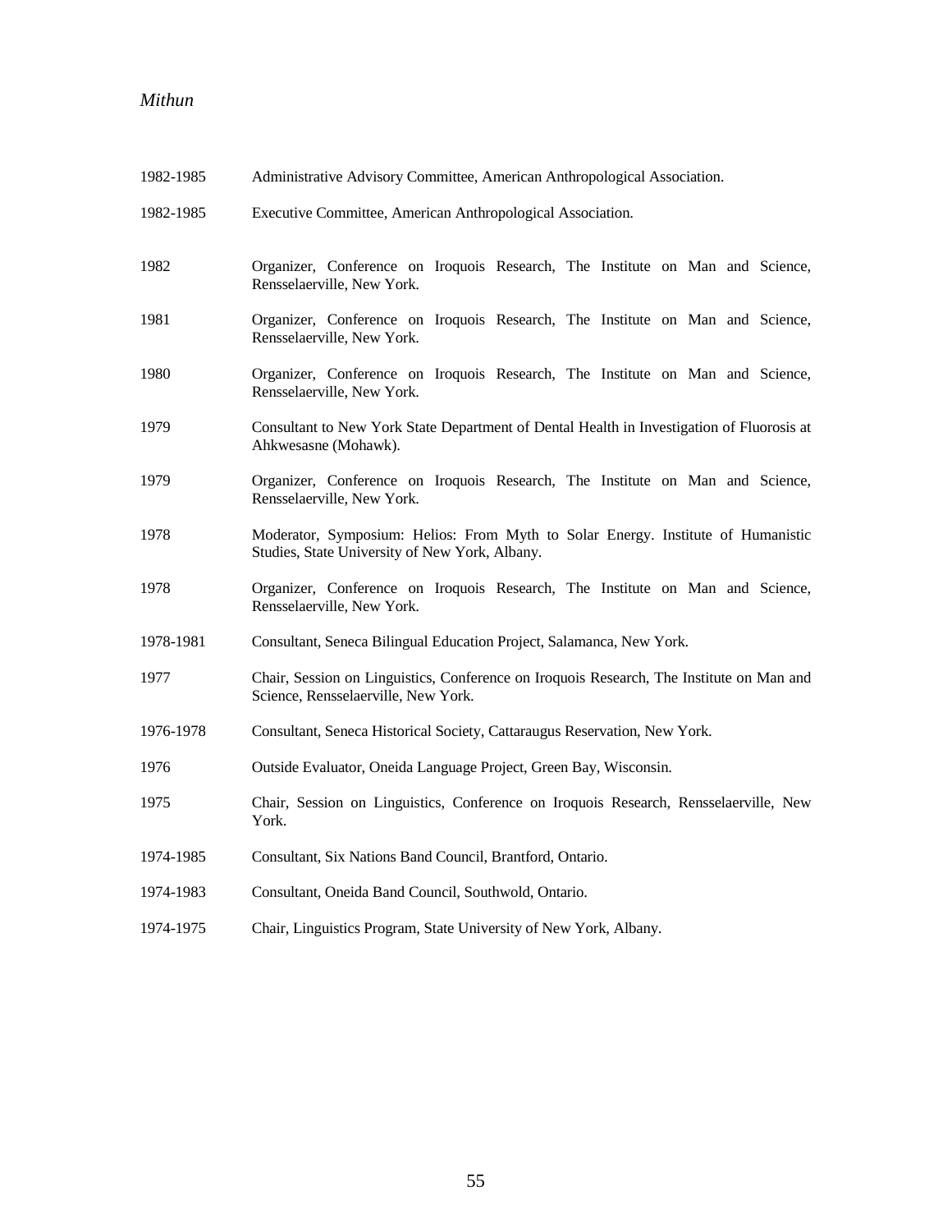| | |
|---|---|
| 1982-1985 | Administrative Advisory Committee, American Anthropological Association. |
| 1982-1985 | Executive Committee, American Anthropological Association. |
| 1982 | Organizer, Conference on Iroquois Research, The Institute on Man and Science, Rensselaerville, New York. |
| 1981 | Organizer, Conference on Iroquois Research, The Institute on Man and Science, Rensselaerville, New York. |
| 1980 | Organizer, Conference on Iroquois Research, The Institute on Man and Science, Rensselaerville, New York. |
| 1979 | Consultant to New York State Department of Dental Health in Investigation of Fluorosis at Ahkwesasne (Mohawk). |
| 1979 | Organizer, Conference on Iroquois Research, The Institute on Man and Science, Rensselaerville, New York. |
| 1978 | Moderator, Symposium: Helios: From Myth to Solar Energy. Institute of Humanistic Studies, State University of New York, Albany. |
| 1978 | Organizer, Conference on Iroquois Research, The Institute on Man and Science, Rensselaerville, New York. |
| 1978-1981 | Consultant, Seneca Bilingual Education Project, Salamanca, New York. |
| 1977 | Chair, Session on Linguistics, Conference on Iroquois Research, The Institute on Man and Science, Rensselaerville, New York. |
| 1976-1978 | Consultant, Seneca Historical Society, Cattaraugus Reservation, New York. |
| 1976 | Outside Evaluator, Oneida Language Project, Green Bay, Wisconsin. |
| 1975 | Chair, Session on Linguistics, Conference on Iroquois Research, Rensselaerville, New York. |
| 1974-1985 | Consultant, Six Nations Band Council, Brantford, Ontario. |
| 1974-1983 | Consultant, Oneida Band Council, Southwold, Ontario. |
| 1974-1975 | Chair, Linguistics Program, State University of New York, Albany. |